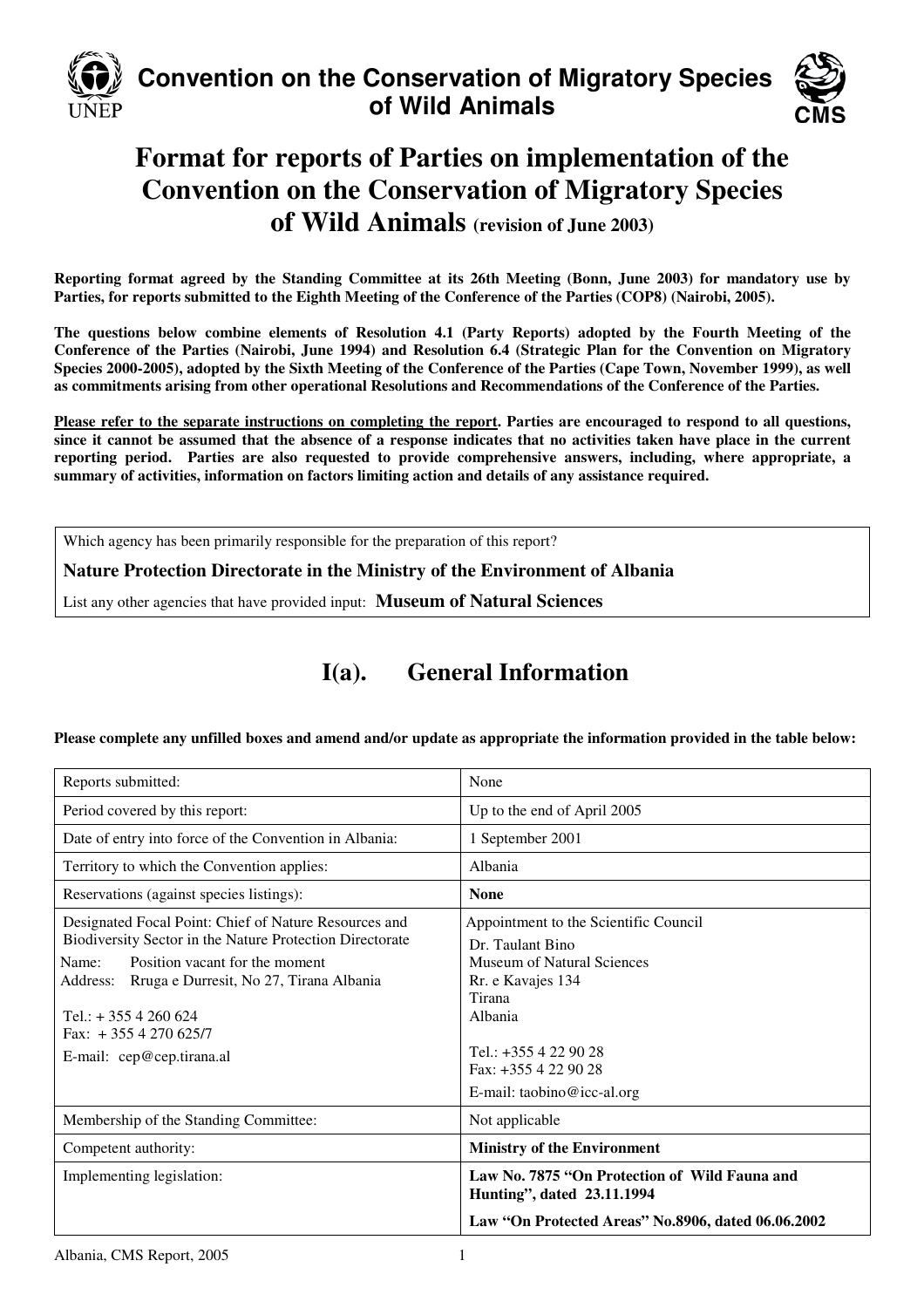# Convention on the Conservation of Migratory Species of Wild Animals

# Format for reports of Parties on implementation of the Convention on the Conservation of Migratory Species of Wild Animals (revision of June 2003)

**Reporting format agreed by the Standing Committee at its 26th Meeting (Bonn, June 2003) for mandatory use by Parties, for reports submitted to the Eighth Meeting of the Conference of the Parties (COP8) (Nairobi, 2005).**

**The questions below combine elements of Resolution 4.1 (Party Reports) adopted by the Fourth Meeting of the Conference of the Parties (Nairobi, June 1994) and Resolution 6.4 (Strategic Plan for the Convention on Migratory Species 2000-2005), adopted by the Sixth Meeting of the Conference of the Parties (Cape Town, November 1999), as well as commitments arising from other operational Resolutions and Recommendations of the Conference of the Parties.**

**Please refer to the separate instructions on completing the report. Parties are encouraged to respond to all questions, since it cannot be assumed that the absence of a response indicates that no activities taken have place in the current reporting period. Parties are also requested to provide comprehensive answers, including, where appropriate, a summary of activities, information on factors limiting action and details of any assistance required.**

Which agency has been primarily responsible for the preparation of this report?

**Nature Protection Directorate in the Ministry of the Environment of Albania**

List any other agencies that have provided input: **Museum of Natural Sciences**

## I(a). General Information

**Please complete any unfilled boxes and amend and/or update as appropriate the information provided in the table below:**

| | |
|---|---|
| Reports submitted: | None |
| Period covered by this report: | Up to the end of April 2005 |
| Date of entry into force of the Convention in Albania: | 1 September 2001 |
| Territory to which the Convention applies: | Albania |
| Reservations (against species listings): | **None** |
| Designated Focal Point: Chief of Nature Resources and Biodiversity Sector in the Nature Protection Directorate<br>Name: Position vacant for the moment<br>Address: Rruga e Durresit, No 27, Tirana Albania<br><br>Tel.: + 355 4 260 624<br>Fax: + 355 4 270 625/7<br>E-mail: cep@cep.tirana.al | Appointment to the Scientific Council<br>Dr. Taulant Bino<br>Museum of Natural Sciences<br>Rr. e Kavajes 134<br>Tirana<br>Albania<br><br>Tel.: +355 4 22 90 28<br>Fax: +355 4 22 90 28<br>E-mail: taobino@icc-al.org |
| Membership of the Standing Committee: | Not applicable |
| Competent authority: | **Ministry of the Environment** |
| Implementing legislation: | **Law No. 7875 "On Protection of Wild Fauna and Hunting", dated 23.11.1994**<br>**Law "On Protected Areas" No.8906, dated 06.06.2002** |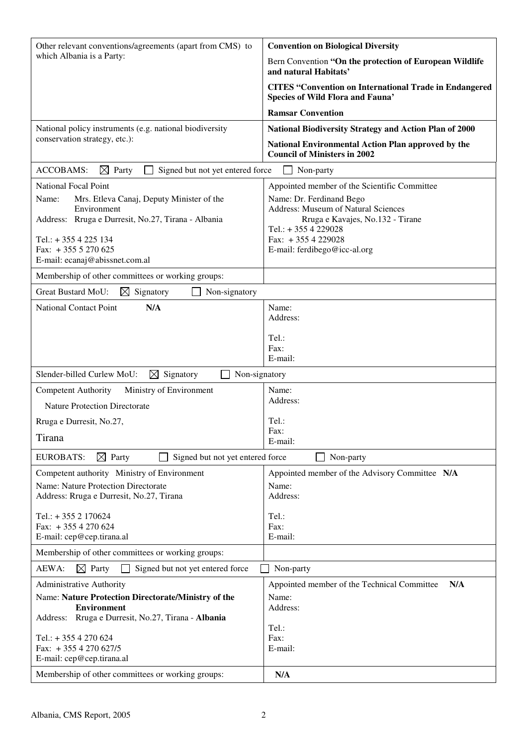| Other relevant conventions/agreements (apart from CMS) to which Albania is a Party: | **Convention on Biological Diversity**<br>Bern Convention **"On the protection of European Wildlife and natural Habitats'**<br>**CITES "Convention on International Trade in Endangered Species of Wild Flora and Fauna'**<br>**Ramsar Convention** |
|---|---|
| National policy instruments (e.g. national biodiversity conservation strategy, etc.): | **National Biodiversity Strategy and Action Plan of 2000**<br>**National Environmental Action Plan approved by the Council of Ministers in 2002** |
| ACCOBAMS: ☒ Party ☐ Signed but not yet entered force ☐ Non-party | |
| National Focal Point<br>Name: Mrs. Etleva Canaj, Deputy Minister of the Environment<br>Address: Rruga e Durresit, No.27, Tirana - Albania<br>Tel.: + 355 4 225 134<br>Fax: + 355 5 270 625<br>E-mail: ecanaj@abissnet.com.al | Appointed member of the Scientific Committee<br>Name: Dr. Ferdinand Bego<br>Address: Museum of Natural Sciences<br>Rruga e Kavajes, No.132 - Tirane<br>Tel.: + 355 4 229028<br>Fax: + 355 4 229028<br>E-mail: ferdibego@icc-al.org |
| Membership of other committees or working groups: | |
| Great Bustard MoU: ☒ Signatory ☐ Non-signatory | |
| National Contact Point **N/A** | Name:<br>Address:<br>Tel.:<br>Fax:<br>E-mail: |
| Slender-billed Curlew MoU: ☒ Signatory ☐ Non-signatory | |
| Competent Authority Ministry of Environment<br>Nature Protection Directorate<br>Rruga e Durresit, No.27,<br>Tirana | Name:<br>Address:<br>Tel.:<br>Fax:<br>E-mail: |
| EUROBATS: ☒ Party ☐ Signed but not yet entered force ☐ Non-party | |
| Competent authority Ministry of Environment<br>Name: Nature Protection Directorate<br>Address: Rruga e Durresit, No.27, Tirana<br>Tel.: + 355 2 170624<br>Fax: + 355 4 270 624<br>E-mail: cep@cep.tirana.al | Appointed member of the Advisory Committee **N/A**<br>Name:<br>Address:<br>Tel.:<br>Fax:<br>E-mail: |
| Membership of other committees or working groups: | |
| AEWA: ☒ Party ☐ Signed but not yet entered force ☐ Non-party | |
| Administrative Authority<br>Name: **Nature Protection Directorate/Ministry of the Environment**<br>Address: Rruga e Durresit, No.27, Tirana - **Albania**<br>Tel.: + 355 4 270 624<br>Fax: + 355 4 270 627/5<br>E-mail: cep@cep.tirana.al | Appointed member of the Technical Committee **N/A**<br>Name:<br>Address:<br>Tel.:<br>Fax:<br>E-mail: |
| Membership of other committees or working groups: | **N/A** |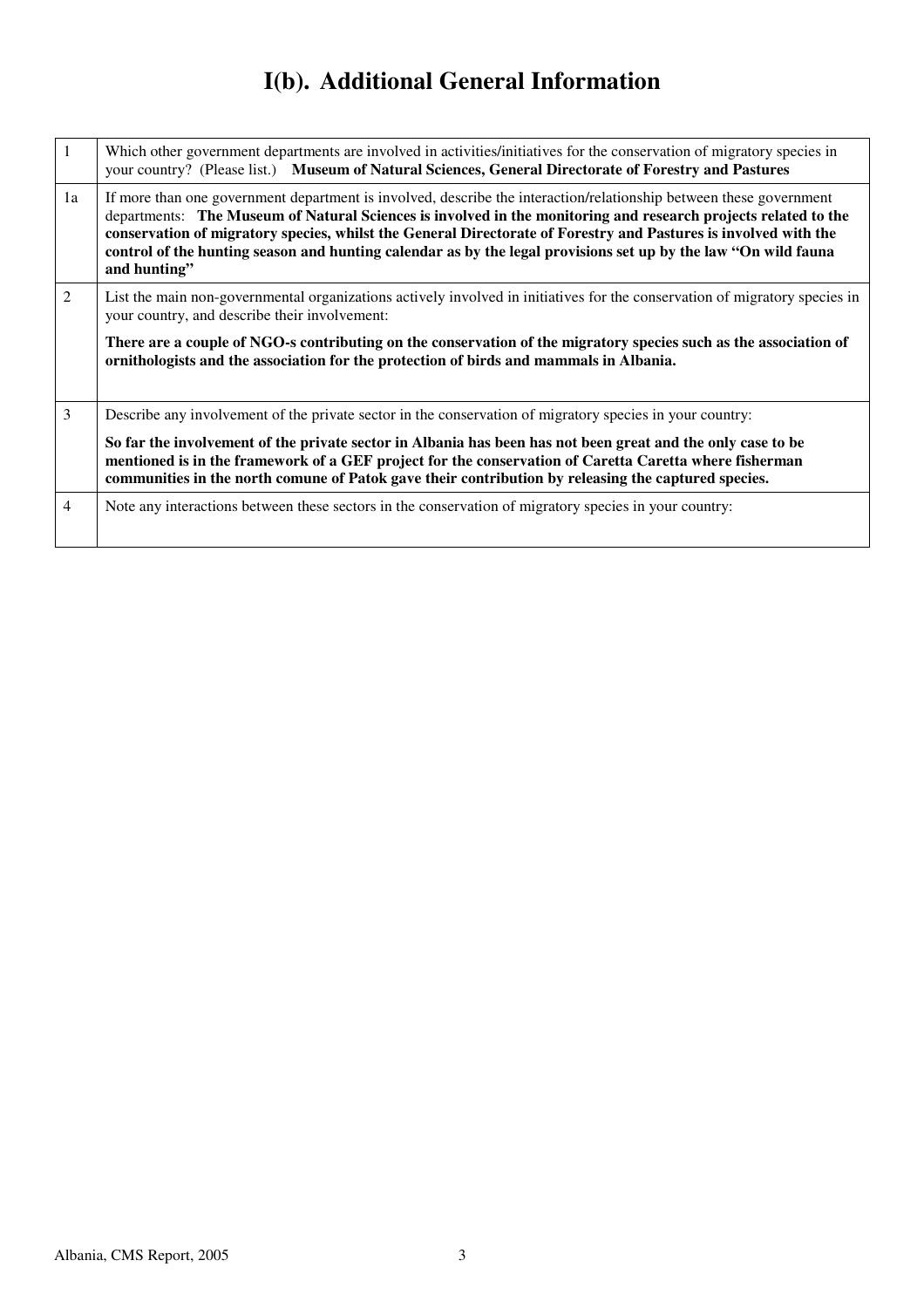# I(b). Additional General Information

| | |
|---|---|
| 1 | Which other government departments are involved in activities/initiatives for the conservation of migratory species in your country? (Please list.) **Museum of Natural Sciences, General Directorate of Forestry and Pastures** |
| 1a | If more than one government department is involved, describe the interaction/relationship between these government departments: **The Museum of Natural Sciences is involved in the monitoring and research projects related to the conservation of migratory species, whilst the General Directorate of Forestry and Pastures is involved with the control of the hunting season and hunting calendar as by the legal provisions set up by the law "On wild fauna and hunting"** |
| 2 | List the main non-governmental organizations actively involved in initiatives for the conservation of migratory species in your country, and describe their involvement: <br><br> **There are a couple of NGO-s contributing on the conservation of the migratory species such as the association of ornithologists and the association for the protection of birds and mammals in Albania.** |
| 3 | Describe any involvement of the private sector in the conservation of migratory species in your country: <br><br> **So far the involvement of the private sector in Albania has been has not been great and the only case to be mentioned is in the framework of a GEF project for the conservation of Caretta Caretta where fisherman communities in the north comune of Patok gave their contribution by releasing the captured species.** |
| 4 | Note any interactions between these sectors in the conservation of migratory species in your country: |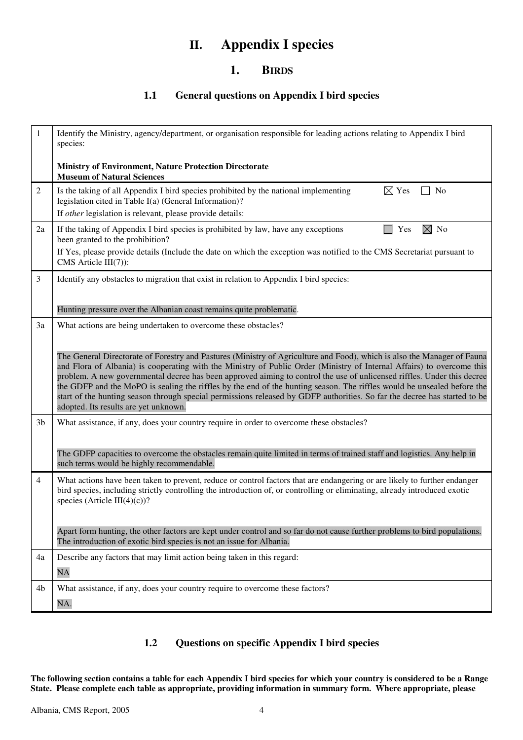# II. Appendix I species

## 1. BIRDS

### 1.1 General questions on Appendix I bird species

| | |
|---|---|
| 1 | Identify the Ministry, agency/department, or organisation responsible for leading actions relating to Appendix I bird species:<br><br>**Ministry of Environment, Nature Protection Directorate**<br>**Museum of Natural Sciences** |
| 2 | Is the taking of all Appendix I bird species prohibited by the national implementing legislation cited in Table I(a) (General Information)? ☒ Yes ☐ No<br>If *other* legislation is relevant, please provide details: |
| 2a | If the taking of Appendix I bird species is prohibited by law, have any exceptions been granted to the prohibition? ☐ Yes ☒ No<br>If Yes, please provide details (Include the date on which the exception was notified to the CMS Secretariat pursuant to CMS Article III(7)): |
| 3 | Identify any obstacles to migration that exist in relation to Appendix I bird species:<br><br>Hunting pressure over the Albanian coast remains quite problematic. |
| 3a | What actions are being undertaken to overcome these obstacles?<br><br>The General Directorate of Forestry and Pastures (Ministry of Agriculture and Food), which is also the Manager of Fauna and Flora of Albania) is cooperating with the Ministry of Public Order (Ministry of Internal Affairs) to overcome this problem. A new governmental decree has been approved aiming to control the use of unlicensed riffles. Under this decree the GDFP and the MoPO is sealing the riffles by the end of the hunting season. The riffles would be unsealed before the start of the hunting season through special permissions released by GDFP authorities. So far the decree has started to be adopted. Its results are yet unknown. |
| 3b | What assistance, if any, does your country require in order to overcome these obstacles?<br><br>The GDFP capacities to overcome the obstacles remain quite limited in terms of trained staff and logistics. Any help in such terms would be highly recommendable. |
| 4 | What actions have been taken to prevent, reduce or control factors that are endangering or are likely to further endanger bird species, including strictly controlling the introduction of, or controlling or eliminating, already introduced exotic species (Article III(4)(c))?<br><br>Apart form hunting, the other factors are kept under control and so far do not cause further problems to bird populations. The introduction of exotic bird species is not an issue for Albania. |
| 4a | Describe any factors that may limit action being taken in this regard:<br>NA |
| 4b | What assistance, if any, does your country require to overcome these factors?<br>NA. |

### 1.2 Questions on specific Appendix I bird species

**The following section contains a table for each Appendix I bird species for which your country is considered to be a Range State. Please complete each table as appropriate, providing information in summary form. Where appropriate, please**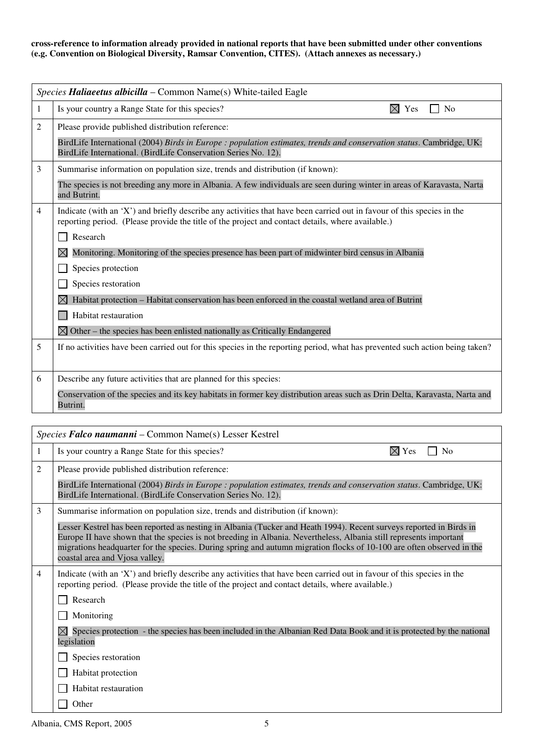**cross-reference to information already provided in national reports that have been submitted under other conventions (e.g. Convention on Biological Diversity, Ramsar Convention, CITES). (Attach annexes as necessary.)**

| *Species* ***Haliaeetus albicilla*** – Common Name(s) White-tailed Eagle | |
|---|---|
| 1 | Is your country a Range State for this species? ☒ Yes ☐ No |
| 2 | Please provide published distribution reference:<br>BirdLife International (2004) *Birds in Europe : population estimates, trends and conservation status*. Cambridge, UK: BirdLife International. (BirdLife Conservation Series No. 12). |
| 3 | Summarise information on population size, trends and distribution (if known):<br>The species is not breeding any more in Albania. A few individuals are seen during winter in areas of Karavasta, Narta and Butrint. |
| 4 | Indicate (with an 'X') and briefly describe any activities that have been carried out in favour of this species in the reporting period. (Please provide the title of the project and contact details, where available.)<br>☐ Research<br>☒ Monitoring. Monitoring of the species presence has been part of midwinter bird census in Albania<br>☐ Species protection<br>☐ Species restoration<br>☒ Habitat protection – Habitat conservation has been enforced in the coastal wetland area of Butrint<br>☐ Habitat restauration<br>☒ Other – the species has been enlisted nationally as Critically Endangered |
| 5 | If no activities have been carried out for this species in the reporting period, what has prevented such action being taken? |
| 6 | Describe any future activities that are planned for this species:<br>Conservation of the species and its key habitats in former key distribution areas such as Drin Delta, Karavasta, Narta and Butrint. |

| *Species* ***Falco naumanni*** – Common Name(s) Lesser Kestrel | |
|---|---|
| 1 | Is your country a Range State for this species? ☒ Yes ☐ No |
| 2 | Please provide published distribution reference:<br>BirdLife International (2004) *Birds in Europe : population estimates, trends and conservation status*. Cambridge, UK: BirdLife International. (BirdLife Conservation Series No. 12). |
| 3 | Summarise information on population size, trends and distribution (if known):<br>Lesser Kestrel has been reported as nesting in Albania (Tucker and Heath 1994). Recent surveys reported in Birds in Europe II have shown that the species is not breeding in Albania. Nevertheless, Albania still represents important migrations headquarter for the species. During spring and autumn migration flocks of 10-100 are often observed in the coastal area and Vjosa valley. |
| 4 | Indicate (with an 'X') and briefly describe any activities that have been carried out in favour of this species in the reporting period. (Please provide the title of the project and contact details, where available.)<br>☐ Research<br>☐ Monitoring<br>☒ Species protection - the species has been included in the Albanian Red Data Book and it is protected by the national legislation<br>☐ Species restoration<br>☐ Habitat protection<br>☐ Habitat restauration<br>☐ Other |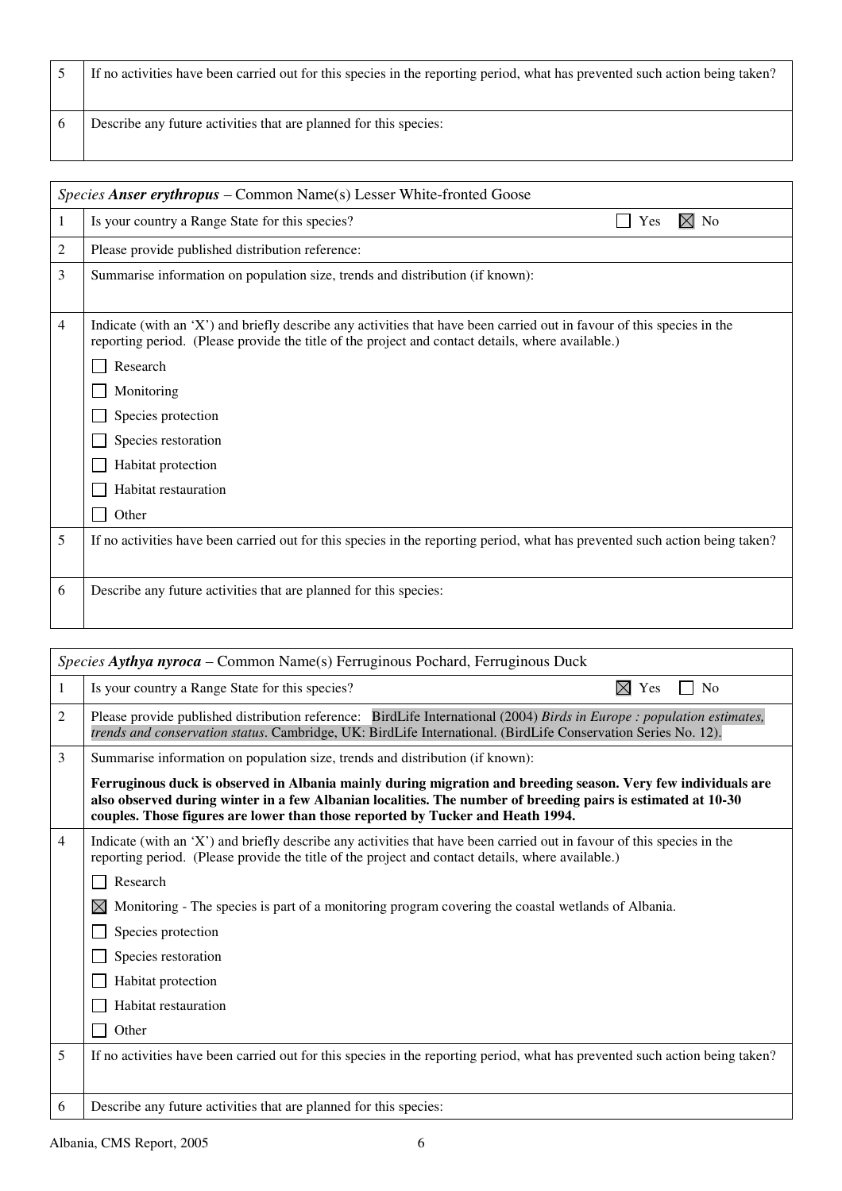| 5 | If no activities have been carried out for this species in the reporting period, what has prevented such action being taken? |
|---|---|
| 6 | Describe any future activities that are planned for this species: |

| *Species* ***Anser erythropus*** – Common Name(s) Lesser White-fronted Goose | |
|---|---|
| 1 | Is your country a Range State for this species? ☐ Yes ☒ No |
| 2 | Please provide published distribution reference: |
| 3 | Summarise information on population size, trends and distribution (if known): |
| 4 | Indicate (with an 'X') and briefly describe any activities that have been carried out in favour of this species in the reporting period. (Please provide the title of the project and contact details, where available.)<br>☐ Research<br>☐ Monitoring<br>☐ Species protection<br>☐ Species restoration<br>☐ Habitat protection<br>☐ Habitat restauration<br>☐ Other |
| 5 | If no activities have been carried out for this species in the reporting period, what has prevented such action being taken? |
| 6 | Describe any future activities that are planned for this species: |

| *Species* ***Aythya nyroca*** – Common Name(s) Ferruginous Pochard, Ferruginous Duck | |
|---|---|
| 1 | Is your country a Range State for this species? ☒ Yes ☐ No |
| 2 | Please provide published distribution reference: BirdLife International (2004) *Birds in Europe : population estimates, trends and conservation status*. Cambridge, UK: BirdLife International. (BirdLife Conservation Series No. 12). |
| 3 | Summarise information on population size, trends and distribution (if known):<br>**Ferruginous duck is observed in Albania mainly during migration and breeding season. Very few individuals are also observed during winter in a few Albanian localities. The number of breeding pairs is estimated at 10-30 couples. Those figures are lower than those reported by Tucker and Heath 1994.** |
| 4 | Indicate (with an 'X') and briefly describe any activities that have been carried out in favour of this species in the reporting period. (Please provide the title of the project and contact details, where available.)<br>☐ Research<br>☒ Monitoring - The species is part of a monitoring program covering the coastal wetlands of Albania.<br>☐ Species protection<br>☐ Species restoration<br>☐ Habitat protection<br>☐ Habitat restauration<br>☐ Other |
| 5 | If no activities have been carried out for this species in the reporting period, what has prevented such action being taken? |
| 6 | Describe any future activities that are planned for this species: |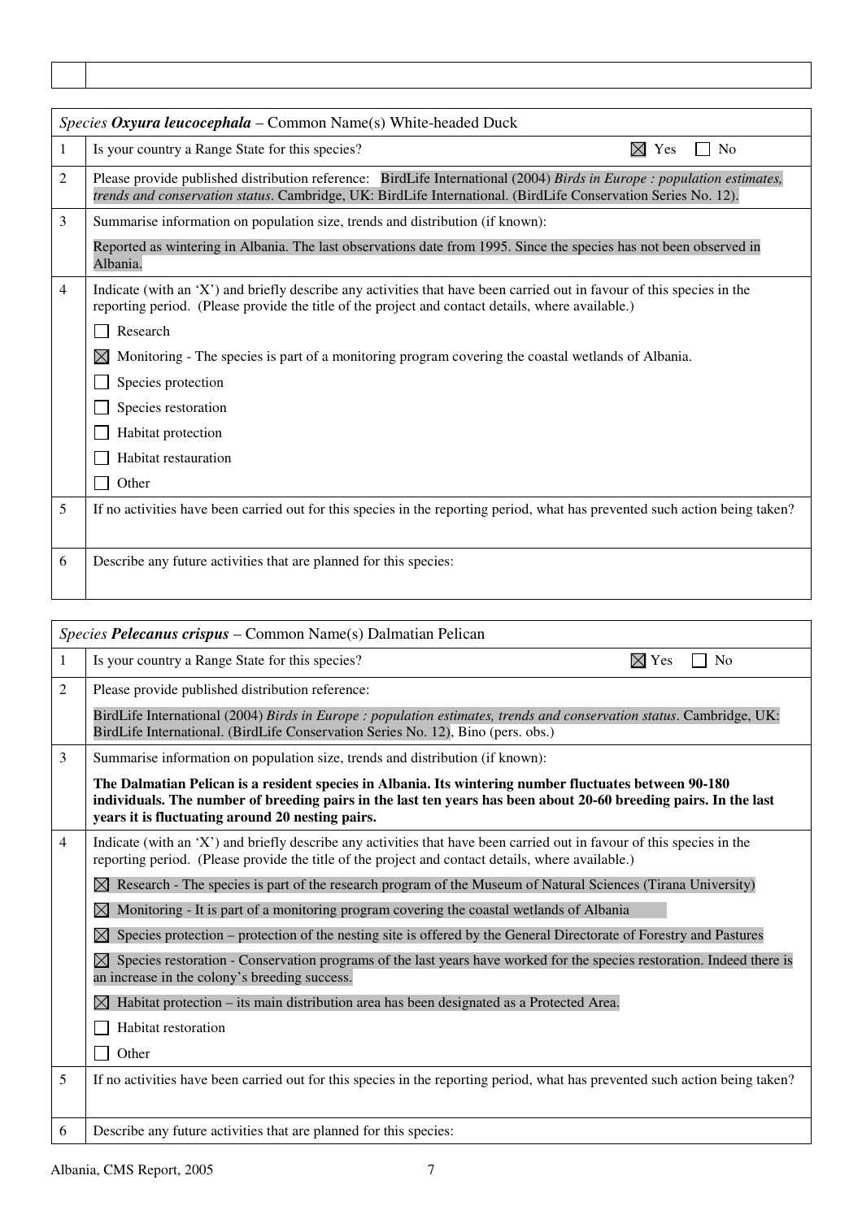| | |
|---|---|
| | |

| *Species* ***Oxyura leucocephala*** – Common Name(s) White-headed Duck | |
|---|---|
| 1 | Is your country a Range State for this species? ☒ Yes ☐ No |
| 2 | Please provide published distribution reference: BirdLife International (2004) *Birds in Europe : population estimates, trends and conservation status*. Cambridge, UK: BirdLife International. (BirdLife Conservation Series No. 12). |
| 3 | Summarise information on population size, trends and distribution (if known):<br>Reported as wintering in Albania. The last observations date from 1995. Since the species has not been observed in Albania. |
| 4 | Indicate (with an 'X') and briefly describe any activities that have been carried out in favour of this species in the reporting period. (Please provide the title of the project and contact details, where available.)<br>☐ Research<br>☒ Monitoring - The species is part of a monitoring program covering the coastal wetlands of Albania.<br>☐ Species protection<br>☐ Species restoration<br>☐ Habitat protection<br>☐ Habitat restauration<br>☐ Other |
| 5 | If no activities have been carried out for this species in the reporting period, what has prevented such action being taken? |
| 6 | Describe any future activities that are planned for this species: |

| *Species* ***Pelecanus crispus*** – Common Name(s) Dalmatian Pelican | |
|---|---|
| 1 | Is your country a Range State for this species? ☒ Yes ☐ No |
| 2 | Please provide published distribution reference:<br>BirdLife International (2004) *Birds in Europe : population estimates, trends and conservation status*. Cambridge, UK: BirdLife International. (BirdLife Conservation Series No. 12), Bino (pers. obs.) |
| 3 | Summarise information on population size, trends and distribution (if known):<br>**The Dalmatian Pelican is a resident species in Albania. Its wintering number fluctuates between 90-180 individuals. The number of breeding pairs in the last ten years has been about 20-60 breeding pairs. In the last years it is fluctuating around 20 nesting pairs.** |
| 4 | Indicate (with an 'X') and briefly describe any activities that have been carried out in favour of this species in the reporting period. (Please provide the title of the project and contact details, where available.)<br>☒ Research - The species is part of the research program of the Museum of Natural Sciences (Tirana University)<br>☒ Monitoring - It is part of a monitoring program covering the coastal wetlands of Albania<br>☒ Species protection – protection of the nesting site is offered by the General Directorate of Forestry and Pastures<br>☒ Species restoration - Conservation programs of the last years have worked for the species restoration. Indeed there is an increase in the colony's breeding success.<br>☒ Habitat protection – its main distribution area has been designated as a Protected Area.<br>☐ Habitat restoration<br>☐ Other |
| 5 | If no activities have been carried out for this species in the reporting period, what has prevented such action being taken? |
| 6 | Describe any future activities that are planned for this species: |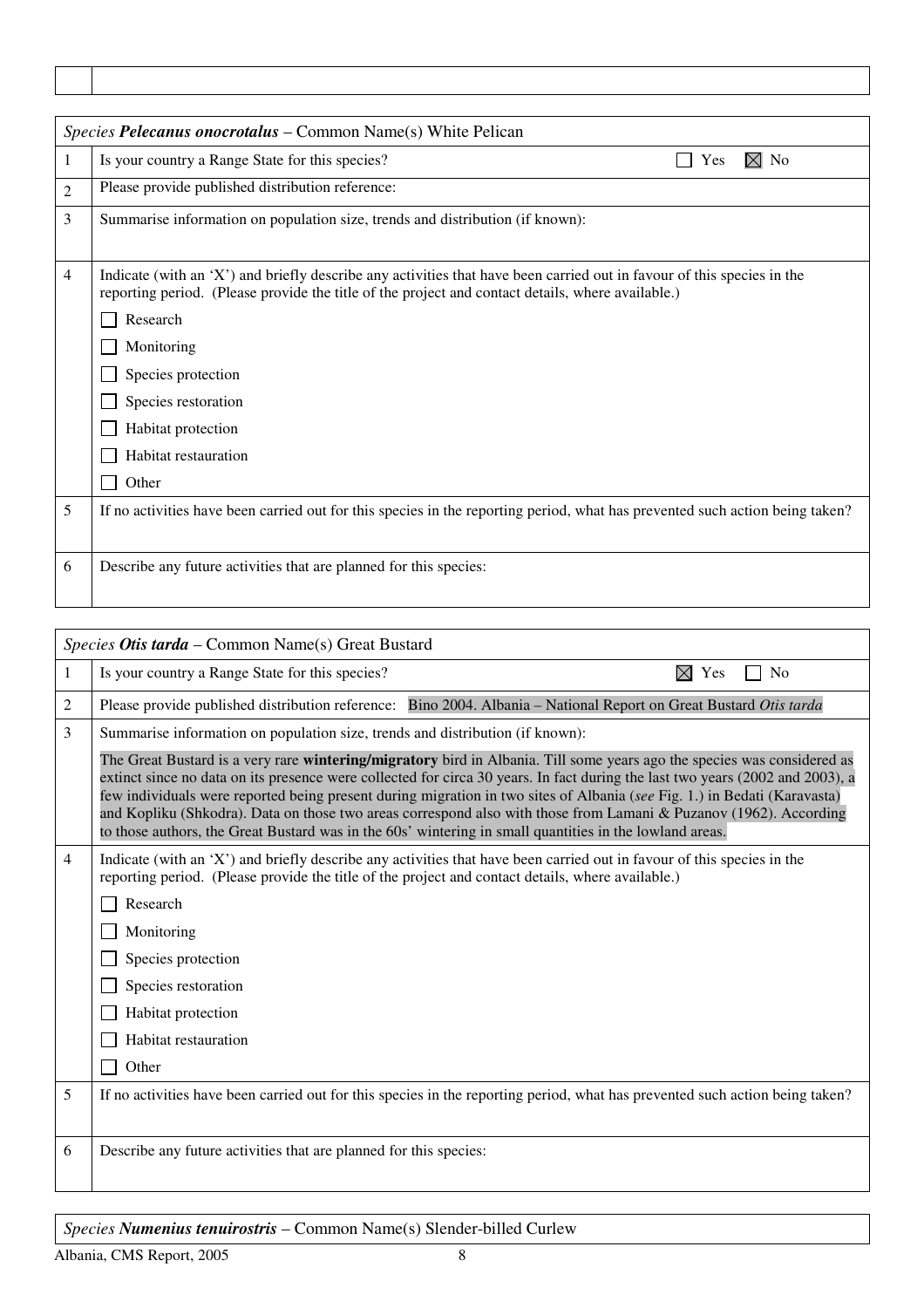| | |
|---|---|
| | |

| | *Species* ***Pelecanus onocrotalus*** – Common Name(s) White Pelican |
|---|---|
| 1 | Is your country a Range State for this species? ☐ Yes ☒ No |
| 2 | Please provide published distribution reference: |
| 3 | Summarise information on population size, trends and distribution (if known): |
| 4 | Indicate (with an 'X') and briefly describe any activities that have been carried out in favour of this species in the reporting period. (Please provide the title of the project and contact details, where available.)<br>☐ Research<br>☐ Monitoring<br>☐ Species protection<br>☐ Species restoration<br>☐ Habitat protection<br>☐ Habitat restauration<br>☐ Other |
| 5 | If no activities have been carried out for this species in the reporting period, what has prevented such action being taken? |
| 6 | Describe any future activities that are planned for this species: |

| | *Species* ***Otis tarda*** – Common Name(s) Great Bustard |
|---|---|
| 1 | Is your country a Range State for this species? ☒ Yes ☐ No |
| 2 | Please provide published distribution reference: Bino 2004. Albania – National Report on Great Bustard *Otis tarda* |
| 3 | Summarise information on population size, trends and distribution (if known):<br>The Great Bustard is a very rare **wintering/migratory** bird in Albania. Till some years ago the species was considered as extinct since no data on its presence were collected for circa 30 years. In fact during the last two years (2002 and 2003), a few individuals were reported being present during migration in two sites of Albania (*see* Fig. 1.) in Bedati (Karavasta) and Kopliku (Shkodra). Data on those two areas correspond also with those from Lamani & Puzanov (1962). According to those authors, the Great Bustard was in the 60s' wintering in small quantities in the lowland areas. |
| 4 | Indicate (with an 'X') and briefly describe any activities that have been carried out in favour of this species in the reporting period. (Please provide the title of the project and contact details, where available.)<br>☐ Research<br>☐ Monitoring<br>☐ Species protection<br>☐ Species restoration<br>☐ Habitat protection<br>☐ Habitat restauration<br>☐ Other |
| 5 | If no activities have been carried out for this species in the reporting period, what has prevented such action being taken? |
| 6 | Describe any future activities that are planned for this species: |

| *Species* ***Numenius tenuirostris*** – Common Name(s) Slender-billed Curlew |
|---|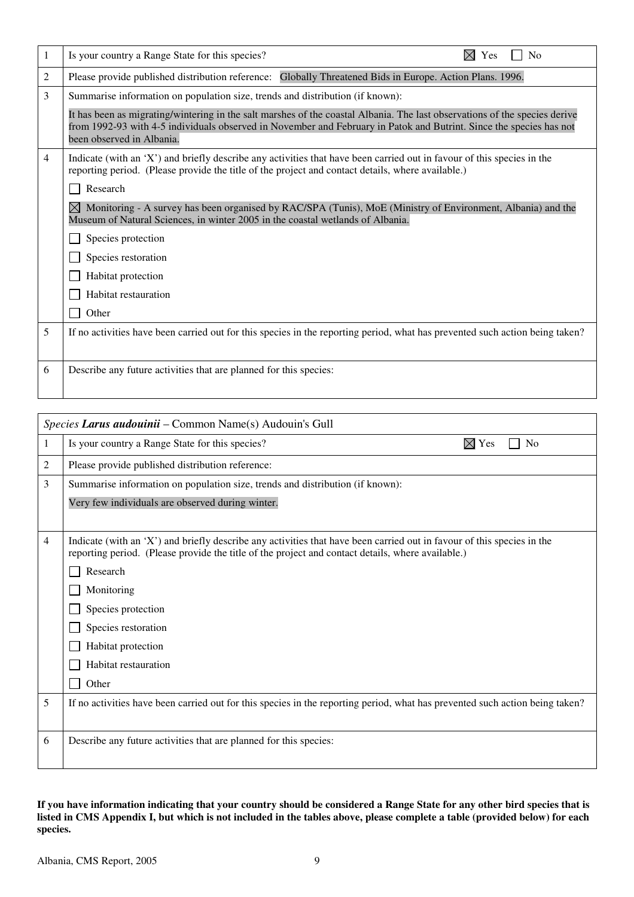| | |
|---|---|
| 1 | Is your country a Range State for this species? ☒ Yes ☐ No |
| 2 | Please provide published distribution reference: Globally Threatened Bids in Europe. Action Plans. 1996. |
| 3 | Summarise information on population size, trends and distribution (if known): It has been as migrating/wintering in the salt marshes of the coastal Albania. The last observations of the species derive from 1992-93 with 4-5 individuals observed in November and February in Patok and Butrint. Since the species has not been observed in Albania. |
| 4 | Indicate (with an 'X') and briefly describe any activities that have been carried out in favour of this species in the reporting period. (Please provide the title of the project and contact details, where available.)<br>☐ Research<br>☒ Monitoring - A survey has been organised by RAC/SPA (Tunis), MoE (Ministry of Environment, Albania) and the Museum of Natural Sciences, in winter 2005 in the coastal wetlands of Albania.<br>☐ Species protection<br>☐ Species restoration<br>☐ Habitat protection<br>☐ Habitat restauration<br>☐ Other |
| 5 | If no activities have been carried out for this species in the reporting period, what has prevented such action being taken? |
| 6 | Describe any future activities that are planned for this species: |

| *Species* ***Larus audouinii*** – Common Name(s) Audouin's Gull | |
|---|---|
| 1 | Is your country a Range State for this species? ☒ Yes ☐ No |
| 2 | Please provide published distribution reference: |
| 3 | Summarise information on population size, trends and distribution (if known): Very few individuals are observed during winter. |
| 4 | Indicate (with an 'X') and briefly describe any activities that have been carried out in favour of this species in the reporting period. (Please provide the title of the project and contact details, where available.)<br>☐ Research<br>☐ Monitoring<br>☐ Species protection<br>☐ Species restoration<br>☐ Habitat protection<br>☐ Habitat restauration<br>☐ Other |
| 5 | If no activities have been carried out for this species in the reporting period, what has prevented such action being taken? |
| 6 | Describe any future activities that are planned for this species: |

**If you have information indicating that your country should be considered a Range State for any other bird species that is listed in CMS Appendix I, but which is not included in the tables above, please complete a table (provided below) for each species.**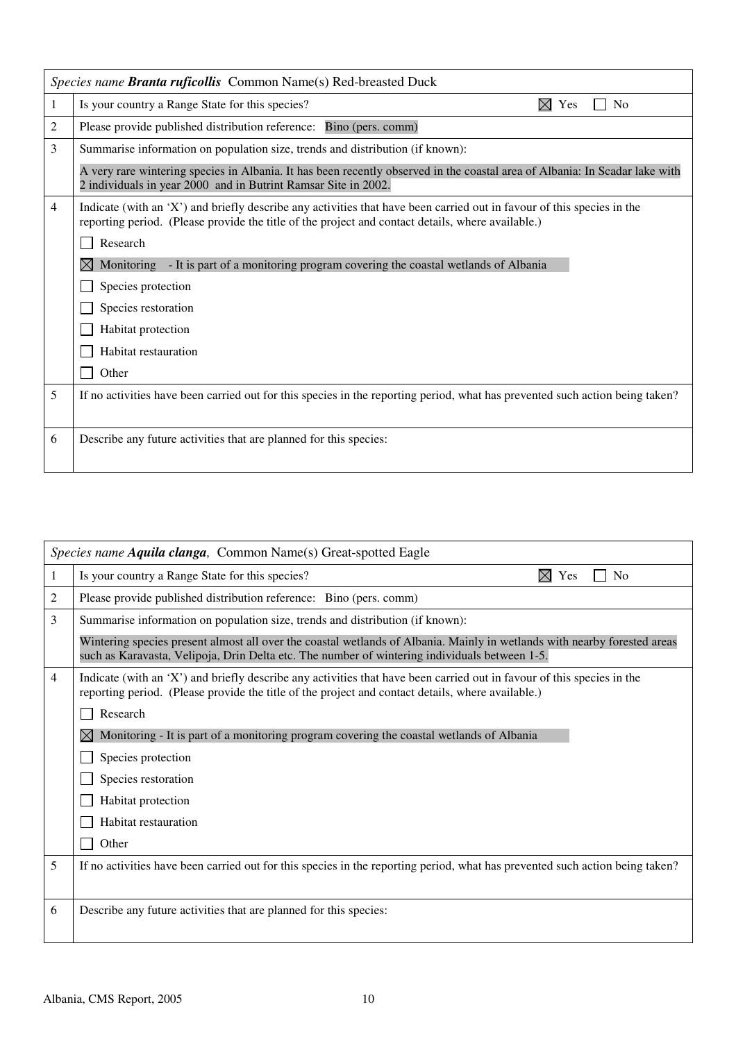| *Species name **Branta ruficollis*** Common Name(s) Red-breasted Duck | |
|---|---|
| 1 | Is your country a Range State for this species? ☒ Yes ☐ No |
| 2 | Please provide published distribution reference: Bino (pers. comm) |
| 3 | Summarise information on population size, trends and distribution (if known):<br>A very rare wintering species in Albania. It has been recently observed in the coastal area of Albania: In Scadar lake with 2 individuals in year 2000 and in Butrint Ramsar Site in 2002. |
| 4 | Indicate (with an 'X') and briefly describe any activities that have been carried out in favour of this species in the reporting period. (Please provide the title of the project and contact details, where available.)<br>☐ Research<br>☒ Monitoring - It is part of a monitoring program covering the coastal wetlands of Albania<br>☐ Species protection<br>☐ Species restoration<br>☐ Habitat protection<br>☐ Habitat restauration<br>☐ Other |
| 5 | If no activities have been carried out for this species in the reporting period, what has prevented such action being taken? |
| 6 | Describe any future activities that are planned for this species: |

| *Species name **Aquila clanga**,* Common Name(s) Great-spotted Eagle | |
|---|---|
| 1 | Is your country a Range State for this species? ☒ Yes ☐ No |
| 2 | Please provide published distribution reference: Bino (pers. comm) |
| 3 | Summarise information on population size, trends and distribution (if known):<br>Wintering species present almost all over the coastal wetlands of Albania. Mainly in wetlands with nearby forested areas such as Karavasta, Velipoja, Drin Delta etc. The number of wintering individuals between 1-5. |
| 4 | Indicate (with an 'X') and briefly describe any activities that have been carried out in favour of this species in the reporting period. (Please provide the title of the project and contact details, where available.)<br>☐ Research<br>☒ Monitoring - It is part of a monitoring program covering the coastal wetlands of Albania<br>☐ Species protection<br>☐ Species restoration<br>☐ Habitat protection<br>☐ Habitat restauration<br>☐ Other |
| 5 | If no activities have been carried out for this species in the reporting period, what has prevented such action being taken? |
| 6 | Describe any future activities that are planned for this species: |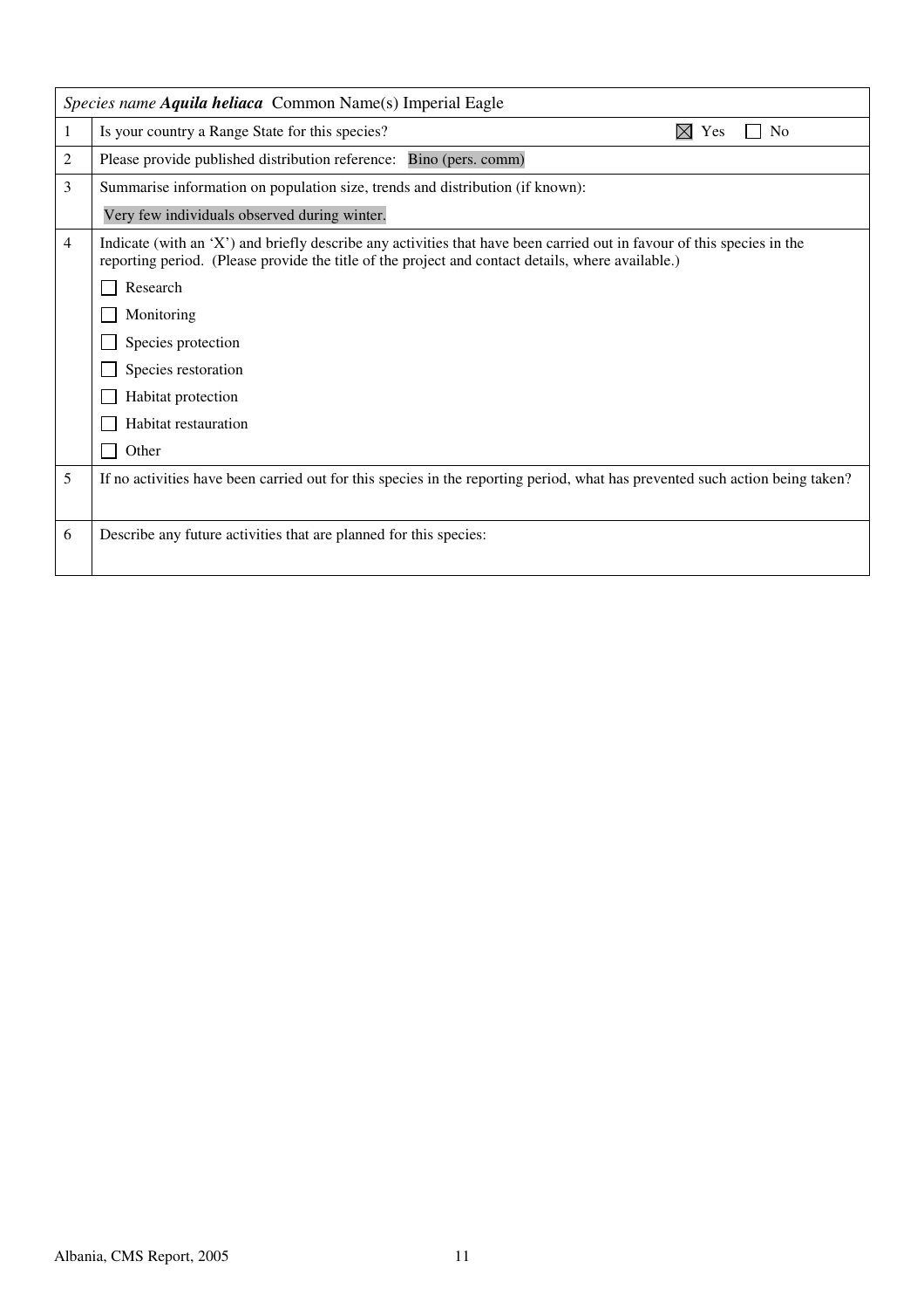| *Species name* ***Aquila heliaca*** Common Name(s) Imperial Eagle | |
|---|---|
| 1 | Is your country a Range State for this species? ☒ Yes ☐ No |
| 2 | Please provide published distribution reference: Bino (pers. comm) |
| 3 | Summarise information on population size, trends and distribution (if known):<br>Very few individuals observed during winter. |
| 4 | Indicate (with an 'X') and briefly describe any activities that have been carried out in favour of this species in the reporting period. (Please provide the title of the project and contact details, where available.)<br>☐ Research<br>☐ Monitoring<br>☐ Species protection<br>☐ Species restoration<br>☐ Habitat protection<br>☐ Habitat restauration<br>☐ Other |
| 5 | If no activities have been carried out for this species in the reporting period, what has prevented such action being taken? |
| 6 | Describe any future activities that are planned for this species: |

Albania, CMS Report, 2005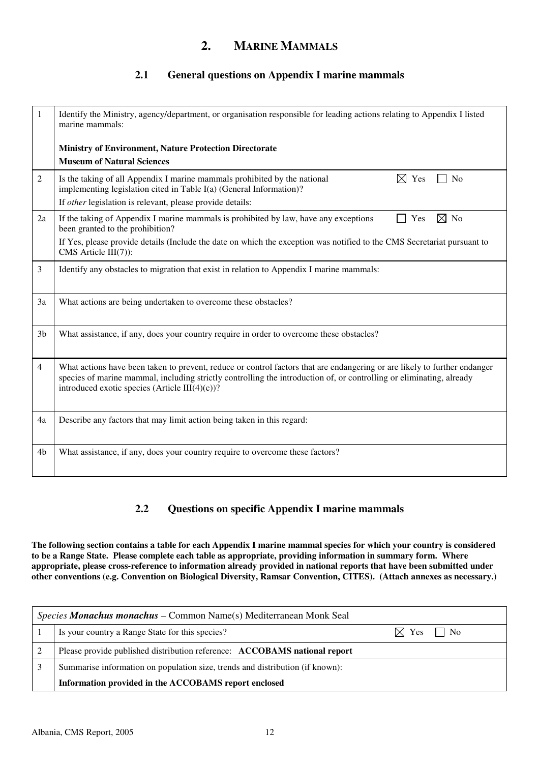## 2. MARINE MAMMALS

### 2.1 General questions on Appendix I marine mammals

| | |
|---|---|
| 1 | Identify the Ministry, agency/department, or organisation responsible for leading actions relating to Appendix I listed marine mammals:<br><br>**Ministry of Environment, Nature Protection Directorate**<br>**Museum of Natural Sciences** |
| 2 | Is the taking of all Appendix I marine mammals prohibited by the national implementing legislation cited in Table I(a) (General Information)? ☒ Yes ☐ No<br>If *other* legislation is relevant, please provide details: |
| 2a | If the taking of Appendix I marine mammals is prohibited by law, have any exceptions been granted to the prohibition? ☐ Yes ☒ No<br>If Yes, please provide details (Include the date on which the exception was notified to the CMS Secretariat pursuant to CMS Article III(7)): |
| 3 | Identify any obstacles to migration that exist in relation to Appendix I marine mammals: |
| 3a | What actions are being undertaken to overcome these obstacles? |
| 3b | What assistance, if any, does your country require in order to overcome these obstacles? |
| 4 | What actions have been taken to prevent, reduce or control factors that are endangering or are likely to further endanger species of marine mammal, including strictly controlling the introduction of, or controlling or eliminating, already introduced exotic species (Article III(4)(c))? |
| 4a | Describe any factors that may limit action being taken in this regard: |
| 4b | What assistance, if any, does your country require to overcome these factors? |

### 2.2 Questions on specific Appendix I marine mammals

**The following section contains a table for each Appendix I marine mammal species for which your country is considered to be a Range State. Please complete each table as appropriate, providing information in summary form. Where appropriate, please cross-reference to information already provided in national reports that have been submitted under other conventions (e.g. Convention on Biological Diversity, Ramsar Convention, CITES). (Attach annexes as necessary.)**

| *Species* ***Monachus monachus*** – Common Name(s) Mediterranean Monk Seal | |
|---|---|
| 1 | Is your country a Range State for this species? ☒ Yes ☐ No |
| 2 | Please provide published distribution reference: **ACCOBAMS national report** |
| 3 | Summarise information on population size, trends and distribution (if known):<br>**Information provided in the ACCOBAMS report enclosed** |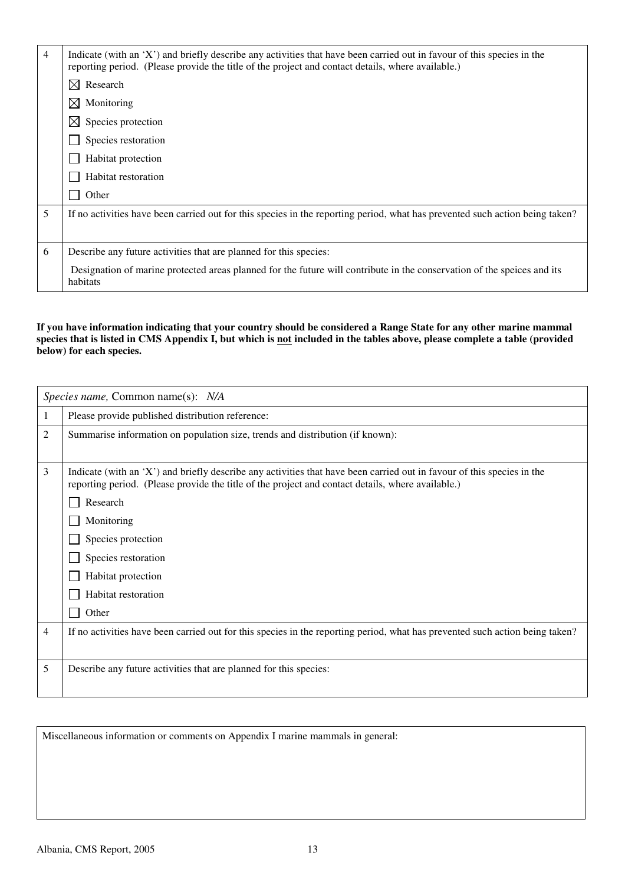| | |
|---|---|
| 4 | Indicate (with an 'X') and briefly describe any activities that have been carried out in favour of this species in the reporting period. (Please provide the title of the project and contact details, where available.)<br>☒ Research<br>☒ Monitoring<br>☒ Species protection<br>☐ Species restoration<br>☐ Habitat protection<br>☐ Habitat restoration<br>☐ Other |
| 5 | If no activities have been carried out for this species in the reporting period, what has prevented such action being taken? |
| 6 | Describe any future activities that are planned for this species:<br>Designation of marine protected areas planned for the future will contribute in the conservation of the speices and its habitats |

**If you have information indicating that your country should be considered a Range State for any other marine mammal species that is listed in CMS Appendix I, but which is not included in the tables above, please complete a table (provided below) for each species.**

| *Species name,* Common name(s): *N/A* | |
|---|---|
| 1 | Please provide published distribution reference: |
| 2 | Summarise information on population size, trends and distribution (if known): |
| 3 | Indicate (with an 'X') and briefly describe any activities that have been carried out in favour of this species in the reporting period. (Please provide the title of the project and contact details, where available.)<br>☐ Research<br>☐ Monitoring<br>☐ Species protection<br>☐ Species restoration<br>☐ Habitat protection<br>☐ Habitat restoration<br>☐ Other |
| 4 | If no activities have been carried out for this species in the reporting period, what has prevented such action being taken? |
| 5 | Describe any future activities that are planned for this species: |

| Miscellaneous information or comments on Appendix I marine mammals in general: |
|---|
| |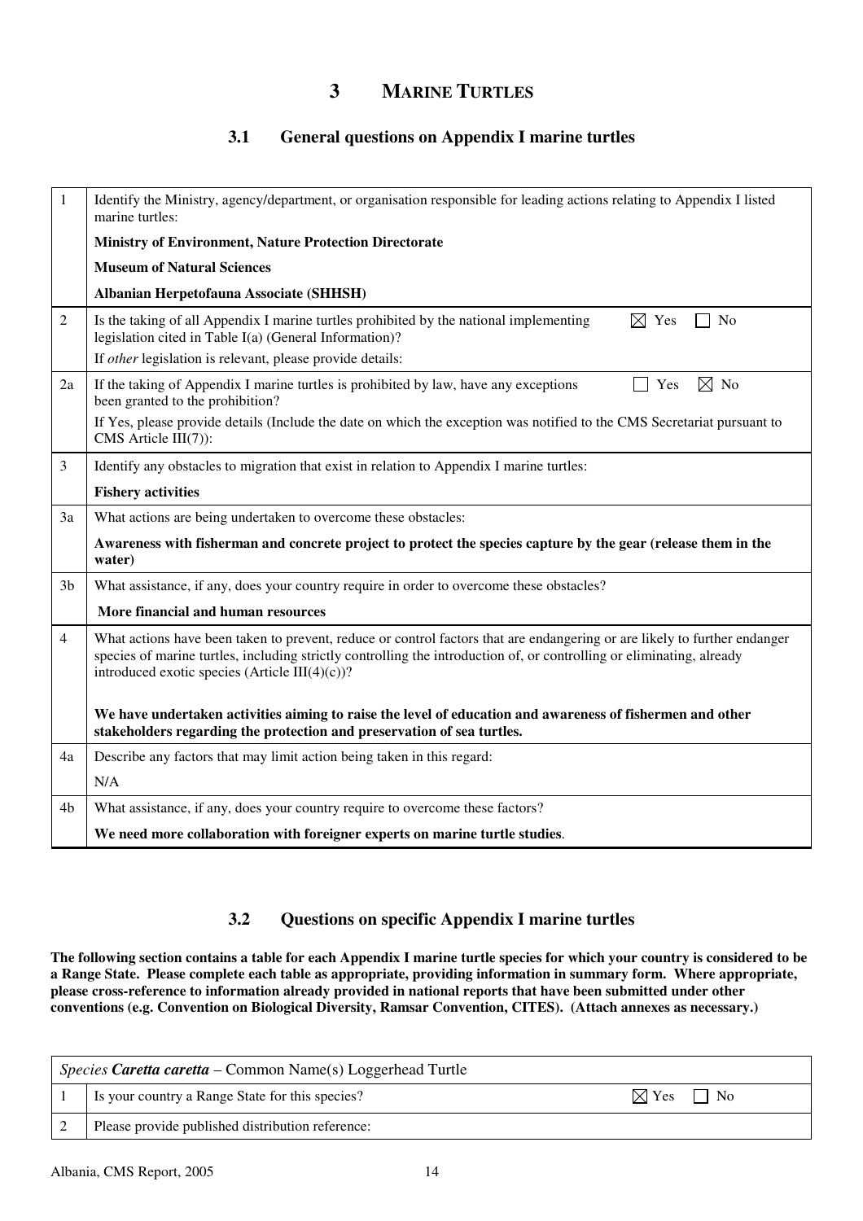# 3 MARINE TURTLES

## 3.1 General questions on Appendix I marine turtles

| | |
|---|---|
| 1 | Identify the Ministry, agency/department, or organisation responsible for leading actions relating to Appendix I listed marine turtles: |
| | **Ministry of Environment, Nature Protection Directorate** |
| | **Museum of Natural Sciences** |
| | **Albanian Herpetofauna Associate (SHHSH)** |
| 2 | Is the taking of all Appendix I marine turtles prohibited by the national implementing legislation cited in Table I(a) (General Information)? ☒ Yes ☐ No |
| | If *other* legislation is relevant, please provide details: |
| 2a | If the taking of Appendix I marine turtles is prohibited by law, have any exceptions been granted to the prohibition? ☐ Yes ☒ No |
| | If Yes, please provide details (Include the date on which the exception was notified to the CMS Secretariat pursuant to CMS Article III(7)): |
| 3 | Identify any obstacles to migration that exist in relation to Appendix I marine turtles: |
| | **Fishery activities** |
| 3a | What actions are being undertaken to overcome these obstacles: |
| | **Awareness with fisherman and concrete project to protect the species capture by the gear (release them in the water)** |
| 3b | What assistance, if any, does your country require in order to overcome these obstacles? |
| | **More financial and human resources** |
| 4 | What actions have been taken to prevent, reduce or control factors that are endangering or are likely to further endanger species of marine turtles, including strictly controlling the introduction of, or controlling or eliminating, already introduced exotic species (Article III(4)(c))? |
| | **We have undertaken activities aiming to raise the level of education and awareness of fishermen and other stakeholders regarding the protection and preservation of sea turtles.** |
| 4a | Describe any factors that may limit action being taken in this regard: |
| | N/A |
| 4b | What assistance, if any, does your country require to overcome these factors? |
| | **We need more collaboration with foreigner experts on marine turtle studies**. |

## 3.2 Questions on specific Appendix I marine turtles

**The following section contains a table for each Appendix I marine turtle species for which your country is considered to be a Range State. Please complete each table as appropriate, providing information in summary form. Where appropriate, please cross-reference to information already provided in national reports that have been submitted under other conventions (e.g. Convention on Biological Diversity, Ramsar Convention, CITES). (Attach annexes as necessary.)**

| *Species* ***Caretta caretta*** – Common Name(s) Loggerhead Turtle | |
|---|---|
| 1 | Is your country a Range State for this species? ☒ Yes ☐ No |
| 2 | Please provide published distribution reference: |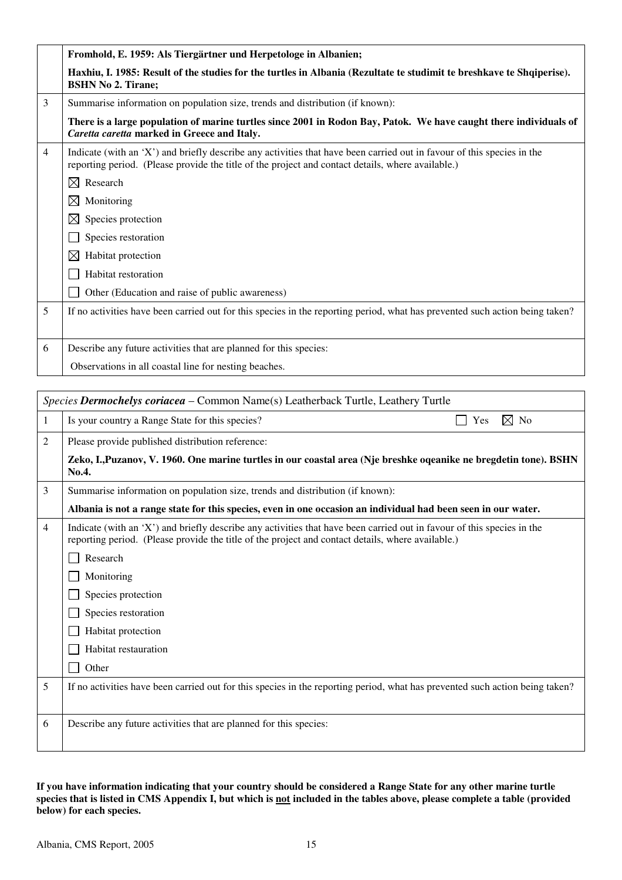| | |
|---|---|
| | **Fromhold, E. 1959: Als Tiergärtner und Herpetologe in Albanien;** <br> **Haxhiu, I. 1985: Result of the studies for the turtles in Albania (Rezultate te studimit te breshkave te Shqiperise). BSHN No 2. Tirane;** |
| 3 | Summarise information on population size, trends and distribution (if known): <br> **There is a large population of marine turtles since 2001 in Rodon Bay, Patok. We have caught there individuals of *Caretta caretta* marked in Greece and Italy.** |
| 4 | Indicate (with an 'X') and briefly describe any activities that have been carried out in favour of this species in the reporting period. (Please provide the title of the project and contact details, where available.) <br> ☒ Research <br> ☒ Monitoring <br> ☒ Species protection <br> ☐ Species restoration <br> ☒ Habitat protection <br> ☐ Habitat restoration <br> ☐ Other (Education and raise of public awareness) |
| 5 | If no activities have been carried out for this species in the reporting period, what has prevented such action being taken? |
| 6 | Describe any future activities that are planned for this species: <br> Observations in all coastal line for nesting beaches. |

| | |
|---|---|
| | *Species* ***Dermochelys coriacea*** – Common Name(s) Leatherback Turtle, Leathery Turtle |
| 1 | Is your country a Range State for this species? ☐ Yes ☒ No |
| 2 | Please provide published distribution reference: <br> **Zeko, I.,Puzanov, V. 1960. One marine turtles in our coastal area (Nje breshke oqeanike ne bregdetin tone). BSHN No.4.** |
| 3 | Summarise information on population size, trends and distribution (if known): <br> **Albania is not a range state for this species, even in one occasion an individual had been seen in our water.** |
| 4 | Indicate (with an 'X') and briefly describe any activities that have been carried out in favour of this species in the reporting period. (Please provide the title of the project and contact details, where available.) <br> ☐ Research <br> ☐ Monitoring <br> ☐ Species protection <br> ☐ Species restoration <br> ☐ Habitat protection <br> ☐ Habitat restauration <br> ☐ Other |
| 5 | If no activities have been carried out for this species in the reporting period, what has prevented such action being taken? |
| 6 | Describe any future activities that are planned for this species: |

**If you have information indicating that your country should be considered a Range State for any other marine turtle species that is listed in CMS Appendix I, but which is not included in the tables above, please complete a table (provided below) for each species.**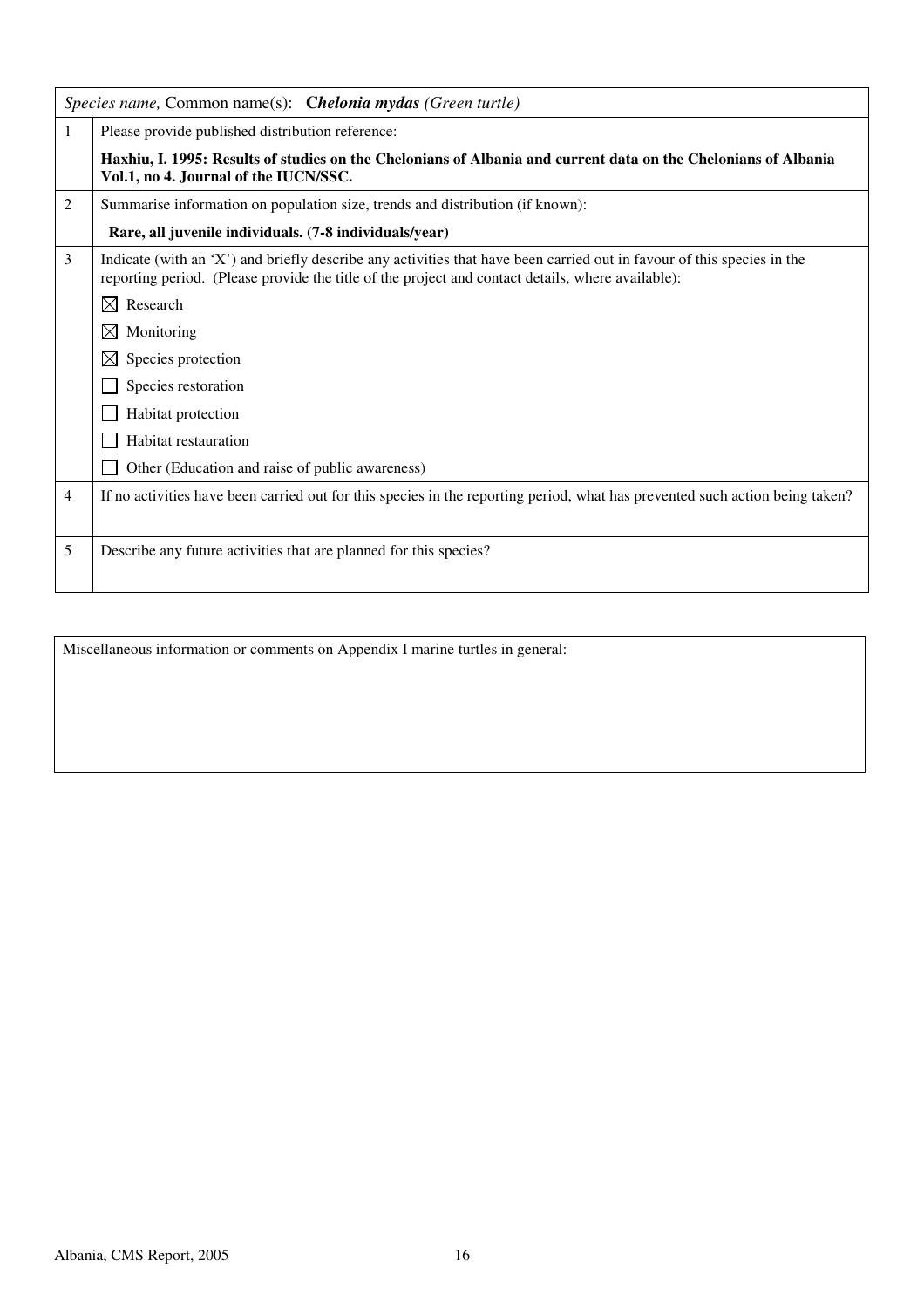| *Species name,* Common name(s): ***Chelonia mydas** (Green turtle)* | |
|---|---|
| 1 | Please provide published distribution reference:<br><br>**Haxhiu, I. 1995: Results of studies on the Chelonians of Albania and current data on the Chelonians of Albania Vol.1, no 4. Journal of the IUCN/SSC.** |
| 2 | Summarise information on population size, trends and distribution (if known):<br><br>**Rare, all juvenile individuals. (7-8 individuals/year)** |
| 3 | Indicate (with an 'X') and briefly describe any activities that have been carried out in favour of this species in the reporting period. (Please provide the title of the project and contact details, where available):<br><br>☒ Research<br>☒ Monitoring<br>☒ Species protection<br>☐ Species restoration<br>☐ Habitat protection<br>☐ Habitat restauration<br>☐ Other (Education and raise of public awareness) |
| 4 | If no activities have been carried out for this species in the reporting period, what has prevented such action being taken? |
| 5 | Describe any future activities that are planned for this species? |

| Miscellaneous information or comments on Appendix I marine turtles in general: |
|---|
| |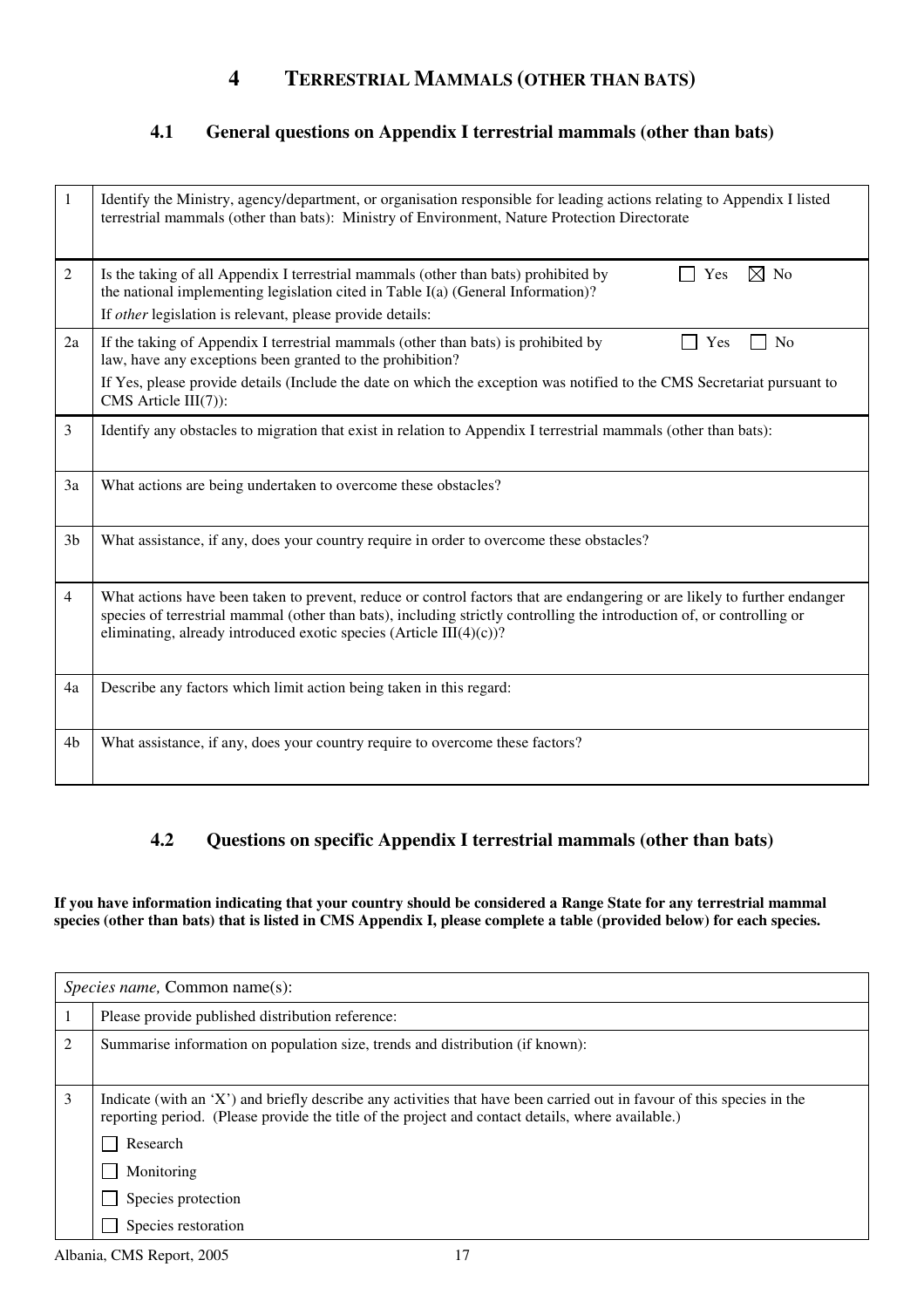# 4 TERRESTRIAL MAMMALS (OTHER THAN BATS)

## 4.1 General questions on Appendix I terrestrial mammals (other than bats)

| | |
|---|---|
| 1 | Identify the Ministry, agency/department, or organisation responsible for leading actions relating to Appendix I listed terrestrial mammals (other than bats): Ministry of Environment, Nature Protection Directorate |
| 2 | Is the taking of all Appendix I terrestrial mammals (other than bats) prohibited by the national implementing legislation cited in Table I(a) (General Information)? ☐ Yes ☒ No<br>If *other* legislation is relevant, please provide details: |
| 2a | If the taking of Appendix I terrestrial mammals (other than bats) is prohibited by law, have any exceptions been granted to the prohibition? ☐ Yes ☐ No<br>If Yes, please provide details (Include the date on which the exception was notified to the CMS Secretariat pursuant to CMS Article III(7)): |
| 3 | Identify any obstacles to migration that exist in relation to Appendix I terrestrial mammals (other than bats): |
| 3a | What actions are being undertaken to overcome these obstacles? |
| 3b | What assistance, if any, does your country require in order to overcome these obstacles? |
| 4 | What actions have been taken to prevent, reduce or control factors that are endangering or are likely to further endanger species of terrestrial mammal (other than bats), including strictly controlling the introduction of, or controlling or eliminating, already introduced exotic species (Article III(4)(c))? |
| 4a | Describe any factors which limit action being taken in this regard: |
| 4b | What assistance, if any, does your country require to overcome these factors? |

## 4.2 Questions on specific Appendix I terrestrial mammals (other than bats)

**If you have information indicating that your country should be considered a Range State for any terrestrial mammal species (other than bats) that is listed in CMS Appendix I, please complete a table (provided below) for each species.**

| *Species name,* Common name(s): | |
|---|---|
| 1 | Please provide published distribution reference: |
| 2 | Summarise information on population size, trends and distribution (if known): |
| 3 | Indicate (with an 'X') and briefly describe any activities that have been carried out in favour of this species in the reporting period. (Please provide the title of the project and contact details, where available.)<br>☐ Research<br>☐ Monitoring<br>☐ Species protection<br>☐ Species restoration |

Albania, CMS Report, 2005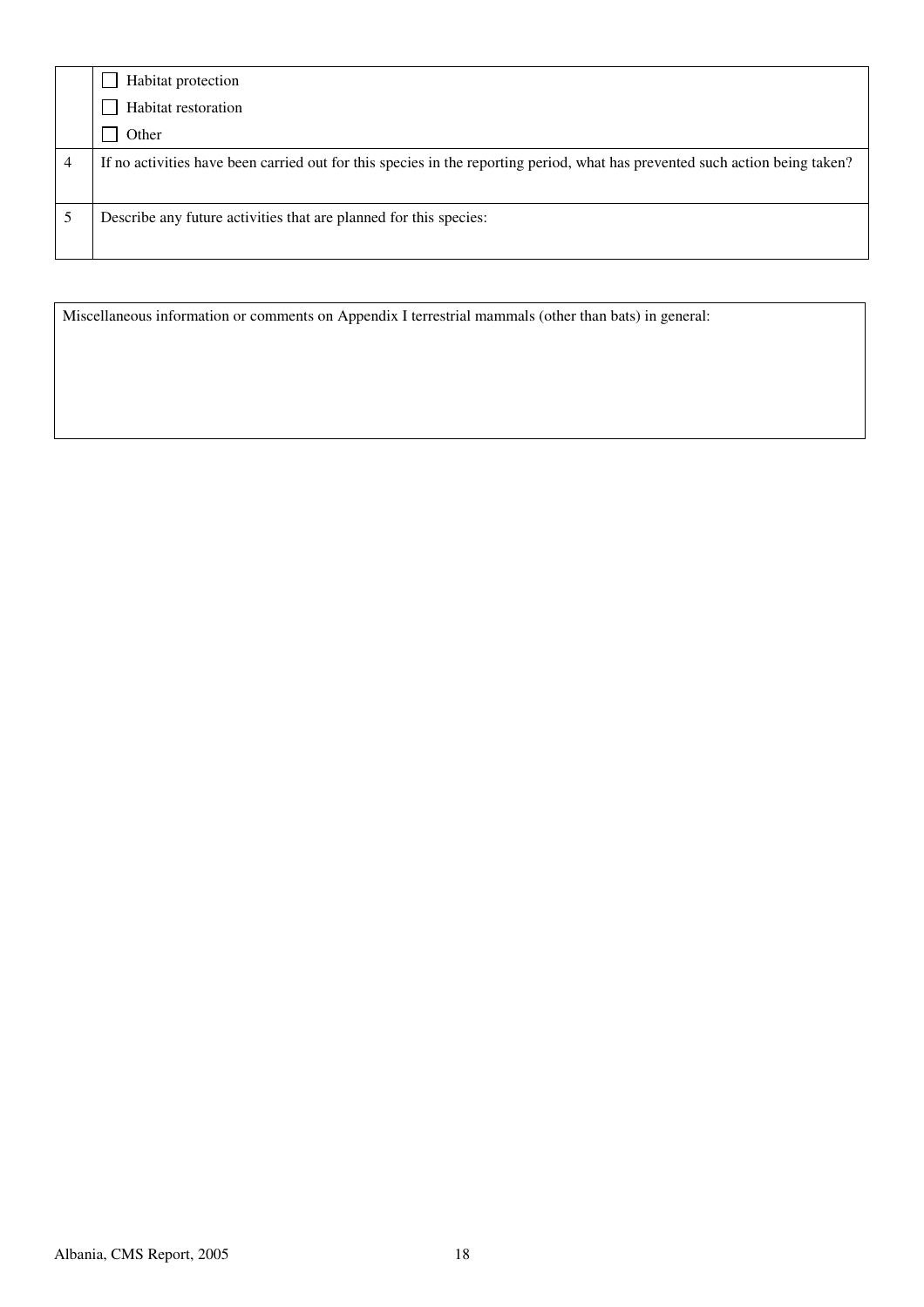|   |   |
|---|---|
|   | ☐ Habitat protection<br>☐ Habitat restoration<br>☐ Other |
| 4 | If no activities have been carried out for this species in the reporting period, what has prevented such action being taken? |
| 5 | Describe any future activities that are planned for this species: |

| Miscellaneous information or comments on Appendix I terrestrial mammals (other than bats) in general: |
|---|
|   |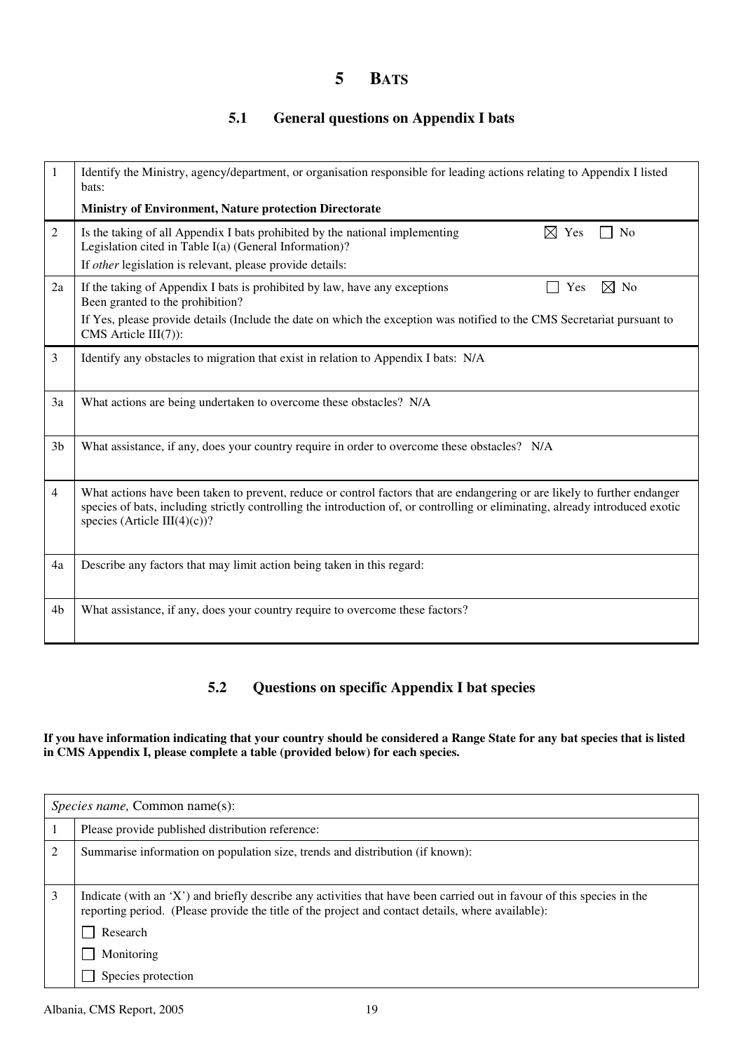# 5 BATS

## 5.1 General questions on Appendix I bats

| | |
|---|---|
| 1 | Identify the Ministry, agency/department, or organisation responsible for leading actions relating to Appendix I listed bats:<br>**Ministry of Environment, Nature protection Directorate** |
| 2 | Is the taking of all Appendix I bats prohibited by the national implementing Legislation cited in Table I(a) (General Information)? ☒ Yes ☐ No<br>If *other* legislation is relevant, please provide details: |
| 2a | If the taking of Appendix I bats is prohibited by law, have any exceptions Been granted to the prohibition? ☐ Yes ☒ No<br>If Yes, please provide details (Include the date on which the exception was notified to the CMS Secretariat pursuant to CMS Article III(7)): |
| 3 | Identify any obstacles to migration that exist in relation to Appendix I bats: N/A |
| 3a | What actions are being undertaken to overcome these obstacles? N/A |
| 3b | What assistance, if any, does your country require in order to overcome these obstacles? N/A |
| 4 | What actions have been taken to prevent, reduce or control factors that are endangering or are likely to further endanger species of bats, including strictly controlling the introduction of, or controlling or eliminating, already introduced exotic species (Article III(4)(c))? |
| 4a | Describe any factors that may limit action being taken in this regard: |
| 4b | What assistance, if any, does your country require to overcome these factors? |

## 5.2 Questions on specific Appendix I bat species

**If you have information indicating that your country should be considered a Range State for any bat species that is listed in CMS Appendix I, please complete a table (provided below) for each species.**

| *Species name,* Common name(s): | |
|---|---|
| 1 | Please provide published distribution reference: |
| 2 | Summarise information on population size, trends and distribution (if known): |
| 3 | Indicate (with an 'X') and briefly describe any activities that have been carried out in favour of this species in the reporting period. (Please provide the title of the project and contact details, where available):<br>☐ Research<br>☐ Monitoring<br>☐ Species protection |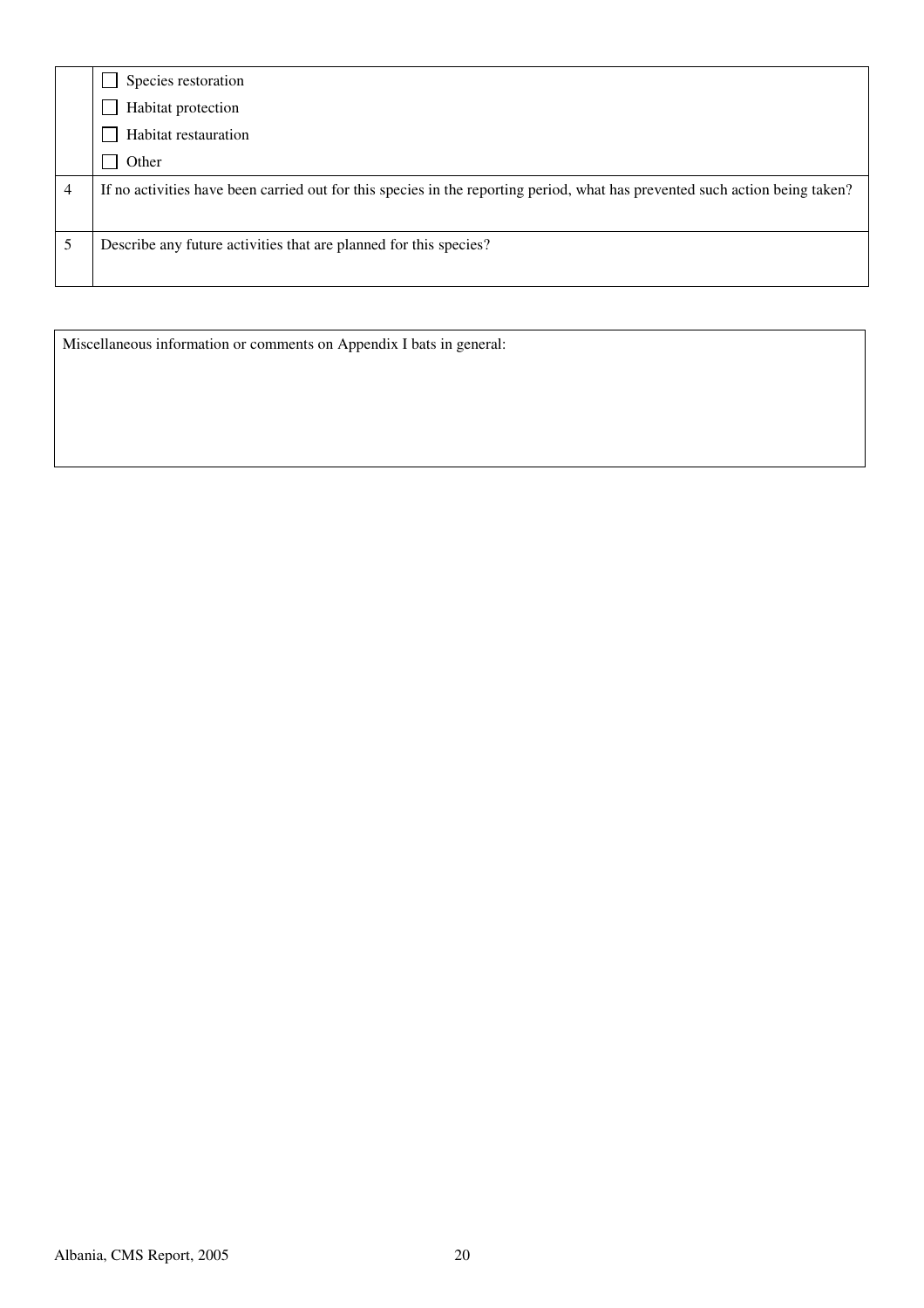| | |
|---|---|
| | ☐ Species restoration<br>☐ Habitat protection<br>☐ Habitat restauration<br>☐ Other |
| 4 | If no activities have been carried out for this species in the reporting period, what has prevented such action being taken? |
| 5 | Describe any future activities that are planned for this species? |

| Miscellaneous information or comments on Appendix I bats in general: |
|---|
| |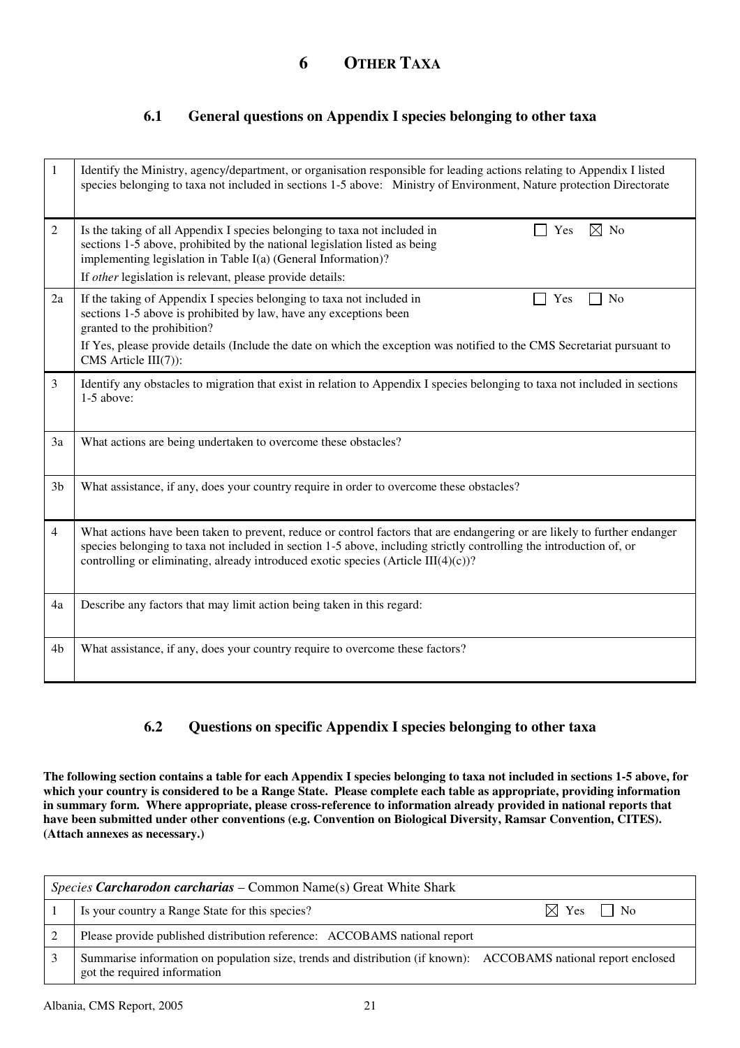# 6 OTHER TAXA

## 6.1 General questions on Appendix I species belonging to other taxa

| | |
|---|---|
| 1 | Identify the Ministry, agency/department, or organisation responsible for leading actions relating to Appendix I listed species belonging to taxa not included in sections 1-5 above: Ministry of Environment, Nature protection Directorate |
| 2 | Is the taking of all Appendix I species belonging to taxa not included in sections 1-5 above, prohibited by the national legislation listed as being implementing legislation in Table I(a) (General Information)? ☐ Yes ☒ No<br>If *other* legislation is relevant, please provide details: |
| 2a | If the taking of Appendix I species belonging to taxa not included in sections 1-5 above is prohibited by law, have any exceptions been granted to the prohibition? ☐ Yes ☐ No<br>If Yes, please provide details (Include the date on which the exception was notified to the CMS Secretariat pursuant to CMS Article III(7)): |
| 3 | Identify any obstacles to migration that exist in relation to Appendix I species belonging to taxa not included in sections 1-5 above: |
| 3a | What actions are being undertaken to overcome these obstacles? |
| 3b | What assistance, if any, does your country require in order to overcome these obstacles? |
| 4 | What actions have been taken to prevent, reduce or control factors that are endangering or are likely to further endanger species belonging to taxa not included in section 1-5 above, including strictly controlling the introduction of, or controlling or eliminating, already introduced exotic species (Article III(4)(c))? |
| 4a | Describe any factors that may limit action being taken in this regard: |
| 4b | What assistance, if any, does your country require to overcome these factors? |

## 6.2 Questions on specific Appendix I species belonging to other taxa

**The following section contains a table for each Appendix I species belonging to taxa not included in sections 1-5 above, for which your country is considered to be a Range State. Please complete each table as appropriate, providing information in summary form. Where appropriate, please cross-reference to information already provided in national reports that have been submitted under other conventions (e.g. Convention on Biological Diversity, Ramsar Convention, CITES). (Attach annexes as necessary.)**

| *Species* ***Carcharodon carcharias*** – Common Name(s) Great White Shark | |
|---|---|
| 1 | Is your country a Range State for this species? ☒ Yes ☐ No |
| 2 | Please provide published distribution reference: ACCOBAMS national report |
| 3 | Summarise information on population size, trends and distribution (if known): ACCOBAMS national report enclosed got the required information |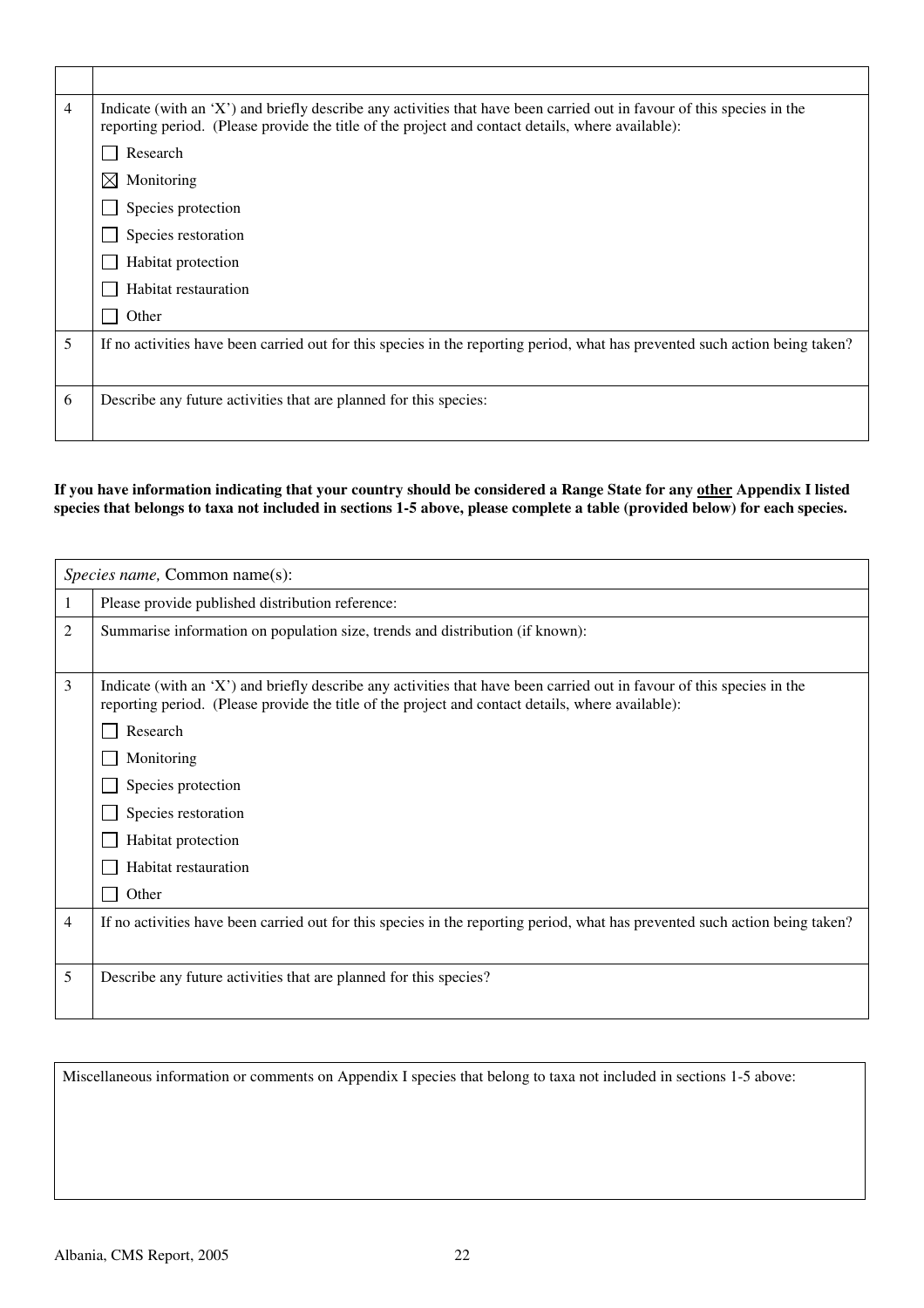| | |
|---|---|
| | |
| 4 | Indicate (with an 'X') and briefly describe any activities that have been carried out in favour of this species in the reporting period. (Please provide the title of the project and contact details, where available):<br>☐ Research<br>☒ Monitoring<br>☐ Species protection<br>☐ Species restoration<br>☐ Habitat protection<br>☐ Habitat restauration<br>☐ Other |
| 5 | If no activities have been carried out for this species in the reporting period, what has prevented such action being taken? |
| 6 | Describe any future activities that are planned for this species: |

**If you have information indicating that your country should be considered a Range State for any other Appendix I listed species that belongs to taxa not included in sections 1-5 above, please complete a table (provided below) for each species.**

| *Species name,* Common name(s): | |
|---|---|
| 1 | Please provide published distribution reference: |
| 2 | Summarise information on population size, trends and distribution (if known): |
| 3 | Indicate (with an 'X') and briefly describe any activities that have been carried out in favour of this species in the reporting period. (Please provide the title of the project and contact details, where available):<br>☐ Research<br>☐ Monitoring<br>☐ Species protection<br>☐ Species restoration<br>☐ Habitat protection<br>☐ Habitat restauration<br>☐ Other |
| 4 | If no activities have been carried out for this species in the reporting period, what has prevented such action being taken? |
| 5 | Describe any future activities that are planned for this species? |

| Miscellaneous information or comments on Appendix I species that belong to taxa not included in sections 1-5 above: |
|---|
| |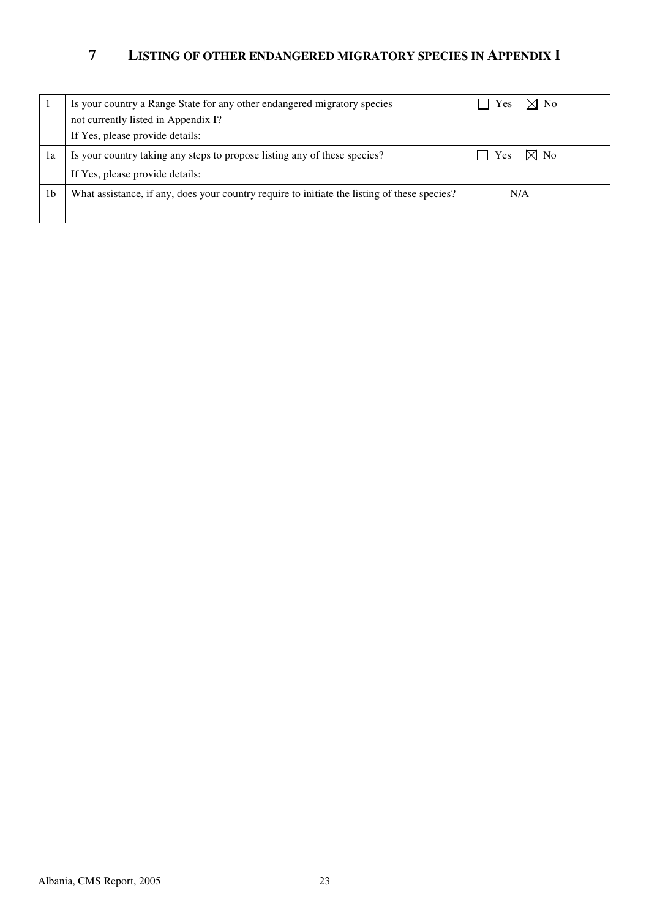# 7 LISTING OF OTHER ENDANGERED MIGRATORY SPECIES IN APPENDIX I

| | | |
|---|---|---|
| 1 | Is your country a Range State for any other endangered migratory species not currently listed in Appendix I?<br>If Yes, please provide details: | ☐ Yes ☒ No |
| 1a | Is your country taking any steps to propose listing any of these species?<br>If Yes, please provide details: | ☐ Yes ☒ No |
| 1b | What assistance, if any, does your country require to initiate the listing of these species? | N/A |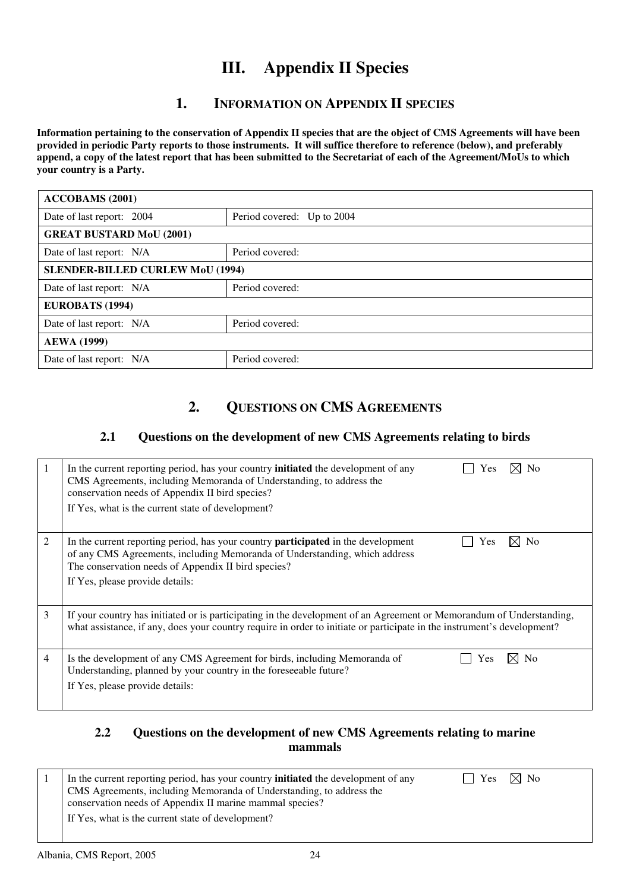# III. Appendix II Species

## 1. INFORMATION ON APPENDIX II SPECIES

**Information pertaining to the conservation of Appendix II species that are the object of CMS Agreements will have been provided in periodic Party reports to those instruments. It will suffice therefore to reference (below), and preferably append, a copy of the latest report that has been submitted to the Secretariat of each of the Agreement/MoUs to which your country is a Party.**

| **ACCOBAMS (2001)** | |
|---|---|
| Date of last report: 2004 | Period covered: Up to 2004 |
| **GREAT BUSTARD MoU (2001)** | |
| Date of last report: N/A | Period covered: |
| **SLENDER-BILLED CURLEW MoU (1994)** | |
| Date of last report: N/A | Period covered: |
| **EUROBATS (1994)** | |
| Date of last report: N/A | Period covered: |
| **AEWA (1999)** | |
| Date of last report: N/A | Period covered: |

## 2. QUESTIONS ON CMS AGREEMENTS

### 2.1 Questions on the development of new CMS Agreements relating to birds

| | | |
|---|---|---|
| 1 | In the current reporting period, has your country **initiated** the development of any CMS Agreements, including Memoranda of Understanding, to address the conservation needs of Appendix II bird species?<br>If Yes, what is the current state of development? | ☐ Yes ☒ No |
| 2 | In the current reporting period, has your country **participated** in the development of any CMS Agreements, including Memoranda of Understanding, which address The conservation needs of Appendix II bird species?<br>If Yes, please provide details: | ☐ Yes ☒ No |
| 3 | If your country has initiated or is participating in the development of an Agreement or Memorandum of Understanding, what assistance, if any, does your country require in order to initiate or participate in the instrument's development? | |
| 4 | Is the development of any CMS Agreement for birds, including Memoranda of Understanding, planned by your country in the foreseeable future?<br>If Yes, please provide details: | ☐ Yes ☒ No |

### 2.2 Questions on the development of new CMS Agreements relating to marine mammals

| | | |
|---|---|---|
| 1 | In the current reporting period, has your country **initiated** the development of any CMS Agreements, including Memoranda of Understanding, to address the conservation needs of Appendix II marine mammal species?<br>If Yes, what is the current state of development? | ☐ Yes ☒ No |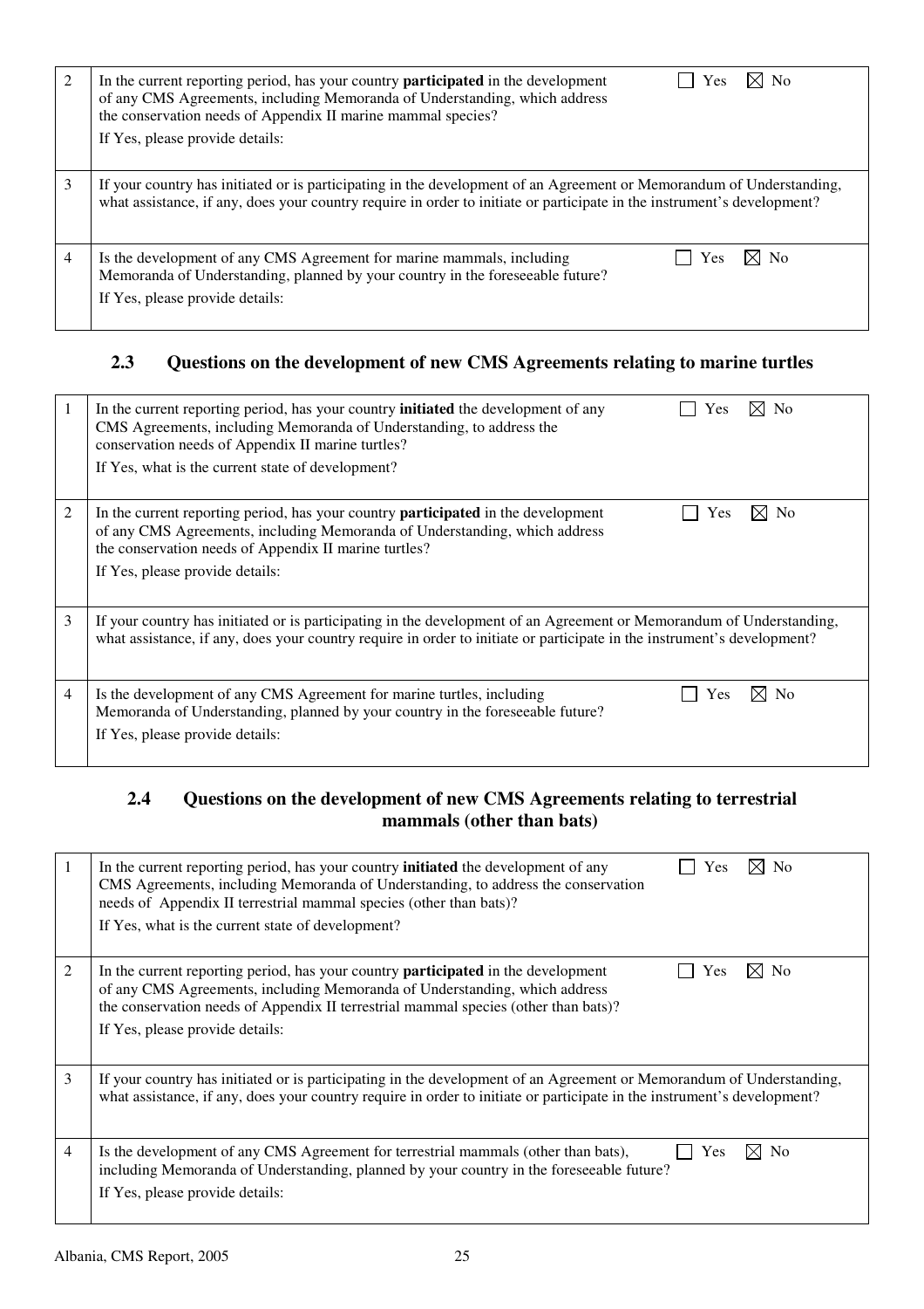| | | |
|---|---|---|
| 2 | In the current reporting period, has your country **participated** in the development of any CMS Agreements, including Memoranda of Understanding, which address the conservation needs of Appendix II marine mammal species?<br>If Yes, please provide details: | ☐ Yes ☒ No |
| 3 | If your country has initiated or is participating in the development of an Agreement or Memorandum of Understanding, what assistance, if any, does your country require in order to initiate or participate in the instrument's development? | |
| 4 | Is the development of any CMS Agreement for marine mammals, including Memoranda of Understanding, planned by your country in the foreseeable future?<br>If Yes, please provide details: | ☐ Yes ☒ No |

## 2.3 Questions on the development of new CMS Agreements relating to marine turtles

| | | |
|---|---|---|
| 1 | In the current reporting period, has your country **initiated** the development of any CMS Agreements, including Memoranda of Understanding, to address the conservation needs of Appendix II marine turtles?<br>If Yes, what is the current state of development? | ☐ Yes ☒ No |
| 2 | In the current reporting period, has your country **participated** in the development of any CMS Agreements, including Memoranda of Understanding, which address the conservation needs of Appendix II marine turtles?<br>If Yes, please provide details: | ☐ Yes ☒ No |
| 3 | If your country has initiated or is participating in the development of an Agreement or Memorandum of Understanding, what assistance, if any, does your country require in order to initiate or participate in the instrument's development? | |
| 4 | Is the development of any CMS Agreement for marine turtles, including Memoranda of Understanding, planned by your country in the foreseeable future?<br>If Yes, please provide details: | ☐ Yes ☒ No |

## 2.4 Questions on the development of new CMS Agreements relating to terrestrial mammals (other than bats)

| | | |
|---|---|---|
| 1 | In the current reporting period, has your country **initiated** the development of any CMS Agreements, including Memoranda of Understanding, to address the conservation needs of Appendix II terrestrial mammal species (other than bats)?<br>If Yes, what is the current state of development? | ☐ Yes ☒ No |
| 2 | In the current reporting period, has your country **participated** in the development of any CMS Agreements, including Memoranda of Understanding, which address the conservation needs of Appendix II terrestrial mammal species (other than bats)?<br>If Yes, please provide details: | ☐ Yes ☒ No |
| 3 | If your country has initiated or is participating in the development of an Agreement or Memorandum of Understanding, what assistance, if any, does your country require in order to initiate or participate in the instrument's development? | |
| 4 | Is the development of any CMS Agreement for terrestrial mammals (other than bats), including Memoranda of Understanding, planned by your country in the foreseeable future?<br>If Yes, please provide details: | ☐ Yes ☒ No |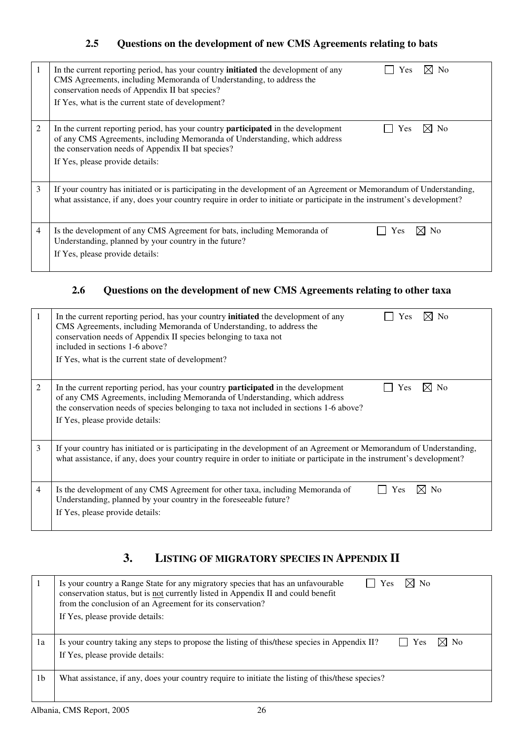### 2.5 Questions on the development of new CMS Agreements relating to bats

| | | |
|---|---|---|
| 1 | In the current reporting period, has your country **initiated** the development of any CMS Agreements, including Memoranda of Understanding, to address the conservation needs of Appendix II bat species?<br>If Yes, what is the current state of development? | ☐ Yes ☒ No |
| 2 | In the current reporting period, has your country **participated** in the development of any CMS Agreements, including Memoranda of Understanding, which address the conservation needs of Appendix II bat species?<br>If Yes, please provide details: | ☐ Yes ☒ No |
| 3 | If your country has initiated or is participating in the development of an Agreement or Memorandum of Understanding, what assistance, if any, does your country require in order to initiate or participate in the instrument's development? | |
| 4 | Is the development of any CMS Agreement for bats, including Memoranda of Understanding, planned by your country in the future?<br>If Yes, please provide details: | ☐ Yes ☒ No |

### 2.6 Questions on the development of new CMS Agreements relating to other taxa

| | | |
|---|---|---|
| 1 | In the current reporting period, has your country **initiated** the development of any CMS Agreements, including Memoranda of Understanding, to address the conservation needs of Appendix II species belonging to taxa not included in sections 1-6 above?<br>If Yes, what is the current state of development? | ☐ Yes ☒ No |
| 2 | In the current reporting period, has your country **participated** in the development of any CMS Agreements, including Memoranda of Understanding, which address the conservation needs of species belonging to taxa not included in sections 1-6 above?<br>If Yes, please provide details: | ☐ Yes ☒ No |
| 3 | If your country has initiated or is participating in the development of an Agreement or Memorandum of Understanding, what assistance, if any, does your country require in order to initiate or participate in the instrument's development? | |
| 4 | Is the development of any CMS Agreement for other taxa, including Memoranda of Understanding, planned by your country in the foreseeable future?<br>If Yes, please provide details: | ☐ Yes ☒ No |

## 3. LISTING OF MIGRATORY SPECIES IN APPENDIX II

| | | |
|---|---|---|
| 1 | Is your country a Range State for any migratory species that has an unfavourable conservation status, but is not currently listed in Appendix II and could benefit from the conclusion of an Agreement for its conservation?<br>If Yes, please provide details: | ☐ Yes ☒ No |
| 1a | Is your country taking any steps to propose the listing of this/these species in Appendix II?<br>If Yes, please provide details: | ☐ Yes ☒ No |
| 1b | What assistance, if any, does your country require to initiate the listing of this/these species? | |

Albania, CMS Report, 2005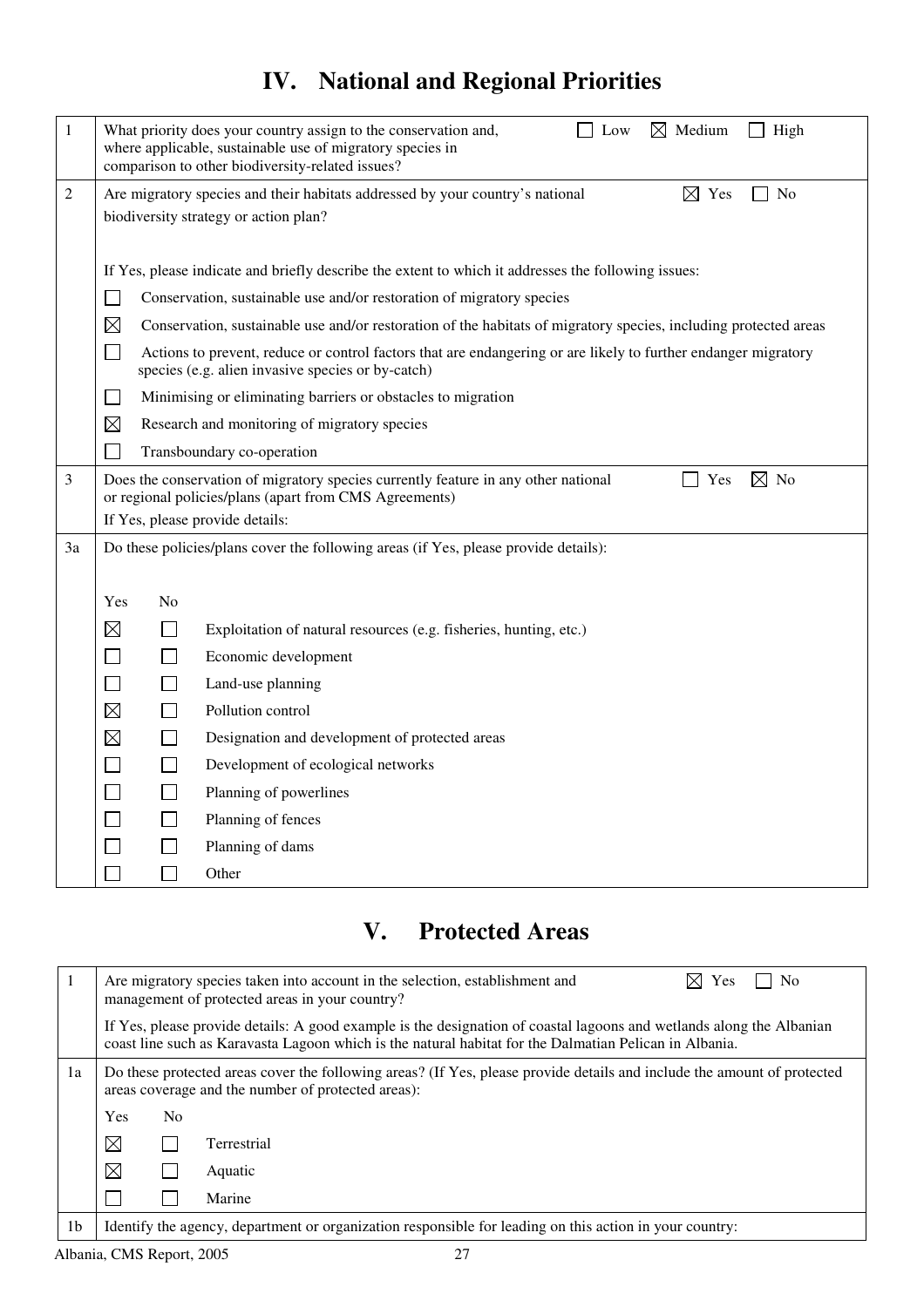# IV. National and Regional Priorities

| | | |
|---|---|---|
| 1 | What priority does your country assign to the conservation and, where applicable, sustainable use of migratory species in comparison to other biodiversity-related issues? | ☐ Low ☒ Medium ☐ High |
| 2 | Are migratory species and their habitats addressed by your country's national biodiversity strategy or action plan? | ☒ Yes ☐ No |
| | If Yes, please indicate and briefly describe the extent to which it addresses the following issues:<br>☐ Conservation, sustainable use and/or restoration of migratory species<br>☒ Conservation, sustainable use and/or restoration of the habitats of migratory species, including protected areas<br>☐ Actions to prevent, reduce or control factors that are endangering or are likely to further endanger migratory species (e.g. alien invasive species or by-catch)<br>☐ Minimising or eliminating barriers or obstacles to migration<br>☒ Research and monitoring of migratory species<br>☐ Transboundary co-operation | |
| 3 | Does the conservation of migratory species currently feature in any other national or regional policies/plans (apart from CMS Agreements)<br>If Yes, please provide details: | ☐ Yes ☒ No |
| 3a | Do these policies/plans cover the following areas (if Yes, please provide details): | |

| Yes | No | |
|---|---|---|
| ☒ | ☐ | Exploitation of natural resources (e.g. fisheries, hunting, etc.) |
| ☐ | ☐ | Economic development |
| ☐ | ☐ | Land-use planning |
| ☒ | ☐ | Pollution control |
| ☒ | ☐ | Designation and development of protected areas |
| ☐ | ☐ | Development of ecological networks |
| ☐ | ☐ | Planning of powerlines |
| ☐ | ☐ | Planning of fences |
| ☐ | ☐ | Planning of dams |
| ☐ | ☐ | Other |

# V. Protected Areas

| | | |
|---|---|---|
| 1 | Are migratory species taken into account in the selection, establishment and management of protected areas in your country? | ☒ Yes ☐ No |
| | If Yes, please provide details: A good example is the designation of coastal lagoons and wetlands along the Albanian coast line such as Karavasta Lagoon which is the natural habitat for the Dalmatian Pelican in Albania. | |
| 1a | Do these protected areas cover the following areas? (If Yes, please provide details and include the amount of protected areas coverage and the number of protected areas): | |

| Yes | No | |
|---|---|---|
| ☒ | ☐ | Terrestrial |
| ☒ | ☐ | Aquatic |
| ☐ | ☐ | Marine |

| | |
|---|---|
| 1b | Identify the agency, department or organization responsible for leading on this action in your country: |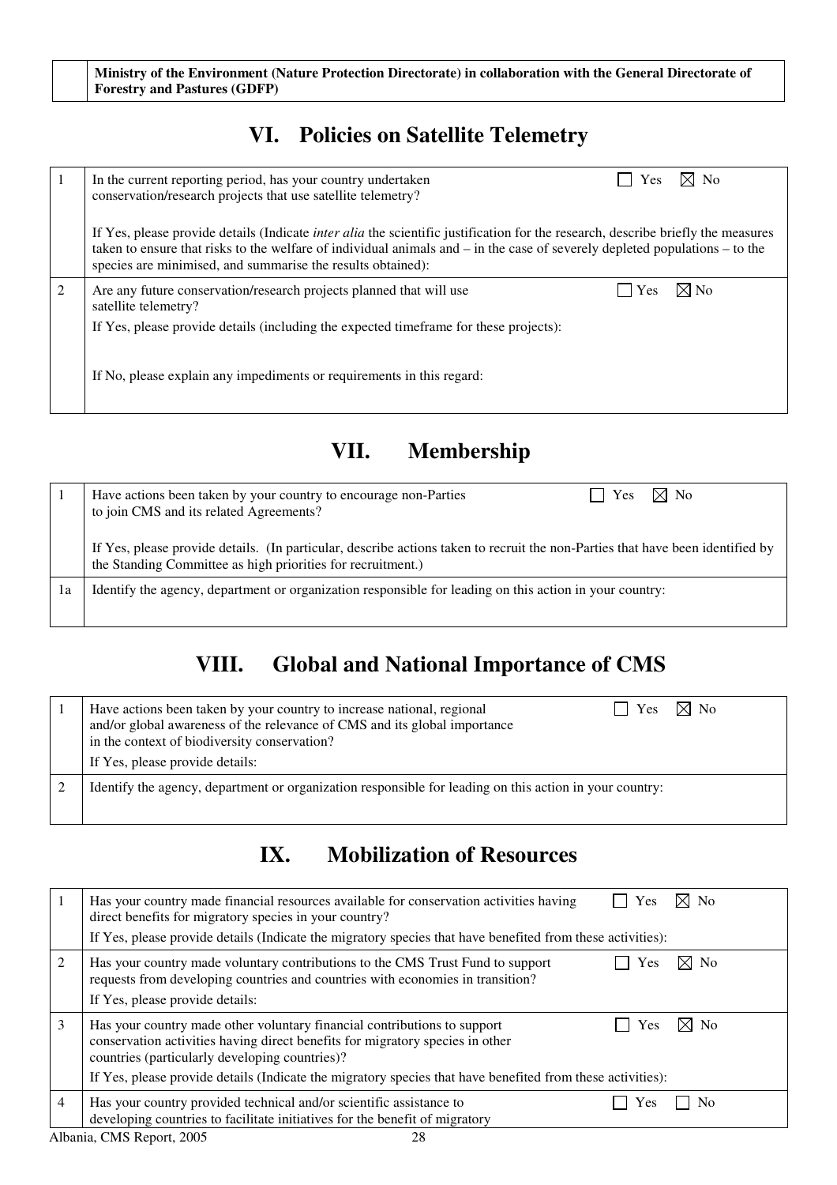| | Ministry of the Environment (Nature Protection Directorate) in collaboration with the General Directorate of Forestry and Pastures (GDFP) |
|---|---|

## VI. Policies on Satellite Telemetry

| | |
|---|---|
| 1 | In the current reporting period, has your country undertaken conservation/research projects that use satellite telemetry? ☐ Yes ☒ No<br><br>If Yes, please provide details (Indicate *inter alia* the scientific justification for the research, describe briefly the measures taken to ensure that risks to the welfare of individual animals and – in the case of severely depleted populations – to the species are minimised, and summarise the results obtained): |
| 2 | Are any future conservation/research projects planned that will use satellite telemetry? ☐ Yes ☒ No<br>If Yes, please provide details (including the expected timeframe for these projects):<br><br>If No, please explain any impediments or requirements in this regard: |

## VII. Membership

| | |
|---|---|
| 1 | Have actions been taken by your country to encourage non-Parties to join CMS and its related Agreements? ☐ Yes ☒ No<br><br>If Yes, please provide details. (In particular, describe actions taken to recruit the non-Parties that have been identified by the Standing Committee as high priorities for recruitment.) |
| 1a | Identify the agency, department or organization responsible for leading on this action in your country: |

## VIII. Global and National Importance of CMS

| | |
|---|---|
| 1 | Have actions been taken by your country to increase national, regional and/or global awareness of the relevance of CMS and its global importance in the context of biodiversity conservation? ☐ Yes ☒ No<br>If Yes, please provide details: |
| 2 | Identify the agency, department or organization responsible for leading on this action in your country: |

## IX. Mobilization of Resources

| | |
|---|---|
| 1 | Has your country made financial resources available for conservation activities having direct benefits for migratory species in your country? ☐ Yes ☒ No<br>If Yes, please provide details (Indicate the migratory species that have benefited from these activities): |
| 2 | Has your country made voluntary contributions to the CMS Trust Fund to support requests from developing countries and countries with economies in transition? ☐ Yes ☒ No<br>If Yes, please provide details: |
| 3 | Has your country made other voluntary financial contributions to support conservation activities having direct benefits for migratory species in other countries (particularly developing countries)? ☐ Yes ☒ No<br>If Yes, please provide details (Indicate the migratory species that have benefited from these activities): |
| 4 | Has your country provided technical and/or scientific assistance to developing countries to facilitate initiatives for the benefit of migratory ☐ Yes ☐ No |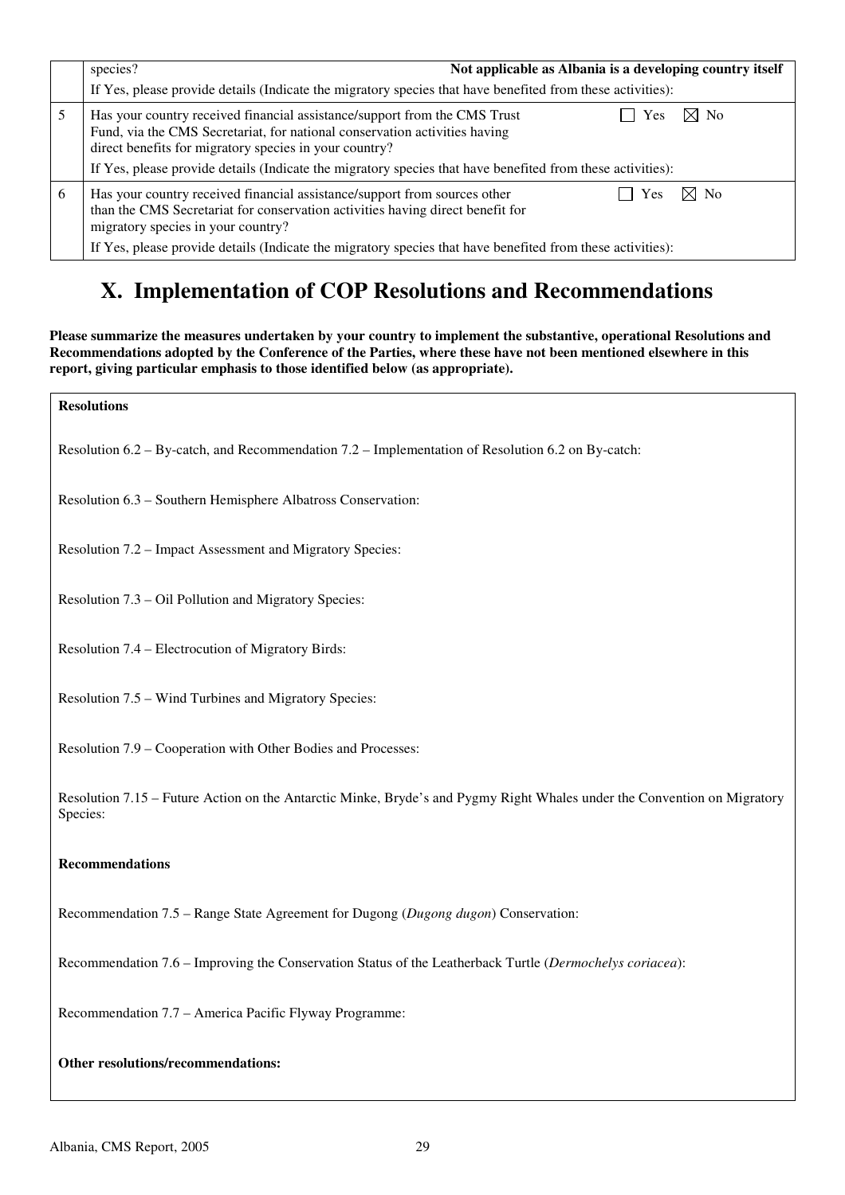| | | |
|---|---|---|
| | species? **Not applicable as Albania is a developing country itself** | |
| | If Yes, please provide details (Indicate the migratory species that have benefited from these activities): | |
| 5 | Has your country received financial assistance/support from the CMS Trust Fund, via the CMS Secretariat, for national conservation activities having direct benefits for migratory species in your country? | ☐ Yes ☒ No |
| | If Yes, please provide details (Indicate the migratory species that have benefited from these activities): | |
| 6 | Has your country received financial assistance/support from sources other than the CMS Secretariat for conservation activities having direct benefit for migratory species in your country? | ☐ Yes ☒ No |
| | If Yes, please provide details (Indicate the migratory species that have benefited from these activities): | |

# X. Implementation of COP Resolutions and Recommendations

**Please summarize the measures undertaken by your country to implement the substantive, operational Resolutions and Recommendations adopted by the Conference of the Parties, where these have not been mentioned elsewhere in this report, giving particular emphasis to those identified below (as appropriate).**

**Resolutions**

Resolution 6.2 – By-catch, and Recommendation 7.2 – Implementation of Resolution 6.2 on By-catch:

Resolution 6.3 – Southern Hemisphere Albatross Conservation:

Resolution 7.2 – Impact Assessment and Migratory Species:

Resolution 7.3 – Oil Pollution and Migratory Species:

Resolution 7.4 – Electrocution of Migratory Birds:

Resolution 7.5 – Wind Turbines and Migratory Species:

Resolution 7.9 – Cooperation with Other Bodies and Processes:

Resolution 7.15 – Future Action on the Antarctic Minke, Bryde's and Pygmy Right Whales under the Convention on Migratory Species:

**Recommendations**

Recommendation 7.5 – Range State Agreement for Dugong (*Dugong dugon*) Conservation:

Recommendation 7.6 – Improving the Conservation Status of the Leatherback Turtle (*Dermochelys coriacea*):

Recommendation 7.7 – America Pacific Flyway Programme:

**Other resolutions/recommendations:**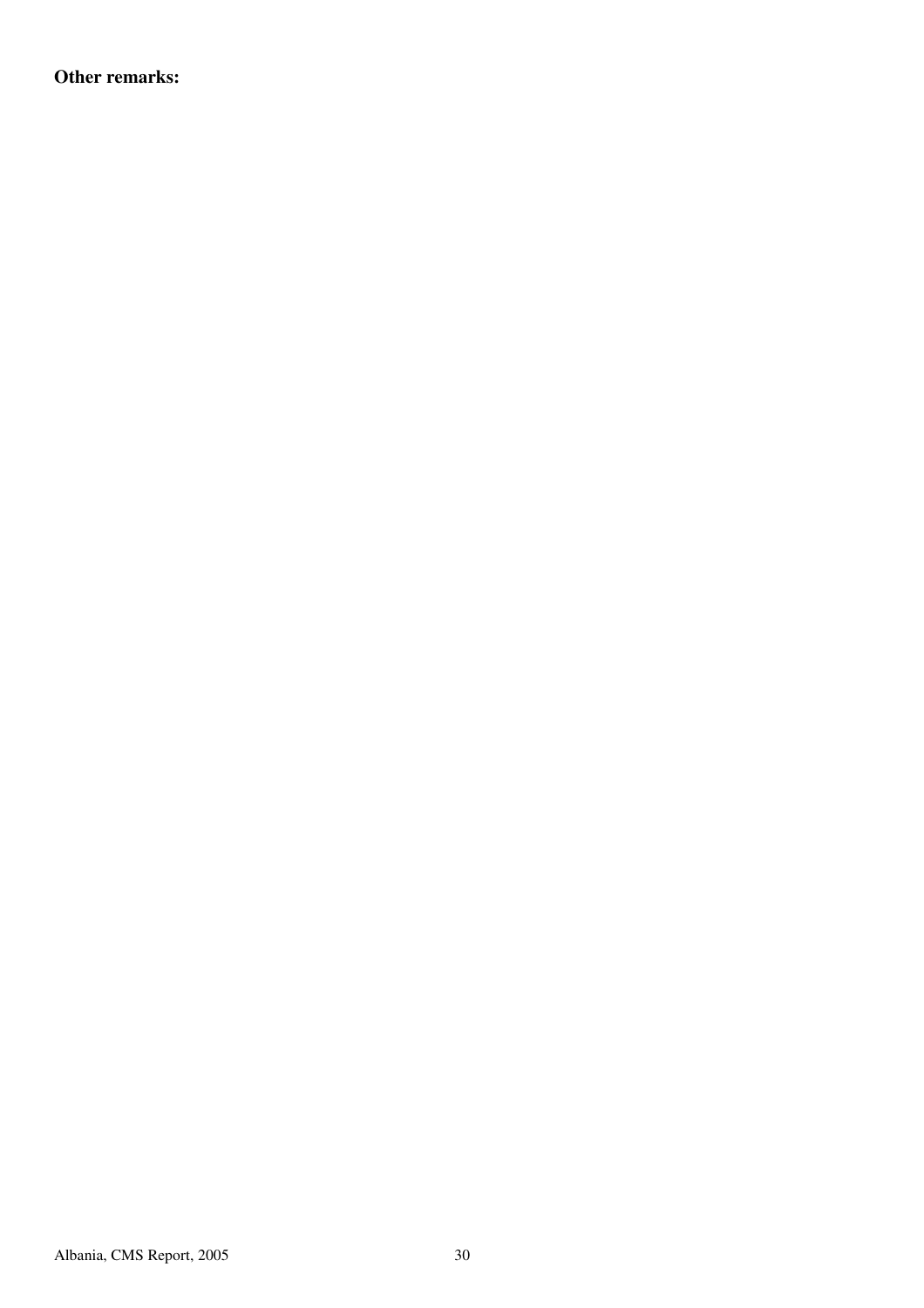**Other remarks:**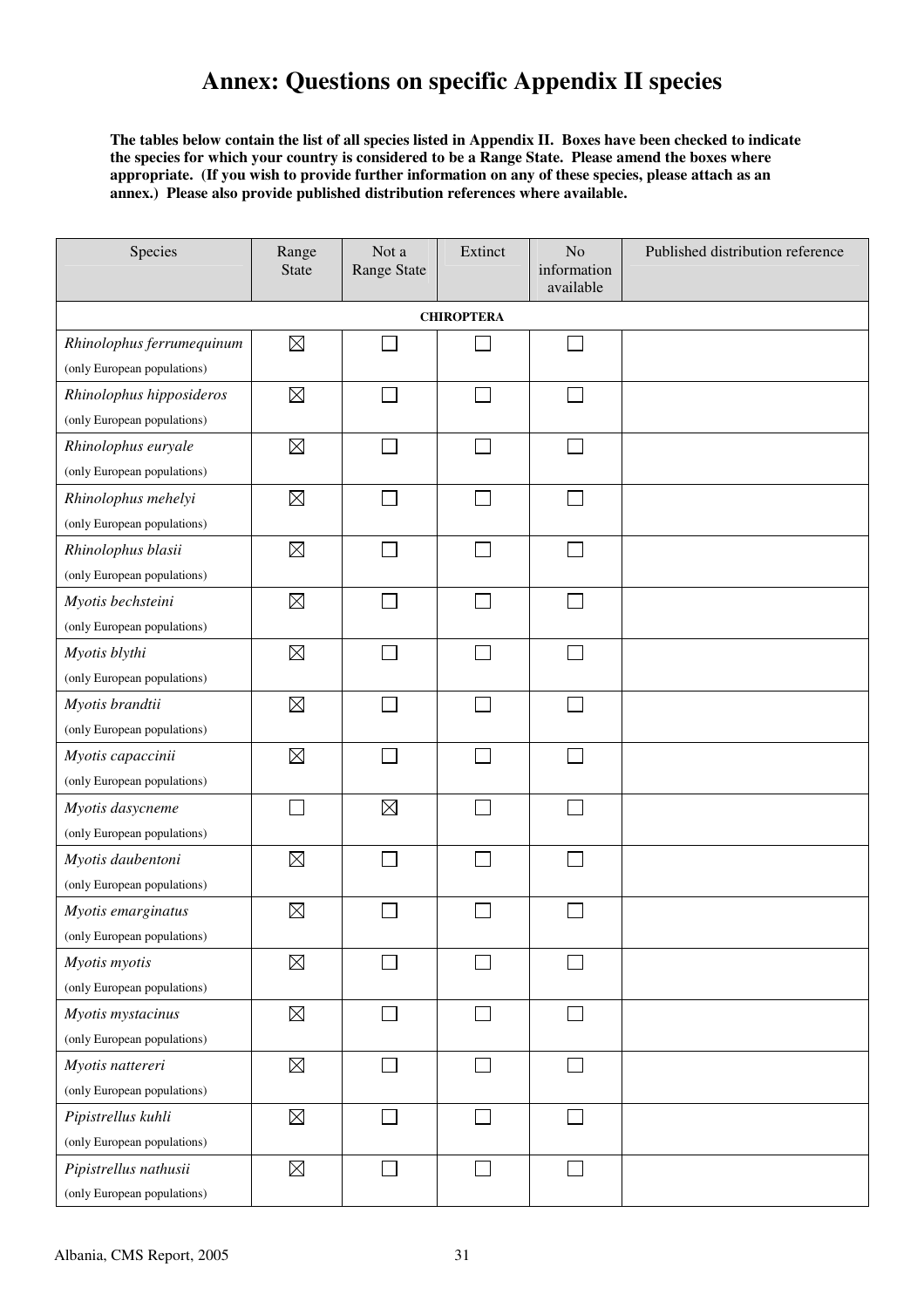# Annex: Questions on specific Appendix II species

**The tables below contain the list of all species listed in Appendix II. Boxes have been checked to indicate the species for which your country is considered to be a Range State. Please amend the boxes where appropriate. (If you wish to provide further information on any of these species, please attach as an annex.) Please also provide published distribution references where available.**

| Species | Range State | Not a Range State | Extinct | No information available | Published distribution reference |
|---|---|---|---|---|---|
| **CHIROPTERA** | | | | | |
| *Rhinolophus ferrumequinum* (only European populations) | ☒ | ☐ | ☐ | ☐ | |
| *Rhinolophus hipposideros* (only European populations) | ☒ | ☐ | ☐ | ☐ | |
| *Rhinolophus euryale* (only European populations) | ☒ | ☐ | ☐ | ☐ | |
| *Rhinolophus mehelyi* (only European populations) | ☒ | ☐ | ☐ | ☐ | |
| *Rhinolophus blasii* (only European populations) | ☒ | ☐ | ☐ | ☐ | |
| *Myotis bechsteini* (only European populations) | ☒ | ☐ | ☐ | ☐ | |
| *Myotis blythi* (only European populations) | ☒ | ☐ | ☐ | ☐ | |
| *Myotis brandtii* (only European populations) | ☒ | ☐ | ☐ | ☐ | |
| *Myotis capaccinii* (only European populations) | ☒ | ☐ | ☐ | ☐ | |
| *Myotis dasycneme* (only European populations) | ☐ | ☒ | ☐ | ☐ | |
| *Myotis daubentoni* (only European populations) | ☒ | ☐ | ☐ | ☐ | |
| *Myotis emarginatus* (only European populations) | ☒ | ☐ | ☐ | ☐ | |
| *Myotis myotis* (only European populations) | ☒ | ☐ | ☐ | ☐ | |
| *Myotis mystacinus* (only European populations) | ☒ | ☐ | ☐ | ☐ | |
| *Myotis nattereri* (only European populations) | ☒ | ☐ | ☐ | ☐ | |
| *Pipistrellus kuhli* (only European populations) | ☒ | ☐ | ☐ | ☐ | |
| *Pipistrellus nathusii* (only European populations) | ☒ | ☐ | ☐ | ☐ | |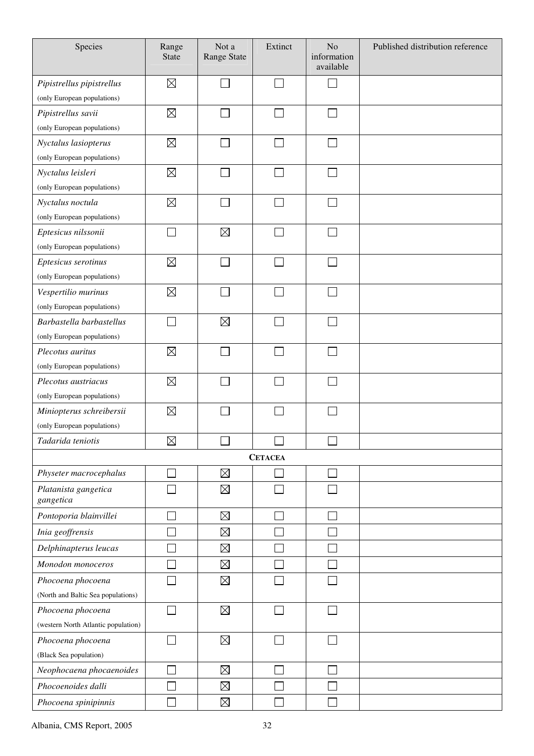| Species | Range State | Not a Range State | Extinct | No information available | Published distribution reference |
|---|---|---|---|---|---|
| *Pipistrellus pipistrellus* (only European populations) | ☒ | ☐ | ☐ | ☐ | |
| *Pipistrellus savii* (only European populations) | ☒ | ☐ | ☐ | ☐ | |
| *Nyctalus lasiopterus* (only European populations) | ☒ | ☐ | ☐ | ☐ | |
| *Nyctalus leisleri* (only European populations) | ☒ | ☐ | ☐ | ☐ | |
| *Nyctalus noctula* (only European populations) | ☒ | ☐ | ☐ | ☐ | |
| *Eptesicus nilssonii* (only European populations) | ☐ | ☒ | ☐ | ☐ | |
| *Eptesicus serotinus* (only European populations) | ☒ | ☐ | ☐ | ☐ | |
| *Vespertilio murinus* (only European populations) | ☒ | ☐ | ☐ | ☐ | |
| *Barbastella barbastellus* (only European populations) | ☐ | ☒ | ☐ | ☐ | |
| *Plecotus auritus* (only European populations) | ☒ | ☐ | ☐ | ☐ | |
| *Plecotus austriacus* (only European populations) | ☒ | ☐ | ☐ | ☐ | |
| *Miniopterus schreibersii* (only European populations) | ☒ | ☐ | ☐ | ☐ | |
| *Tadarida teniotis* | ☒ | ☐ | ☐ | ☐ | |
| **CETACEA** | | | | | |
| *Physeter macrocephalus* | ☐ | ☒ | ☐ | ☐ | |
| *Platanista gangetica gangetica* | ☐ | ☒ | ☐ | ☐ | |
| *Pontoporia blainvillei* | ☐ | ☒ | ☐ | ☐ | |
| *Inia geoffrensis* | ☐ | ☒ | ☐ | ☐ | |
| *Delphinapterus leucas* | ☐ | ☒ | ☐ | ☐ | |
| *Monodon monoceros* | ☐ | ☒ | ☐ | ☐ | |
| *Phocoena phocoena* (North and Baltic Sea populations) | ☐ | ☒ | ☐ | ☐ | |
| *Phocoena phocoena* (western North Atlantic population) | ☐ | ☒ | ☐ | ☐ | |
| *Phocoena phocoena* (Black Sea population) | ☐ | ☒ | ☐ | ☐ | |
| *Neophocaena phocaenoides* | ☐ | ☒ | ☐ | ☐ | |
| *Phocoenoides dalli* | ☐ | ☒ | ☐ | ☐ | |
| *Phocoena spinipinnis* | ☐ | ☒ | ☐ | ☐ | |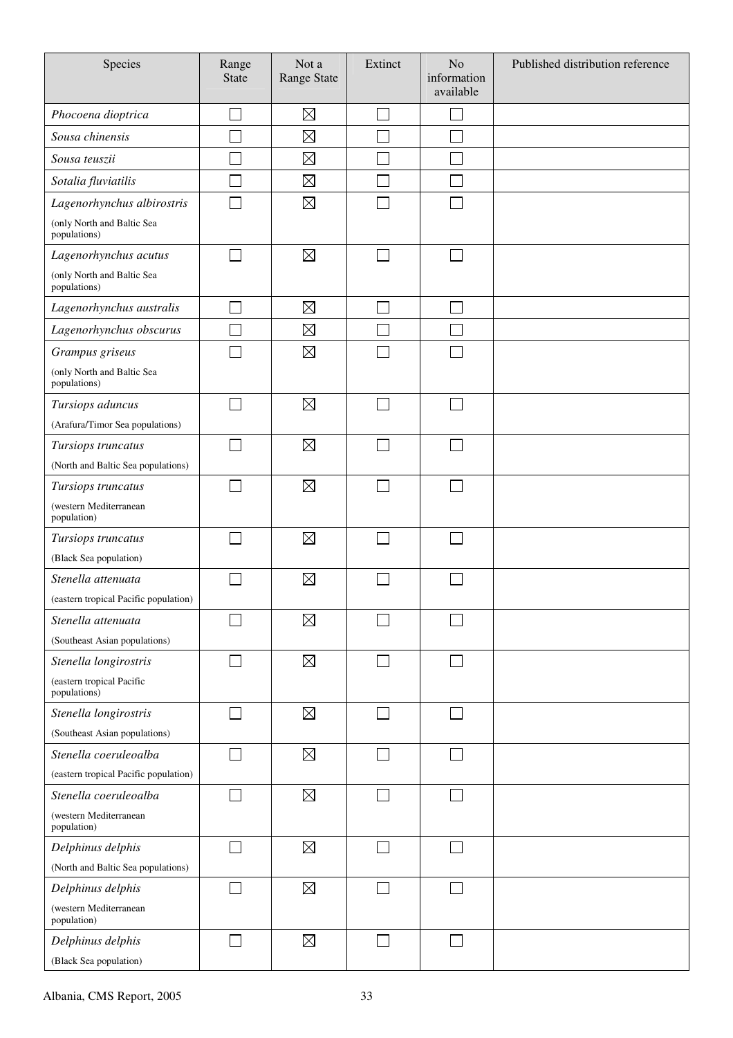| Species | Range State | Not a Range State | Extinct | No information available | Published distribution reference |
|---|---|---|---|---|---|
| *Phocoena dioptrica* | ☐ | ☒ | ☐ | ☐ | |
| *Sousa chinensis* | ☐ | ☒ | ☐ | ☐ | |
| *Sousa teuszii* | ☐ | ☒ | ☐ | ☐ | |
| *Sotalia fluviatilis* | ☐ | ☒ | ☐ | ☐ | |
| *Lagenorhynchus albirostris* (only North and Baltic Sea populations) | ☐ | ☒ | ☐ | ☐ | |
| *Lagenorhynchus acutus* (only North and Baltic Sea populations) | ☐ | ☒ | ☐ | ☐ | |
| *Lagenorhynchus australis* | ☐ | ☒ | ☐ | ☐ | |
| *Lagenorhynchus obscurus* | ☐ | ☒ | ☐ | ☐ | |
| *Grampus griseus* (only North and Baltic Sea populations) | ☐ | ☒ | ☐ | ☐ | |
| *Tursiops aduncus* (Arafura/Timor Sea populations) | ☐ | ☒ | ☐ | ☐ | |
| *Tursiops truncatus* (North and Baltic Sea populations) | ☐ | ☒ | ☐ | ☐ | |
| *Tursiops truncatus* (western Mediterranean population) | ☐ | ☒ | ☐ | ☐ | |
| *Tursiops truncatus* (Black Sea population) | ☐ | ☒ | ☐ | ☐ | |
| *Stenella attenuata* (eastern tropical Pacific population) | ☐ | ☒ | ☐ | ☐ | |
| *Stenella attenuata* (Southeast Asian populations) | ☐ | ☒ | ☐ | ☐ | |
| *Stenella longirostris* (eastern tropical Pacific populations) | ☐ | ☒ | ☐ | ☐ | |
| *Stenella longirostris* (Southeast Asian populations) | ☐ | ☒ | ☐ | ☐ | |
| *Stenella coeruleoalba* (eastern tropical Pacific population) | ☐ | ☒ | ☐ | ☐ | |
| *Stenella coeruleoalba* (western Mediterranean population) | ☐ | ☒ | ☐ | ☐ | |
| *Delphinus delphis* (North and Baltic Sea populations) | ☐ | ☒ | ☐ | ☐ | |
| *Delphinus delphis* (western Mediterranean population) | ☐ | ☒ | ☐ | ☐ | |
| *Delphinus delphis* (Black Sea population) | ☐ | ☒ | ☐ | ☐ | |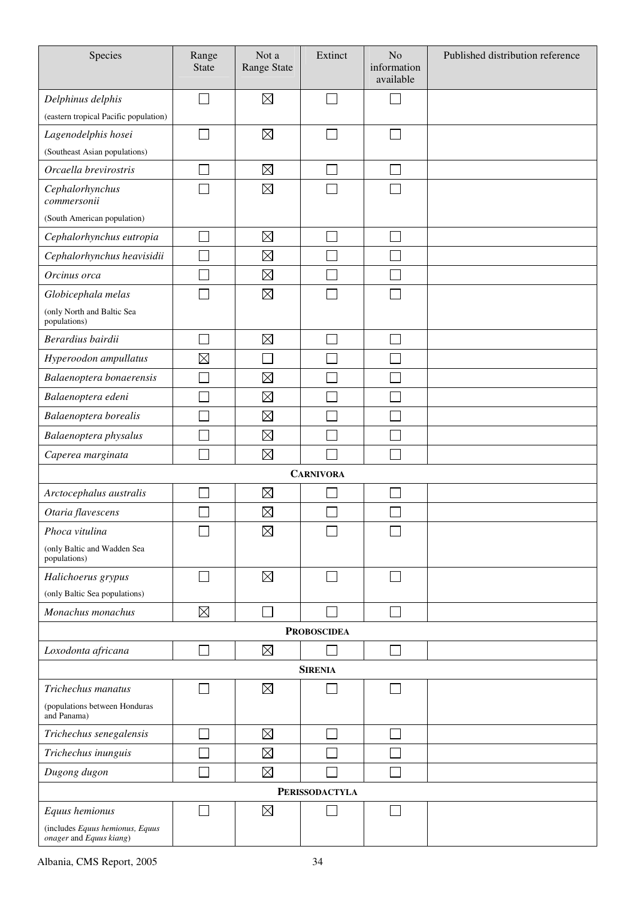| Species | Range State | Not a Range State | Extinct | No information available | Published distribution reference |
|---|---|---|---|---|---|
| *Delphinus delphis* (eastern tropical Pacific population) | ☐ | ☒ | ☐ | ☐ | |
| *Lagenodelphis hosei* (Southeast Asian populations) | ☐ | ☒ | ☐ | ☐ | |
| *Orcaella brevirostris* | ☐ | ☒ | ☐ | ☐ | |
| *Cephalorhynchus commersonii* (South American population) | ☐ | ☒ | ☐ | ☐ | |
| *Cephalorhynchus eutropia* | ☐ | ☒ | ☐ | ☐ | |
| *Cephalorhynchus heavisidii* | ☐ | ☒ | ☐ | ☐ | |
| *Orcinus orca* | ☐ | ☒ | ☐ | ☐ | |
| *Globicephala melas* (only North and Baltic Sea populations) | ☐ | ☒ | ☐ | ☐ | |
| *Berardius bairdii* | ☐ | ☒ | ☐ | ☐ | |
| *Hyperoodon ampullatus* | ☒ | ☐ | ☐ | ☐ | |
| *Balaenoptera bonaerensis* | ☐ | ☒ | ☐ | ☐ | |
| *Balaenoptera edeni* | ☐ | ☒ | ☐ | ☐ | |
| *Balaenoptera borealis* | ☐ | ☒ | ☐ | ☐ | |
| *Balaenoptera physalus* | ☐ | ☒ | ☐ | ☐ | |
| *Caperea marginata* | ☐ | ☒ | ☐ | ☐ | |
| **CARNIVORA** | | | | | |
| *Arctocephalus australis* | ☐ | ☒ | ☐ | ☐ | |
| *Otaria flavescens* | ☐ | ☒ | ☐ | ☐ | |
| *Phoca vitulina* (only Baltic and Wadden Sea populations) | ☐ | ☒ | ☐ | ☐ | |
| *Halichoerus grypus* (only Baltic Sea populations) | ☐ | ☒ | ☐ | ☐ | |
| *Monachus monachus* | ☒ | ☐ | ☐ | ☐ | |
| **PROBOSCIDEA** | | | | | |
| *Loxodonta africana* | ☐ | ☒ | ☐ | ☐ | |
| **SIRENIA** | | | | | |
| *Trichechus manatus* (populations between Honduras and Panama) | ☐ | ☒ | ☐ | ☐ | |
| *Trichechus senegalensis* | ☐ | ☒ | ☐ | ☐ | |
| *Trichechus inunguis* | ☐ | ☒ | ☐ | ☐ | |
| *Dugong dugon* | ☐ | ☒ | ☐ | ☐ | |
| **PERISSODACTYLA** | | | | | |
| *Equus hemionus* (includes *Equus hemionus, Equus onager* and *Equus kiang*) | ☐ | ☒ | ☐ | ☐ | |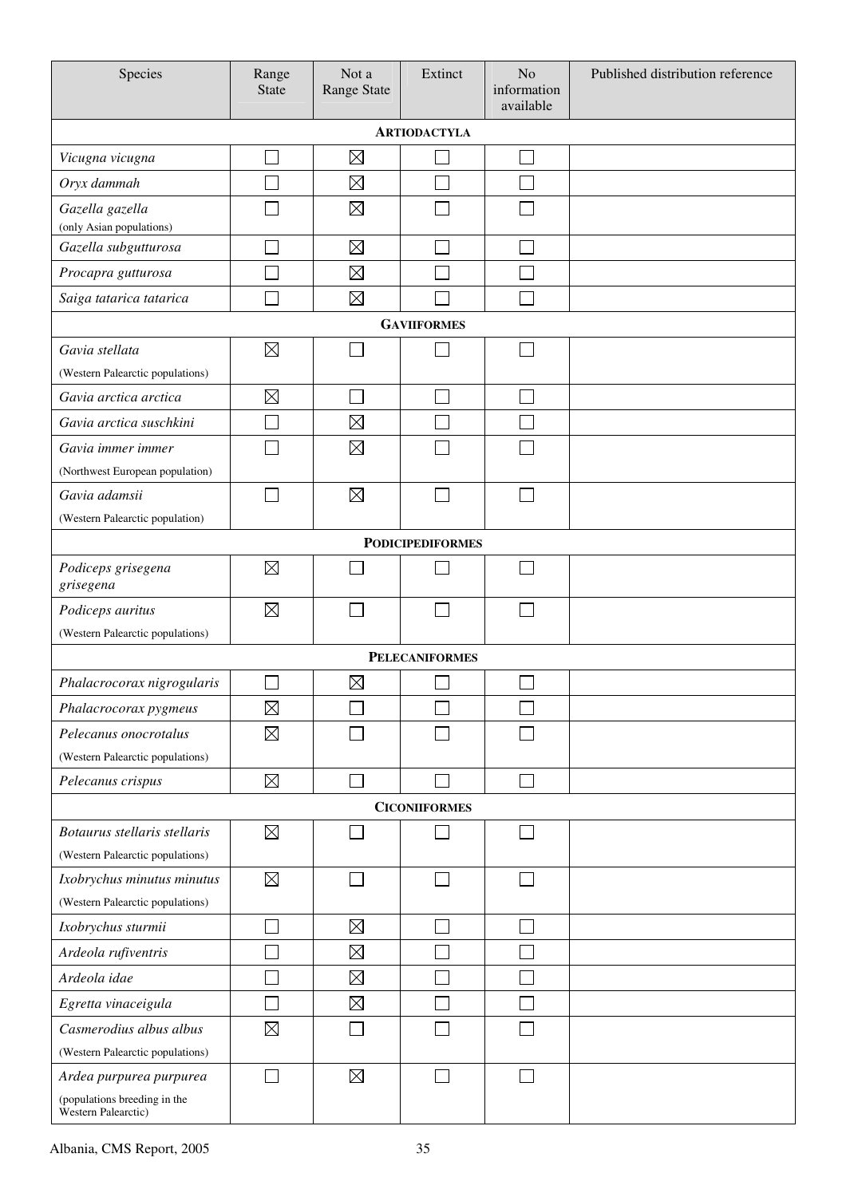| Species | Range State | Not a Range State | Extinct | No information available | Published distribution reference |
|---|---|---|---|---|---|
| **ARTIODACTYLA** | | | | | |
| *Vicugna vicugna* | ☐ | ☒ | ☐ | ☐ | |
| *Oryx dammah* | ☐ | ☒ | ☐ | ☐ | |
| *Gazella gazella* (only Asian populations) | ☐ | ☒ | ☐ | ☐ | |
| *Gazella subgutturosa* | ☐ | ☒ | ☐ | ☐ | |
| *Procapra gutturosa* | ☐ | ☒ | ☐ | ☐ | |
| *Saiga tatarica tatarica* | ☐ | ☒ | ☐ | ☐ | |
| **GAVIIFORMES** | | | | | |
| *Gavia stellata* (Western Palearctic populations) | ☒ | ☐ | ☐ | ☐ | |
| *Gavia arctica arctica* | ☒ | ☐ | ☐ | ☐ | |
| *Gavia arctica suschkini* | ☐ | ☒ | ☐ | ☐ | |
| *Gavia immer immer* (Northwest European population) | ☐ | ☒ | ☐ | ☐ | |
| *Gavia adamsii* (Western Palearctic population) | ☐ | ☒ | ☐ | ☐ | |
| **PODICIPEDIFORMES** | | | | | |
| *Podiceps grisegena grisegena* | ☒ | ☐ | ☐ | ☐ | |
| *Podiceps auritus* (Western Palearctic populations) | ☒ | ☐ | ☐ | ☐ | |
| **PELECANIFORMES** | | | | | |
| *Phalacrocorax nigrogularis* | ☐ | ☒ | ☐ | ☐ | |
| *Phalacrocorax pygmeus* | ☒ | ☐ | ☐ | ☐ | |
| *Pelecanus onocrotalus* (Western Palearctic populations) | ☒ | ☐ | ☐ | ☐ | |
| *Pelecanus crispus* | ☒ | ☐ | ☐ | ☐ | |
| **CICONIIFORMES** | | | | | |
| *Botaurus stellaris stellaris* (Western Palearctic populations) | ☒ | ☐ | ☐ | ☐ | |
| *Ixobrychus minutus minutus* (Western Palearctic populations) | ☒ | ☐ | ☐ | ☐ | |
| *Ixobrychus sturmii* | ☐ | ☒ | ☐ | ☐ | |
| *Ardeola rufiventris* | ☐ | ☒ | ☐ | ☐ | |
| *Ardeola idae* | ☐ | ☒ | ☐ | ☐ | |
| *Egretta vinaceigula* | ☐ | ☒ | ☐ | ☐ | |
| *Casmerodius albus albus* (Western Palearctic populations) | ☒ | ☐ | ☐ | ☐ | |
| *Ardea purpurea purpurea* (populations breeding in the Western Palearctic) | ☐ | ☒ | ☐ | ☐ | |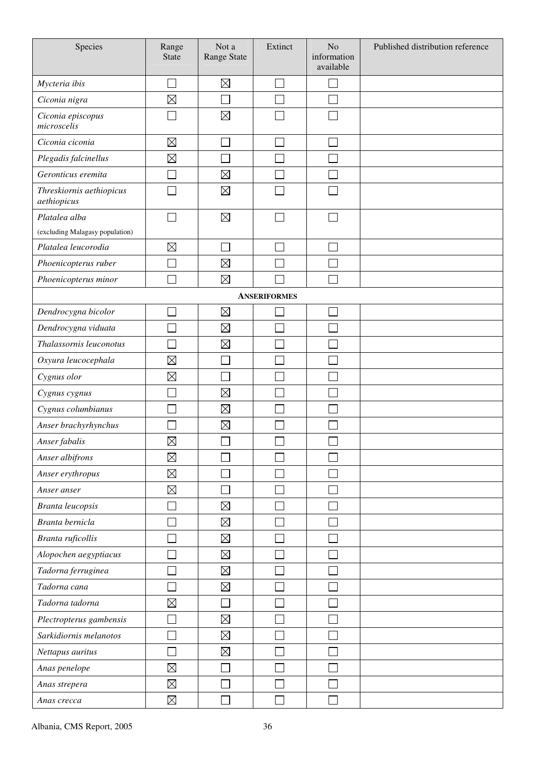| Species | Range State | Not a Range State | Extinct | No information available | Published distribution reference |
|---|---|---|---|---|---|
| *Mycteria ibis* | ☐ | ☒ | ☐ | ☐ | |
| *Ciconia nigra* | ☒ | ☐ | ☐ | ☐ | |
| *Ciconia episcopus microscelis* | ☐ | ☒ | ☐ | ☐ | |
| *Ciconia ciconia* | ☒ | ☐ | ☐ | ☐ | |
| *Plegadis falcinellus* | ☒ | ☐ | ☐ | ☐ | |
| *Geronticus eremita* | ☐ | ☒ | ☐ | ☐ | |
| *Threskiornis aethiopicus aethiopicus* | ☐ | ☒ | ☐ | ☐ | |
| *Platalea alba* (excluding Malagasy population) | ☐ | ☒ | ☐ | ☐ | |
| *Platalea leucorodia* | ☒ | ☐ | ☐ | ☐ | |
| *Phoenicopterus ruber* | ☐ | ☒ | ☐ | ☐ | |
| *Phoenicopterus minor* | ☐ | ☒ | ☐ | ☐ | |
| **ANSERIFORMES** | | | | | |
| *Dendrocygna bicolor* | ☐ | ☒ | ☐ | ☐ | |
| *Dendrocygna viduata* | ☐ | ☒ | ☐ | ☐ | |
| *Thalassornis leuconotus* | ☐ | ☒ | ☐ | ☐ | |
| *Oxyura leucocephala* | ☒ | ☐ | ☐ | ☐ | |
| *Cygnus olor* | ☒ | ☐ | ☐ | ☐ | |
| *Cygnus cygnus* | ☐ | ☒ | ☐ | ☐ | |
| *Cygnus columbianus* | ☐ | ☒ | ☐ | ☐ | |
| *Anser brachyrhynchus* | ☐ | ☒ | ☐ | ☐ | |
| *Anser fabalis* | ☒ | ☐ | ☐ | ☐ | |
| *Anser albifrons* | ☒ | ☐ | ☐ | ☐ | |
| *Anser erythropus* | ☒ | ☐ | ☐ | ☐ | |
| *Anser anser* | ☒ | ☐ | ☐ | ☐ | |
| *Branta leucopsis* | ☐ | ☒ | ☐ | ☐ | |
| *Branta bernicla* | ☐ | ☒ | ☐ | ☐ | |
| *Branta ruficollis* | ☐ | ☒ | ☐ | ☐ | |
| *Alopochen aegyptiacus* | ☐ | ☒ | ☐ | ☐ | |
| *Tadorna ferruginea* | ☐ | ☒ | ☐ | ☐ | |
| *Tadorna cana* | ☐ | ☒ | ☐ | ☐ | |
| *Tadorna tadorna* | ☒ | ☐ | ☐ | ☐ | |
| *Plectropterus gambensis* | ☐ | ☒ | ☐ | ☐ | |
| *Sarkidiornis melanotos* | ☐ | ☒ | ☐ | ☐ | |
| *Nettapus auritus* | ☐ | ☒ | ☐ | ☐ | |
| *Anas penelope* | ☒ | ☐ | ☐ | ☐ | |
| *Anas strepera* | ☒ | ☐ | ☐ | ☐ | |
| *Anas crecca* | ☒ | ☐ | ☐ | ☐ | |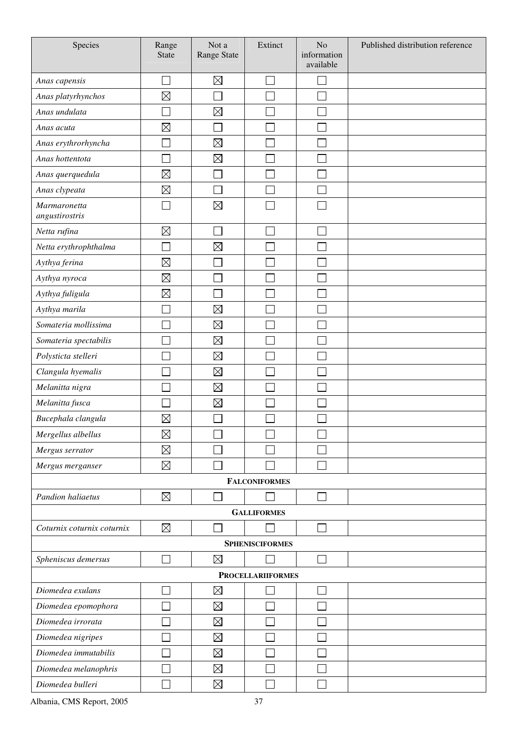| Species | Range State | Not a Range State | Extinct | No information available | Published distribution reference |
|---|---|---|---|---|---|
| *Anas capensis* | ☐ | ☒ | ☐ | ☐ | |
| *Anas platyrhynchos* | ☒ | ☐ | ☐ | ☐ | |
| *Anas undulata* | ☐ | ☒ | ☐ | ☐ | |
| *Anas acuta* | ☒ | ☐ | ☐ | ☐ | |
| *Anas erythrorhyncha* | ☐ | ☒ | ☐ | ☐ | |
| *Anas hottentota* | ☐ | ☒ | ☐ | ☐ | |
| *Anas querquedula* | ☒ | ☐ | ☐ | ☐ | |
| *Anas clypeata* | ☒ | ☐ | ☐ | ☐ | |
| *Marmaronetta angustirostris* | ☐ | ☒ | ☐ | ☐ | |
| *Netta rufina* | ☒ | ☐ | ☐ | ☐ | |
| *Netta erythrophthalma* | ☐ | ☒ | ☐ | ☐ | |
| *Aythya ferina* | ☒ | ☐ | ☐ | ☐ | |
| *Aythya nyroca* | ☒ | ☐ | ☐ | ☐ | |
| *Aythya fuligula* | ☒ | ☐ | ☐ | ☐ | |
| *Aythya marila* | ☐ | ☒ | ☐ | ☐ | |
| *Somateria mollissima* | ☐ | ☒ | ☐ | ☐ | |
| *Somateria spectabilis* | ☐ | ☒ | ☐ | ☐ | |
| *Polysticta stelleri* | ☐ | ☒ | ☐ | ☐ | |
| *Clangula hyemalis* | ☐ | ☒ | ☐ | ☐ | |
| *Melanitta nigra* | ☐ | ☒ | ☐ | ☐ | |
| *Melanitta fusca* | ☐ | ☒ | ☐ | ☐ | |
| *Bucephala clangula* | ☒ | ☐ | ☐ | ☐ | |
| *Mergellus albellus* | ☒ | ☐ | ☐ | ☐ | |
| *Mergus serrator* | ☒ | ☐ | ☐ | ☐ | |
| *Mergus merganser* | ☒ | ☐ | ☐ | ☐ | |
| **FALCONIFORMES** | | | | | |
| *Pandion haliaetus* | ☒ | ☐ | ☐ | ☐ | |
| **GALLIFORMES** | | | | | |
| *Coturnix coturnix coturnix* | ☒ | ☐ | ☐ | ☐ | |
| **SPHENISCIFORMES** | | | | | |
| *Spheniscus demersus* | ☐ | ☒ | ☐ | ☐ | |
| **PROCELLARIIFORMES** | | | | | |
| *Diomedea exulans* | ☐ | ☒ | ☐ | ☐ | |
| *Diomedea epomophora* | ☐ | ☒ | ☐ | ☐ | |
| *Diomedea irrorata* | ☐ | ☒ | ☐ | ☐ | |
| *Diomedea nigripes* | ☐ | ☒ | ☐ | ☐ | |
| *Diomedea immutabilis* | ☐ | ☒ | ☐ | ☐ | |
| *Diomedea melanophris* | ☐ | ☒ | ☐ | ☐ | |
| *Diomedea bulleri* | ☐ | ☒ | ☐ | ☐ | |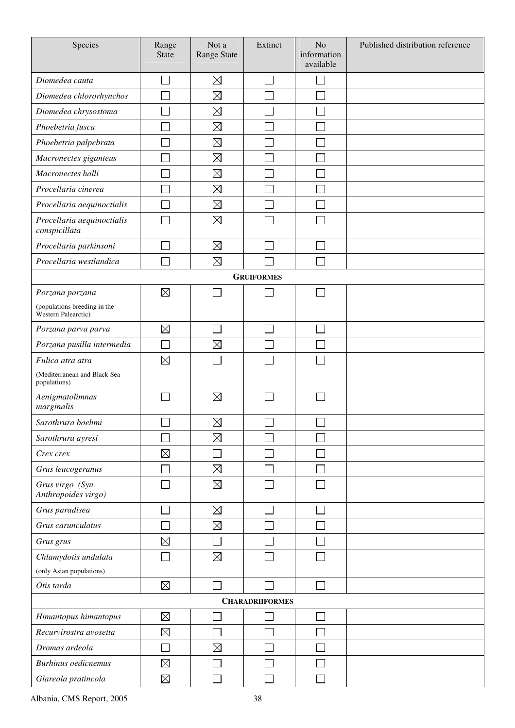| Species | Range State | Not a Range State | Extinct | No information available | Published distribution reference |
|---|---|---|---|---|---|
| *Diomedea cauta* | ☐ | ☒ | ☐ | ☐ | |
| *Diomedea chlororhynchos* | ☐ | ☒ | ☐ | ☐ | |
| *Diomedea chrysostoma* | ☐ | ☒ | ☐ | ☐ | |
| *Phoebetria fusca* | ☐ | ☒ | ☐ | ☐ | |
| *Phoebetria palpebrata* | ☐ | ☒ | ☐ | ☐ | |
| *Macronectes giganteus* | ☐ | ☒ | ☐ | ☐ | |
| *Macronectes halli* | ☐ | ☒ | ☐ | ☐ | |
| *Procellaria cinerea* | ☐ | ☒ | ☐ | ☐ | |
| *Procellaria aequinoctialis* | ☐ | ☒ | ☐ | ☐ | |
| *Procellaria aequinoctialis conspicillata* | ☐ | ☒ | ☐ | ☐ | |
| *Procellaria parkinsoni* | ☐ | ☒ | ☐ | ☐ | |
| *Procellaria westlandica* | ☐ | ☒ | ☐ | ☐ | |
| | | **GRUIFORMES** | | | |
| *Porzana porzana* (populations breeding in the Western Palearctic) | ☒ | ☐ | ☐ | ☐ | |
| *Porzana parva parva* | ☒ | ☐ | ☐ | ☐ | |
| *Porzana pusilla intermedia* | ☐ | ☒ | ☐ | ☐ | |
| *Fulica atra atra* (Mediterranean and Black Sea populations) | ☒ | ☐ | ☐ | ☐ | |
| *Aenigmatolimnas marginalis* | ☐ | ☒ | ☐ | ☐ | |
| *Sarothrura boehmi* | ☐ | ☒ | ☐ | ☐ | |
| *Sarothrura ayresi* | ☐ | ☒ | ☐ | ☐ | |
| *Crex crex* | ☒ | ☐ | ☐ | ☐ | |
| *Grus leucogeranus* | ☐ | ☒ | ☐ | ☐ | |
| *Grus virgo (Syn. Anthropoides virgo)* | ☐ | ☒ | ☐ | ☐ | |
| *Grus paradisea* | ☐ | ☒ | ☐ | ☐ | |
| *Grus carunculatus* | ☐ | ☒ | ☐ | ☐ | |
| *Grus grus* | ☒ | ☐ | ☐ | ☐ | |
| *Chlamydotis undulata* (only Asian populations) | ☐ | ☒ | ☐ | ☐ | |
| *Otis tarda* | ☒ | ☐ | ☐ | ☐ | |
| | | **CHARADRIIFORMES** | | | |
| *Himantopus himantopus* | ☒ | ☐ | ☐ | ☐ | |
| *Recurvirostra avosetta* | ☒ | ☐ | ☐ | ☐ | |
| *Dromas ardeola* | ☐ | ☒ | ☐ | ☐ | |
| *Burhinus oedicnemus* | ☒ | ☐ | ☐ | ☐ | |
| *Glareola pratincola* | ☒ | ☐ | ☐ | ☐ | |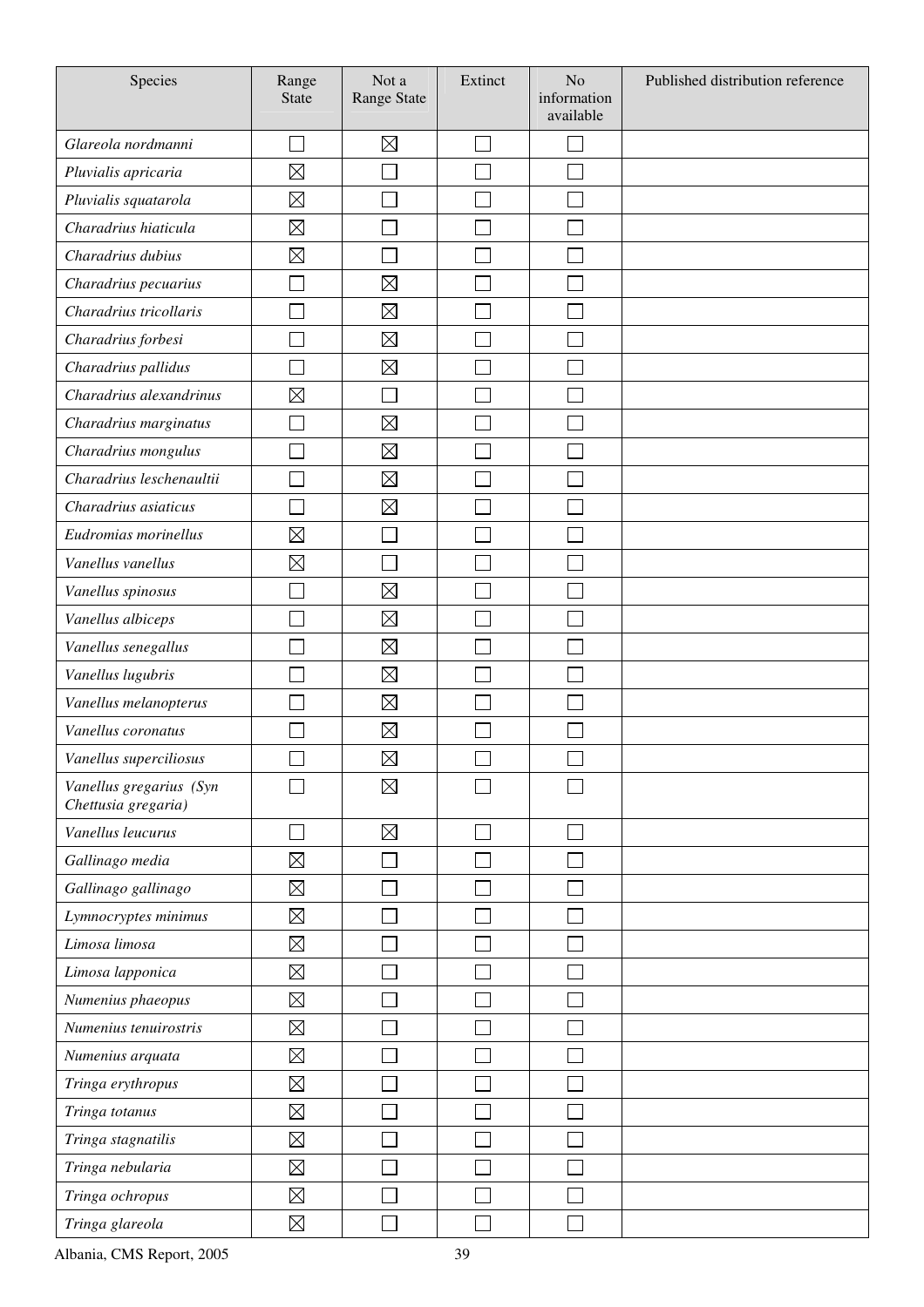| Species | Range State | Not a Range State | Extinct | No information available | Published distribution reference |
|---|---|---|---|---|---|
| *Glareola nordmanni* | ☐ | ☒ | ☐ | ☐ | |
| *Pluvialis apricaria* | ☒ | ☐ | ☐ | ☐ | |
| *Pluvialis squatarola* | ☒ | ☐ | ☐ | ☐ | |
| *Charadrius hiaticula* | ☒ | ☐ | ☐ | ☐ | |
| *Charadrius dubius* | ☒ | ☐ | ☐ | ☐ | |
| *Charadrius pecuarius* | ☐ | ☒ | ☐ | ☐ | |
| *Charadrius tricollaris* | ☐ | ☒ | ☐ | ☐ | |
| *Charadrius forbesi* | ☐ | ☒ | ☐ | ☐ | |
| *Charadrius pallidus* | ☐ | ☒ | ☐ | ☐ | |
| *Charadrius alexandrinus* | ☒ | ☐ | ☐ | ☐ | |
| *Charadrius marginatus* | ☐ | ☒ | ☐ | ☐ | |
| *Charadrius mongulus* | ☐ | ☒ | ☐ | ☐ | |
| *Charadrius leschenaultii* | ☐ | ☒ | ☐ | ☐ | |
| *Charadrius asiaticus* | ☐ | ☒ | ☐ | ☐ | |
| *Eudromias morinellus* | ☒ | ☐ | ☐ | ☐ | |
| *Vanellus vanellus* | ☒ | ☐ | ☐ | ☐ | |
| *Vanellus spinosus* | ☐ | ☒ | ☐ | ☐ | |
| *Vanellus albiceps* | ☐ | ☒ | ☐ | ☐ | |
| *Vanellus senegallus* | ☐ | ☒ | ☐ | ☐ | |
| *Vanellus lugubris* | ☐ | ☒ | ☐ | ☐ | |
| *Vanellus melanopterus* | ☐ | ☒ | ☐ | ☐ | |
| *Vanellus coronatus* | ☐ | ☒ | ☐ | ☐ | |
| *Vanellus superciliosus* | ☐ | ☒ | ☐ | ☐ | |
| *Vanellus gregarius (Syn Chettusia gregaria)* | ☐ | ☒ | ☐ | ☐ | |
| *Vanellus leucurus* | ☐ | ☒ | ☐ | ☐ | |
| *Gallinago media* | ☒ | ☐ | ☐ | ☐ | |
| *Gallinago gallinago* | ☒ | ☐ | ☐ | ☐ | |
| *Lymnocryptes minimus* | ☒ | ☐ | ☐ | ☐ | |
| *Limosa limosa* | ☒ | ☐ | ☐ | ☐ | |
| *Limosa lapponica* | ☒ | ☐ | ☐ | ☐ | |
| *Numenius phaeopus* | ☒ | ☐ | ☐ | ☐ | |
| *Numenius tenuirostris* | ☒ | ☐ | ☐ | ☐ | |
| *Numenius arquata* | ☒ | ☐ | ☐ | ☐ | |
| *Tringa erythropus* | ☒ | ☐ | ☐ | ☐ | |
| *Tringa totanus* | ☒ | ☐ | ☐ | ☐ | |
| *Tringa stagnatilis* | ☒ | ☐ | ☐ | ☐ | |
| *Tringa nebularia* | ☒ | ☐ | ☐ | ☐ | |
| *Tringa ochropus* | ☒ | ☐ | ☐ | ☐ | |
| *Tringa glareola* | ☒ | ☐ | ☐ | ☐ | |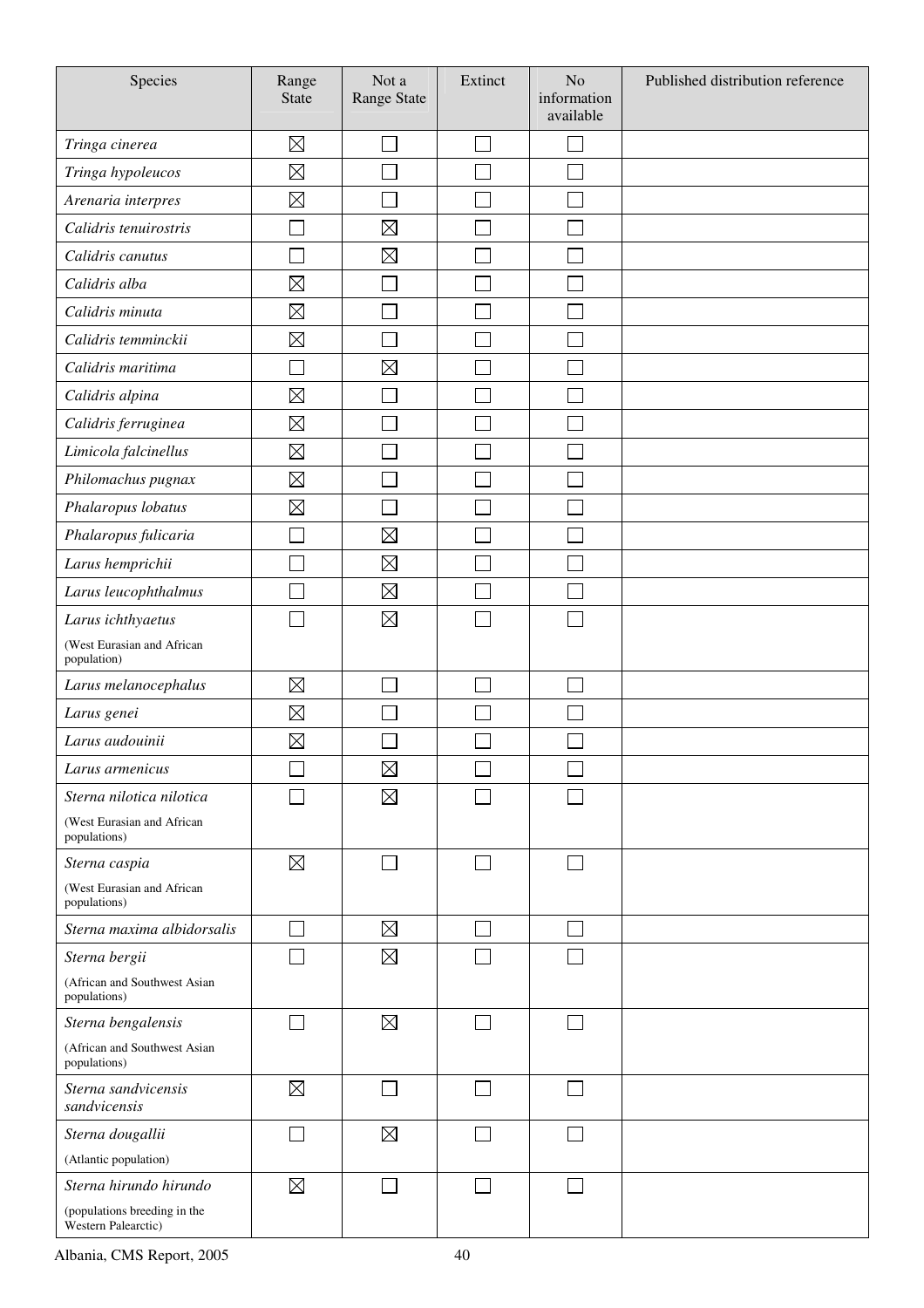| Species | Range State | Not a Range State | Extinct | No information available | Published distribution reference |
|---|---|---|---|---|---|
| *Tringa cinerea* | ☒ | ☐ | ☐ | ☐ | |
| *Tringa hypoleucos* | ☒ | ☐ | ☐ | ☐ | |
| *Arenaria interpres* | ☒ | ☐ | ☐ | ☐ | |
| *Calidris tenuirostris* | ☐ | ☒ | ☐ | ☐ | |
| *Calidris canutus* | ☐ | ☒ | ☐ | ☐ | |
| *Calidris alba* | ☒ | ☐ | ☐ | ☐ | |
| *Calidris minuta* | ☒ | ☐ | ☐ | ☐ | |
| *Calidris temminckii* | ☒ | ☐ | ☐ | ☐ | |
| *Calidris maritima* | ☐ | ☒ | ☐ | ☐ | |
| *Calidris alpina* | ☒ | ☐ | ☐ | ☐ | |
| *Calidris ferruginea* | ☒ | ☐ | ☐ | ☐ | |
| *Limicola falcinellus* | ☒ | ☐ | ☐ | ☐ | |
| *Philomachus pugnax* | ☒ | ☐ | ☐ | ☐ | |
| *Phalaropus lobatus* | ☒ | ☐ | ☐ | ☐ | |
| *Phalaropus fulicaria* | ☐ | ☒ | ☐ | ☐ | |
| *Larus hemprichii* | ☐ | ☒ | ☐ | ☐ | |
| *Larus leucophthalmus* | ☐ | ☒ | ☐ | ☐ | |
| *Larus ichthyaetus* (West Eurasian and African population) | ☐ | ☒ | ☐ | ☐ | |
| *Larus melanocephalus* | ☒ | ☐ | ☐ | ☐ | |
| *Larus genei* | ☒ | ☐ | ☐ | ☐ | |
| *Larus audouinii* | ☒ | ☐ | ☐ | ☐ | |
| *Larus armenicus* | ☐ | ☒ | ☐ | ☐ | |
| *Sterna nilotica nilotica* (West Eurasian and African populations) | ☐ | ☒ | ☐ | ☐ | |
| *Sterna caspia* (West Eurasian and African populations) | ☒ | ☐ | ☐ | ☐ | |
| *Sterna maxima albidorsalis* | ☐ | ☒ | ☐ | ☐ | |
| *Sterna bergii* (African and Southwest Asian populations) | ☐ | ☒ | ☐ | ☐ | |
| *Sterna bengalensis* (African and Southwest Asian populations) | ☐ | ☒ | ☐ | ☐ | |
| *Sterna sandvicensis sandvicensis* | ☒ | ☐ | ☐ | ☐ | |
| *Sterna dougallii* (Atlantic population) | ☐ | ☒ | ☐ | ☐ | |
| *Sterna hirundo hirundo* (populations breeding in the Western Palearctic) | ☒ | ☐ | ☐ | ☐ | |

Albania, CMS Report, 2005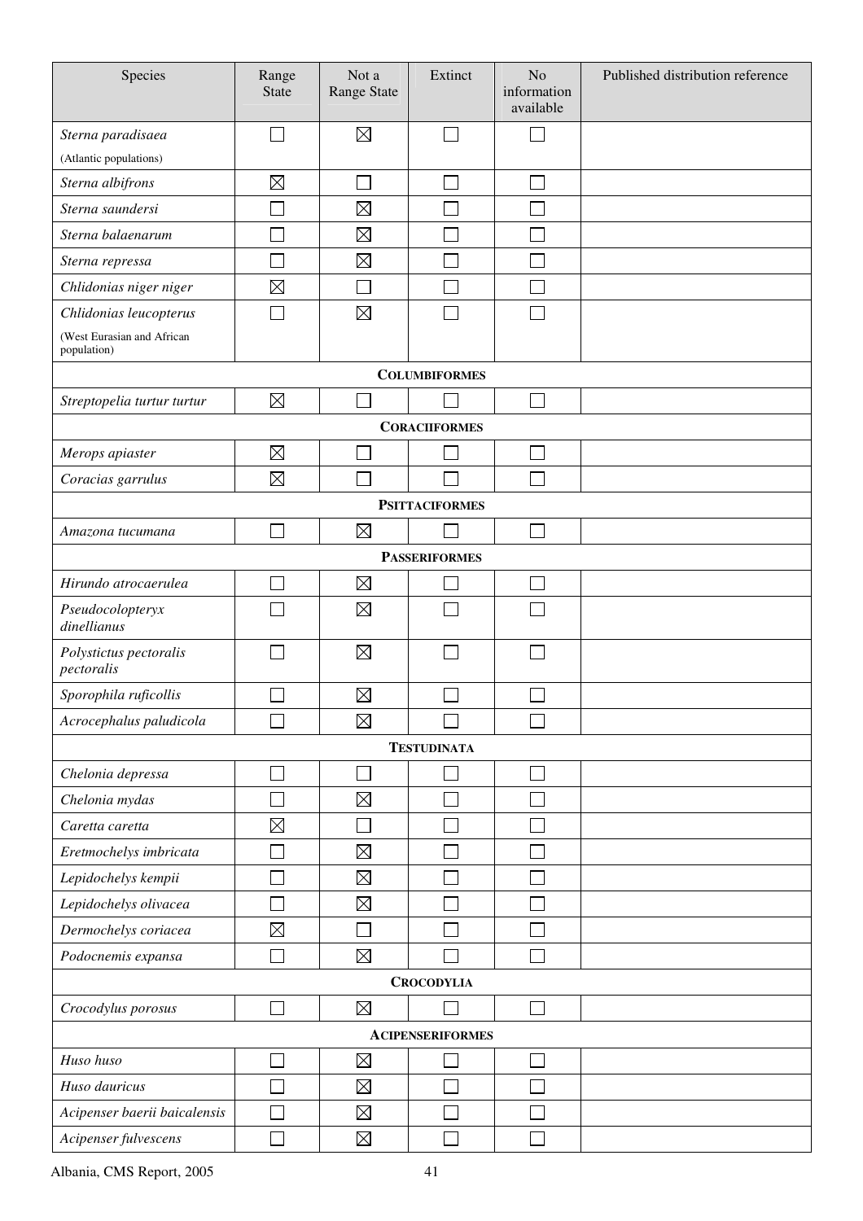| Species | Range State | Not a Range State | Extinct | No information available | Published distribution reference |
|---|---|---|---|---|---|
| *Sterna paradisaea* (Atlantic populations) | ☐ | ☒ | ☐ | ☐ | |
| *Sterna albifrons* | ☒ | ☐ | ☐ | ☐ | |
| *Sterna saundersi* | ☐ | ☒ | ☐ | ☐ | |
| *Sterna balaenarum* | ☐ | ☒ | ☐ | ☐ | |
| *Sterna repressa* | ☐ | ☒ | ☐ | ☐ | |
| *Chlidonias niger niger* | ☒ | ☐ | ☐ | ☐ | |
| *Chlidonias leucopterus* (West Eurasian and African population) | ☐ | ☒ | ☐ | ☐ | |
| **COLUMBIFORMES** | | | | | |
| *Streptopelia turtur turtur* | ☒ | ☐ | ☐ | ☐ | |
| **CORACIIFORMES** | | | | | |
| *Merops apiaster* | ☒ | ☐ | ☐ | ☐ | |
| *Coracias garrulus* | ☒ | ☐ | ☐ | ☐ | |
| **PSITTACIFORMES** | | | | | |
| *Amazona tucumana* | ☐ | ☒ | ☐ | ☐ | |
| **PASSERIFORMES** | | | | | |
| *Hirundo atrocaerulea* | ☐ | ☒ | ☐ | ☐ | |
| *Pseudocolopteryx dinellianus* | ☐ | ☒ | ☐ | ☐ | |
| *Polystictus pectoralis pectoralis* | ☐ | ☒ | ☐ | ☐ | |
| *Sporophila ruficollis* | ☐ | ☒ | ☐ | ☐ | |
| *Acrocephalus paludicola* | ☐ | ☒ | ☐ | ☐ | |
| **TESTUDINATA** | | | | | |
| *Chelonia depressa* | ☐ | ☐ | ☐ | ☐ | |
| *Chelonia mydas* | ☐ | ☒ | ☐ | ☐ | |
| *Caretta caretta* | ☒ | ☐ | ☐ | ☐ | |
| *Eretmochelys imbricata* | ☐ | ☒ | ☐ | ☐ | |
| *Lepidochelys kempii* | ☐ | ☒ | ☐ | ☐ | |
| *Lepidochelys olivacea* | ☐ | ☒ | ☐ | ☐ | |
| *Dermochelys coriacea* | ☒ | ☐ | ☐ | ☐ | |
| *Podocnemis expansa* | ☐ | ☒ | ☐ | ☐ | |
| **CROCODYLIA** | | | | | |
| *Crocodylus porosus* | ☐ | ☒ | ☐ | ☐ | |
| **ACIPENSERIFORMES** | | | | | |
| *Huso huso* | ☐ | ☒ | ☐ | ☐ | |
| *Huso dauricus* | ☐ | ☒ | ☐ | ☐ | |
| *Acipenser baerii baicalensis* | ☐ | ☒ | ☐ | ☐ | |
| *Acipenser fulvescens* | ☐ | ☒ | ☐ | ☐ | |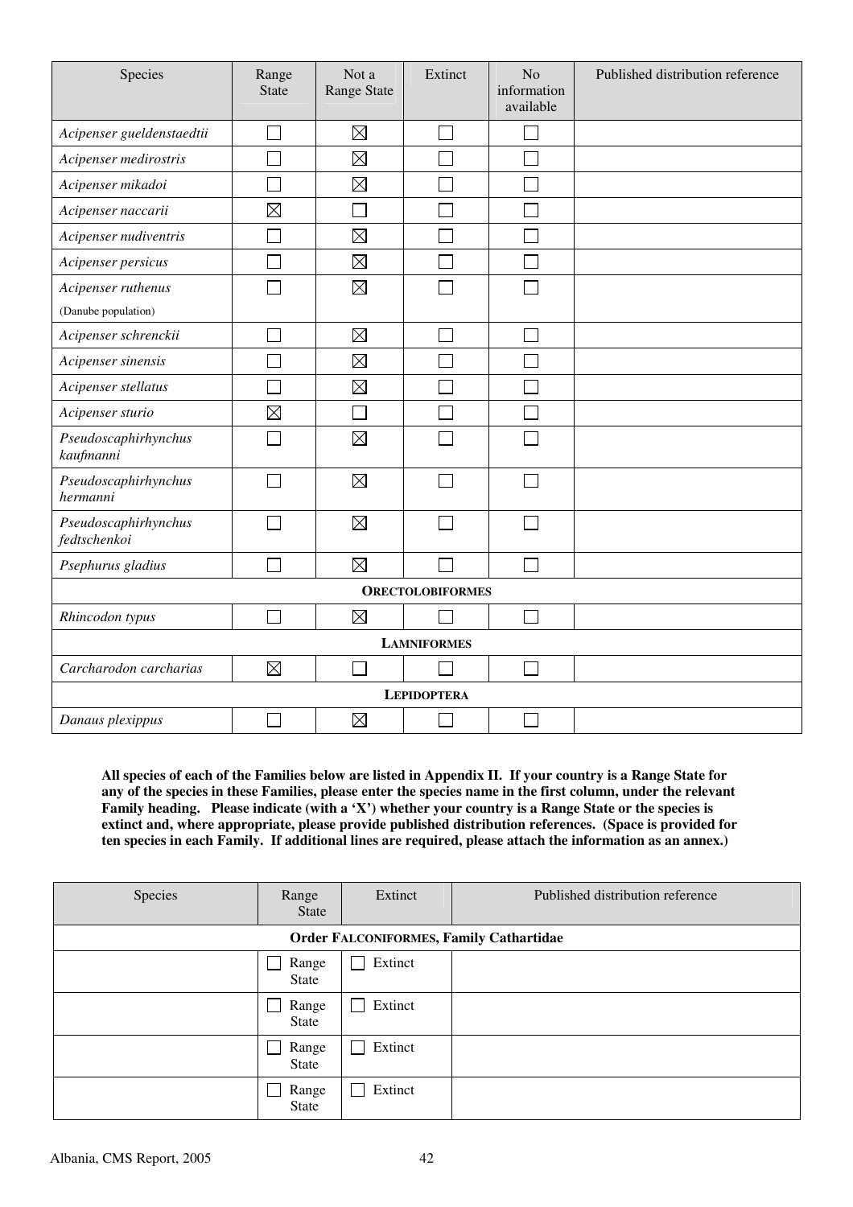| Species | Range State | Not a Range State | Extinct | No information available | Published distribution reference |
|---|---|---|---|---|---|
| *Acipenser gueldenstaedtii* | ☐ | ☒ | ☐ | ☐ | |
| *Acipenser medirostris* | ☐ | ☒ | ☐ | ☐ | |
| *Acipenser mikadoi* | ☐ | ☒ | ☐ | ☐ | |
| *Acipenser naccarii* | ☒ | ☐ | ☐ | ☐ | |
| *Acipenser nudiventris* | ☐ | ☒ | ☐ | ☐ | |
| *Acipenser persicus* | ☐ | ☒ | ☐ | ☐ | |
| *Acipenser ruthenus* (Danube population) | ☐ | ☒ | ☐ | ☐ | |
| *Acipenser schrenckii* | ☐ | ☒ | ☐ | ☐ | |
| *Acipenser sinensis* | ☐ | ☒ | ☐ | ☐ | |
| *Acipenser stellatus* | ☐ | ☒ | ☐ | ☐ | |
| *Acipenser sturio* | ☒ | ☐ | ☐ | ☐ | |
| *Pseudoscaphirhynchus kaufmanni* | ☐ | ☒ | ☐ | ☐ | |
| *Pseudoscaphirhynchus hermanni* | ☐ | ☒ | ☐ | ☐ | |
| *Pseudoscaphirhynchus fedtschenkoi* | ☐ | ☒ | ☐ | ☐ | |
| *Psephurus gladius* | ☐ | ☒ | ☐ | ☐ | |
| **ORECTOLOBIFORMES** | | | | | |
| *Rhincodon typus* | ☐ | ☒ | ☐ | ☐ | |
| **LAMNIFORMES** | | | | | |
| *Carcharodon carcharias* | ☒ | ☐ | ☐ | ☐ | |
| **LEPIDOPTERA** | | | | | |
| *Danaus plexippus* | ☐ | ☒ | ☐ | ☐ | |

**All species of each of the Families below are listed in Appendix II. If your country is a Range State for any of the species in these Families, please enter the species name in the first column, under the relevant Family heading. Please indicate (with a 'X') whether your country is a Range State or the species is extinct and, where appropriate, please provide published distribution references. (Space is provided for ten species in each Family. If additional lines are required, please attach the information as an annex.)**

| Species | Range State | Extinct | Published distribution reference |
|---|---|---|---|
| **Order FALCONIFORMES, Family Cathartidae** | | | |
| | ☐ Range State | ☐ Extinct | |
| | ☐ Range State | ☐ Extinct | |
| | ☐ Range State | ☐ Extinct | |
| | ☐ Range State | ☐ Extinct | |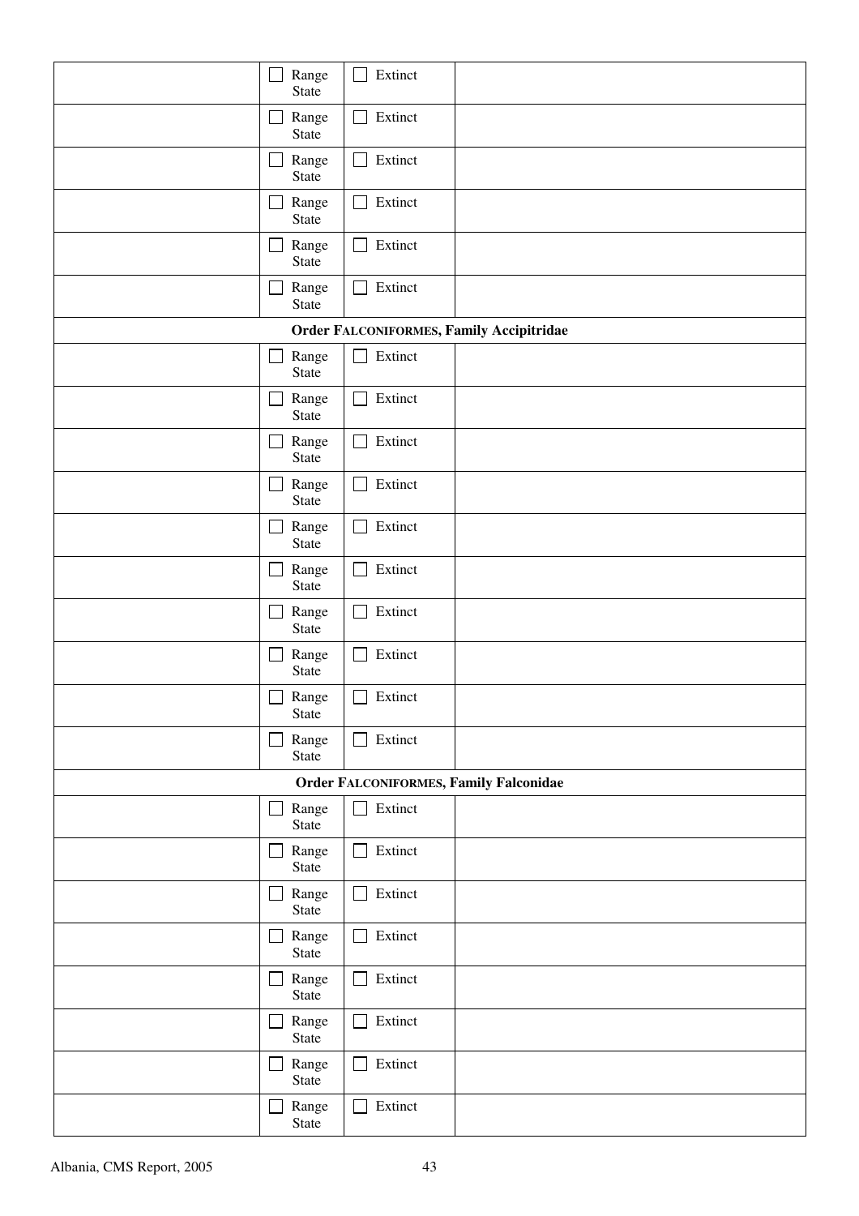| | | | |
|---|---|---|---|
| | ☐ Range State | ☐ Extinct | |
| | ☐ Range State | ☐ Extinct | |
| | ☐ Range State | ☐ Extinct | |
| | ☐ Range State | ☐ Extinct | |
| | ☐ Range State | ☐ Extinct | |
| | ☐ Range State | ☐ Extinct | |
| **Order FALCONIFORMES, Family Accipitridae** | | | |
| | ☐ Range State | ☐ Extinct | |
| | ☐ Range State | ☐ Extinct | |
| | ☐ Range State | ☐ Extinct | |
| | ☐ Range State | ☐ Extinct | |
| | ☐ Range State | ☐ Extinct | |
| | ☐ Range State | ☐ Extinct | |
| | ☐ Range State | ☐ Extinct | |
| | ☐ Range State | ☐ Extinct | |
| | ☐ Range State | ☐ Extinct | |
| | ☐ Range State | ☐ Extinct | |
| **Order FALCONIFORMES, Family Falconidae** | | | |
| | ☐ Range State | ☐ Extinct | |
| | ☐ Range State | ☐ Extinct | |
| | ☐ Range State | ☐ Extinct | |
| | ☐ Range State | ☐ Extinct | |
| | ☐ Range State | ☐ Extinct | |
| | ☐ Range State | ☐ Extinct | |
| | ☐ Range State | ☐ Extinct | |
| | ☐ Range State | ☐ Extinct | |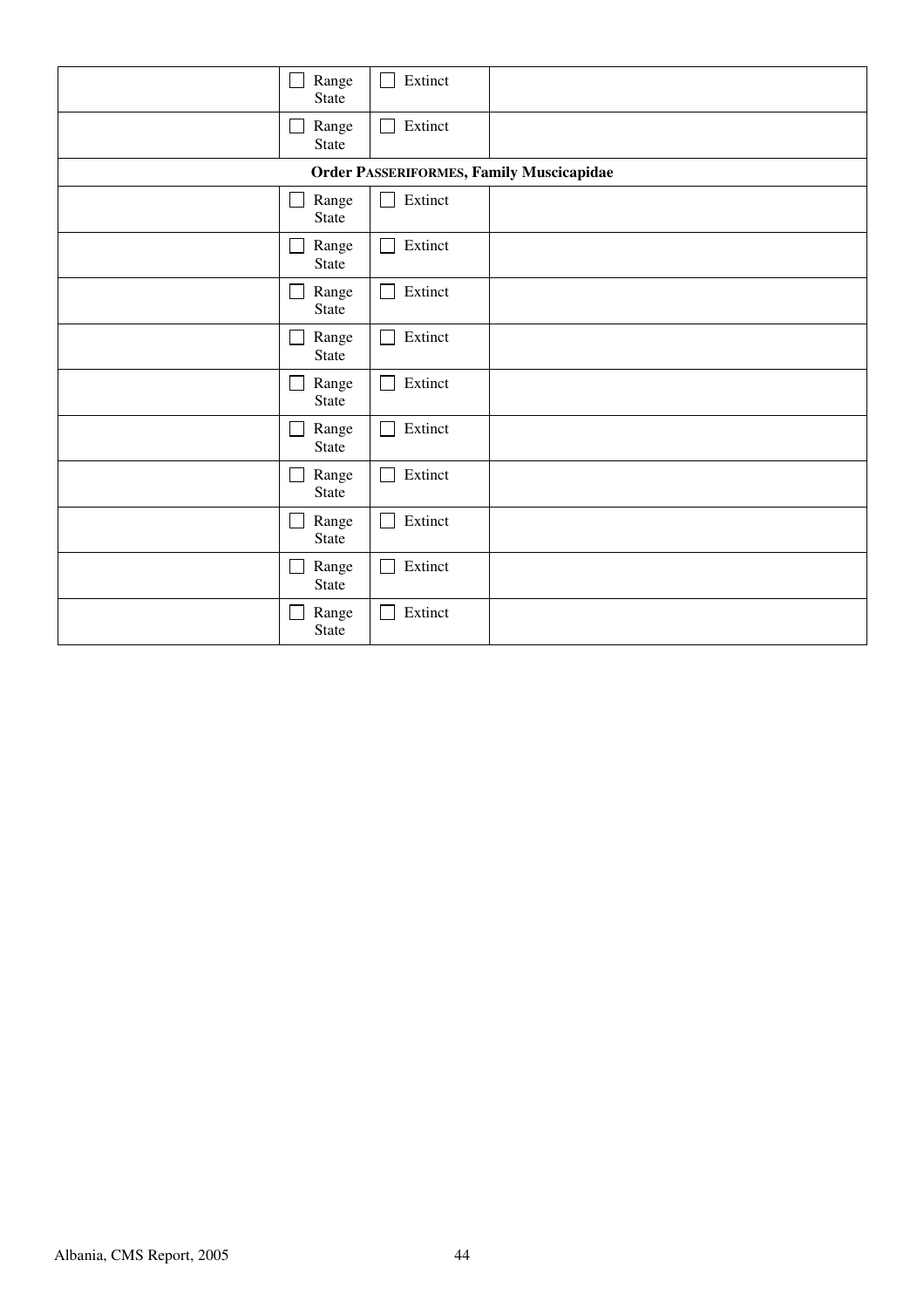| | | | |
|---|---|---|---|
| | ☐ Range State | ☐ Extinct | |
| | ☐ Range State | ☐ Extinct | |
| **Order PASSERIFORMES, Family Muscicapidae** | | | |
| | ☐ Range State | ☐ Extinct | |
| | ☐ Range State | ☐ Extinct | |
| | ☐ Range State | ☐ Extinct | |
| | ☐ Range State | ☐ Extinct | |
| | ☐ Range State | ☐ Extinct | |
| | ☐ Range State | ☐ Extinct | |
| | ☐ Range State | ☐ Extinct | |
| | ☐ Range State | ☐ Extinct | |
| | ☐ Range State | ☐ Extinct | |
| | ☐ Range State | ☐ Extinct | |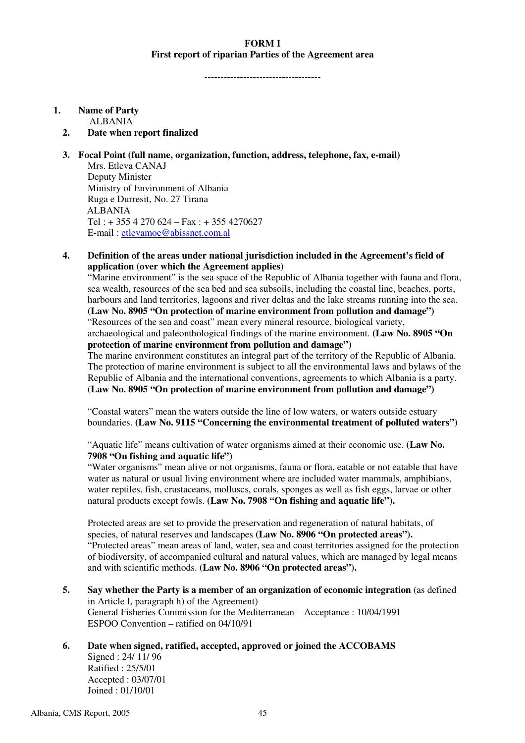**FORM I**
**First report of riparian Parties of the Agreement area**

**-----------------------------------**

1. **Name of Party**
   ALBANIA

2. **Date when report finalized**

3. **Focal Point (full name, organization, function, address, telephone, fax, e-mail)**
   Mrs. Etleva CANAJ
   Deputy Minister
   Ministry of Environment of Albania
   Ruga e Durresit, No. 27 Tirana
   ALBANIA
   Tel : + 355 4 270 624 – Fax : + 355 4270627
   E-mail : etlevamoe@abissnet.com.al

4. **Definition of the areas under national jurisdiction included in the Agreement's field of application (over which the Agreement applies)**
   "Marine environment" is the sea space of the Republic of Albania together with fauna and flora, sea wealth, resources of the sea bed and sea subsoils, including the coastal line, beaches, ports, harbours and land territories, lagoons and river deltas and the lake streams running into the sea. **(Law No. 8905 "On protection of marine environment from pollution and damage")**
   "Resources of the sea and coast" mean every mineral resource, biological variety, archaeological and paleonthological findings of the marine environment. **(Law No. 8905 "On protection of marine environment from pollution and damage")**
   The marine environment constitutes an integral part of the territory of the Republic of Albania. The protection of marine environment is subject to all the environmental laws and bylaws of the Republic of Albania and the international conventions, agreements to which Albania is a party. (**Law No. 8905 "On protection of marine environment from pollution and damage")**

   "Coastal waters" mean the waters outside the line of low waters, or waters outside estuary boundaries. **(Law No. 9115 "Concerning the environmental treatment of polluted waters")**

   "Aquatic life" means cultivation of water organisms aimed at their economic use. **(Law No. 7908 "On fishing and aquatic life")**
   "Water organisms" mean alive or not organisms, fauna or flora, eatable or not eatable that have water as natural or usual living environment where are included water mammals, amphibians, water reptiles, fish, crustaceans, molluscs, corals, sponges as well as fish eggs, larvae or other natural products except fowls. **(Law No. 7908 "On fishing and aquatic life").**

   Protected areas are set to provide the preservation and regeneration of natural habitats, of species, of natural reserves and landscapes **(Law No. 8906 "On protected areas").**
   "Protected areas" mean areas of land, water, sea and coast territories assigned for the protection of biodiversity, of accompanied cultural and natural values, which are managed by legal means and with scientific methods. **(Law No. 8906 "On protected areas").**

5. **Say whether the Party is a member of an organization of economic integration** (as defined in Article I, paragraph h) of the Agreement)
   General Fisheries Commission for the Mediterranean – Acceptance : 10/04/1991
   ESPOO Convention – ratified on 04/10/91

6. **Date when signed, ratified, accepted, approved or joined the ACCOBAMS**
   Signed : 24/ 11/ 96
   Ratified : 25/5/01
   Accepted : 03/07/01
   Joined : 01/10/01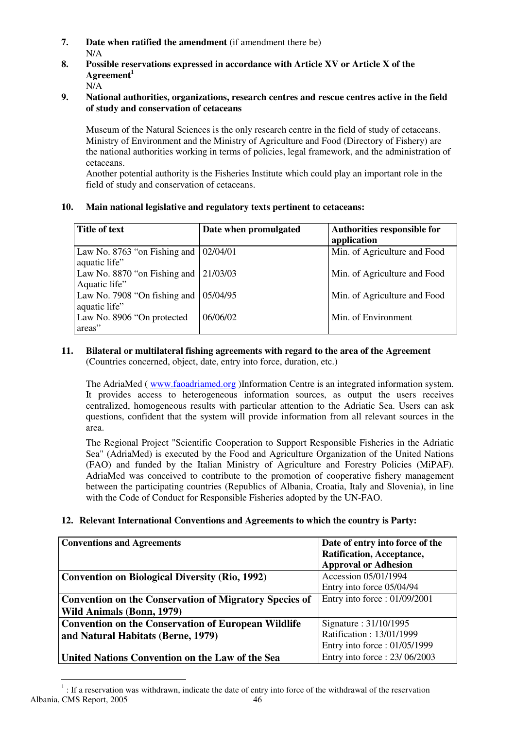7. **Date when ratified the amendment** (if amendment there be)
   N/A

8. **Possible reservations expressed in accordance with Article XV or Article X of the Agreement**[1]
   N/A

9. **National authorities, organizations, research centres and rescue centres active in the field of study and conservation of cetaceans**

   Museum of the Natural Sciences is the only research centre in the field of study of cetaceans. Ministry of Environment and the Ministry of Agriculture and Food (Directory of Fishery) are the national authorities working in terms of policies, legal framework, and the administration of cetaceans.
   Another potential authority is the Fisheries Institute which could play an important role in the field of study and conservation of cetaceans.

10. **Main national legislative and regulatory texts pertinent to cetaceans:**

| Title of text | Date when promulgated | Authorities responsible for application |
|---|---|---|
| Law No. 8763 "on Fishing and aquatic life" | 02/04/01 | Min. of Agriculture and Food |
| Law No. 8870 "on Fishing and Aquatic life" | 21/03/03 | Min. of Agriculture and Food |
| Law No. 7908 "On fishing and aquatic life" | 05/04/95 | Min. of Agriculture and Food |
| Law No. 8906 "On protected areas" | 06/06/02 | Min. of Environment |

11. **Bilateral or multilateral fishing agreements with regard to the area of the Agreement** (Countries concerned, object, date, entry into force, duration, etc.)

   The AdriaMed ( www.faoadriamed.org )Information Centre is an integrated information system. It provides access to heterogeneous information sources, as output the users receives centralized, homogeneous results with particular attention to the Adriatic Sea. Users can ask questions, confident that the system will provide information from all relevant sources in the area.

   The Regional Project "Scientific Cooperation to Support Responsible Fisheries in the Adriatic Sea" (AdriaMed) is executed by the Food and Agriculture Organization of the United Nations (FAO) and funded by the Italian Ministry of Agriculture and Forestry Policies (MiPAF). AdriaMed was conceived to contribute to the promotion of cooperative fishery management between the participating countries (Republics of Albania, Croatia, Italy and Slovenia), in line with the Code of Conduct for Responsible Fisheries adopted by the UN-FAO.

12. **Relevant International Conventions and Agreements to which the country is Party:**

| Conventions and Agreements | Date of entry into force of the Ratification, Acceptance, Approval or Adhesion |
|---|---|
| **Convention on Biological Diversity (Rio, 1992)** | Accession 05/01/1994<br>Entry into force 05/04/94 |
| **Convention on the Conservation of Migratory Species of Wild Animals (Bonn, 1979)** | Entry into force : 01/09/2001 |
| **Convention on the Conservation of European Wildlife and Natural Habitats (Berne, 1979)** | Signature : 31/10/1995<br>Ratification : 13/01/1999<br>Entry into force : 01/05/1999 |
| **United Nations Convention on the Law of the Sea** | Entry into force : 23/ 06/2003 |

[1] : If a reservation was withdrawn, indicate the date of entry into force of the withdrawal of the reservation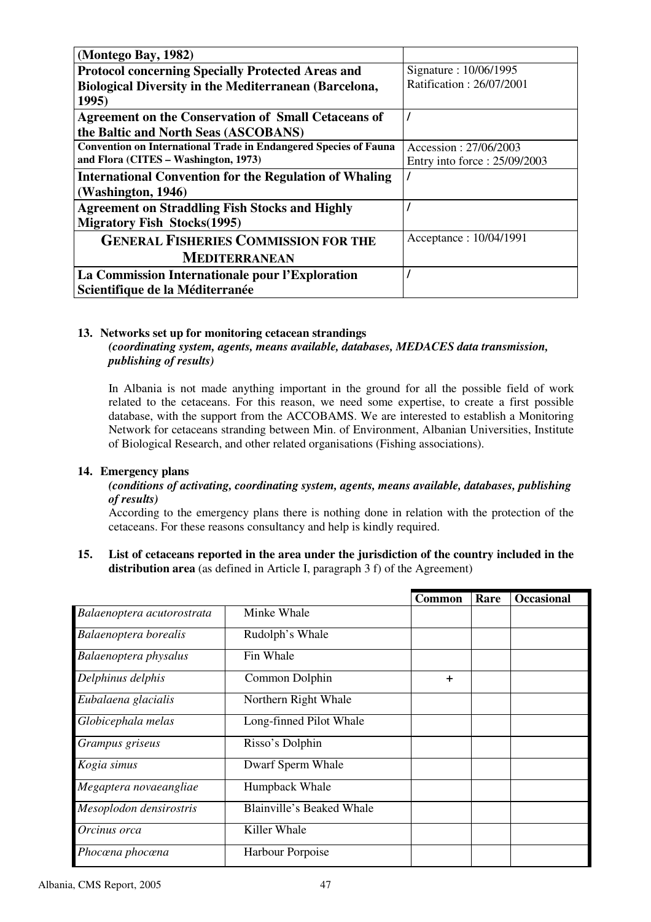| (Montego Bay, 1982) | |
|---|---|
| **Protocol concerning Specially Protected Areas and Biological Diversity in the Mediterranean (Barcelona, 1995)** | Signature : 10/06/1995<br>Ratification : 26/07/2001 |
| **Agreement on the Conservation of Small Cetaceans of the Baltic and North Seas (ASCOBANS)** | / |
| **Convention on International Trade in Endangered Species of Fauna and Flora (CITES – Washington, 1973)** | Accession : 27/06/2003<br>Entry into force : 25/09/2003 |
| **International Convention for the Regulation of Whaling (Washington, 1946)** | / |
| **Agreement on Straddling Fish Stocks and Highly Migratory Fish Stocks(1995)** | / |
| **GENERAL FISHERIES COMMISSION FOR THE MEDITERRANEAN** | Acceptance : 10/04/1991 |
| **La Commission Internationale pour l'Exploration Scientifique de la Méditerranée** | / |

**13. Networks set up for monitoring cetacean strandings**
***(coordinating system, agents, means available, databases, MEDACES data transmission, publishing of results)***

In Albania is not made anything important in the ground for all the possible field of work related to the cetaceans. For this reason, we need some expertise, to create a first possible database, with the support from the ACCOBAMS. We are interested to establish a Monitoring Network for cetaceans standing between Min. of Environment, Albanian Universities, Institute of Biological Research, and other related organisations (Fishing associations).

**14. Emergency plans**
***(conditions of activating, coordinating system, agents, means available, databases, publishing of results)***

According to the emergency plans there is nothing done in relation with the protection of the cetaceans. For these reasons consultancy and help is kindly required.

**15. List of cetaceans reported in the area under the jurisdiction of the country included in the distribution area** (as defined in Article I, paragraph 3 f) of the Agreement)

| | | Common | Rare | Occasional |
|---|---|---|---|---|
| *Balaenoptera acutorostrata* | Minke Whale | | | |
| *Balaenoptera borealis* | Rudolph's Whale | | | |
| *Balaenoptera physalus* | Fin Whale | | | |
| *Delphinus delphis* | Common Dolphin | + | | |
| *Eubalaena glacialis* | Northern Right Whale | | | |
| *Globicephala melas* | Long-finned Pilot Whale | | | |
| *Grampus griseus* | Risso's Dolphin | | | |
| *Kogia simus* | Dwarf Sperm Whale | | | |
| *Megaptera novaeangliae* | Humpback Whale | | | |
| *Mesoplodon densirostris* | Blainville's Beaked Whale | | | |
| *Orcinus orca* | Killer Whale | | | |
| *Phocœna phocœna* | Harbour Porpoise | | | |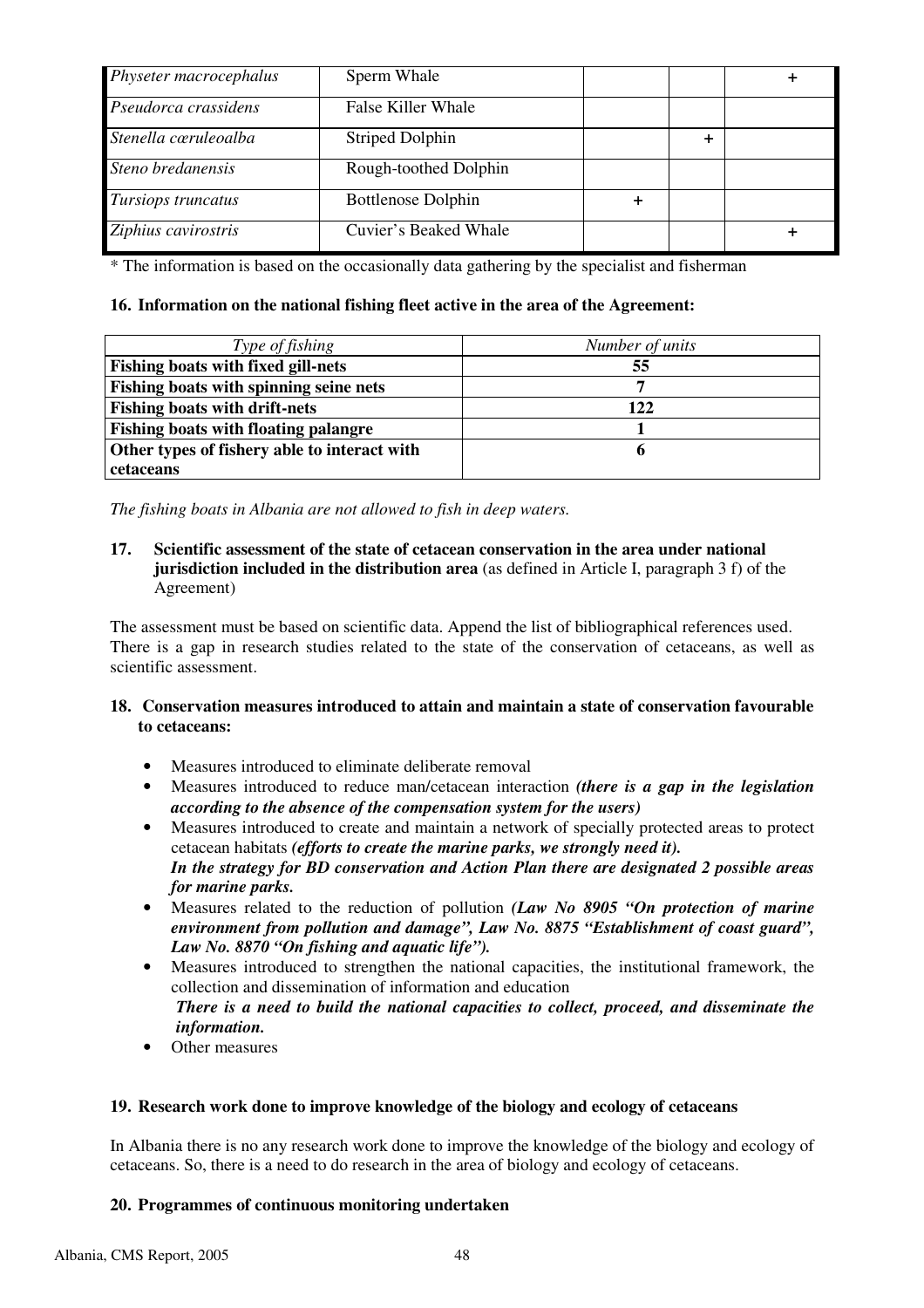| Physeter macrocephalus | Sperm Whale | | | + |
|---|---|---|---|---|
| *Pseudorca crassidens* | False Killer Whale | | | |
| *Stenella cœruleoalba* | Striped Dolphin | | + | |
| *Steno bredanensis* | Rough-toothed Dolphin | | | |
| *Tursiops truncatus* | Bottlenose Dolphin | + | | |
| *Ziphius cavirostris* | Cuvier's Beaked Whale | | | + |

\* The information is based on the occasionally data gathering by the specialist and fisherman

**16. Information on the national fishing fleet active in the area of the Agreement:**

| *Type of fishing* | *Number of units* |
|---|---|
| **Fishing boats with fixed gill-nets** | **55** |
| **Fishing boats with spinning seine nets** | **7** |
| **Fishing boats with drift-nets** | **122** |
| **Fishing boats with floating palangre** | **1** |
| **Other types of fishery able to interact with cetaceans** | **6** |

*The fishing boats in Albania are not allowed to fish in deep waters.*

**17. Scientific assessment of the state of cetacean conservation in the area under national jurisdiction included in the distribution area** (as defined in Article I, paragraph 3 f) of the Agreement)

The assessment must be based on scientific data. Append the list of bibliographical references used. There is a gap in research studies related to the state of the conservation of cetaceans, as well as scientific assessment.

**18. Conservation measures introduced to attain and maintain a state of conservation favourable to cetaceans:**

- Measures introduced to eliminate deliberate removal
- Measures introduced to reduce man/cetacean interaction ***(there is a gap in the legislation according to the absence of the compensation system for the users)***
- Measures introduced to create and maintain a network of specially protected areas to protect cetacean habitats ***(efforts to create the marine parks, we strongly need it).***
  ***In the strategy for BD conservation and Action Plan there are designated 2 possible areas for marine parks.***
- Measures related to the reduction of pollution ***(Law No 8905 "On protection of marine environment from pollution and damage", Law No. 8875 "Establishment of coast guard", Law No. 8870 "On fishing and aquatic life").***
- Measures introduced to strengthen the national capacities, the institutional framework, the collection and dissemination of information and education
  ***There is a need to build the national capacities to collect, proceed, and disseminate the information.***
- Other measures

**19. Research work done to improve knowledge of the biology and ecology of cetaceans**

In Albania there is no any research work done to improve the knowledge of the biology and ecology of cetaceans. So, there is a need to do research in the area of biology and ecology of cetaceans.

**20. Programmes of continuous monitoring undertaken**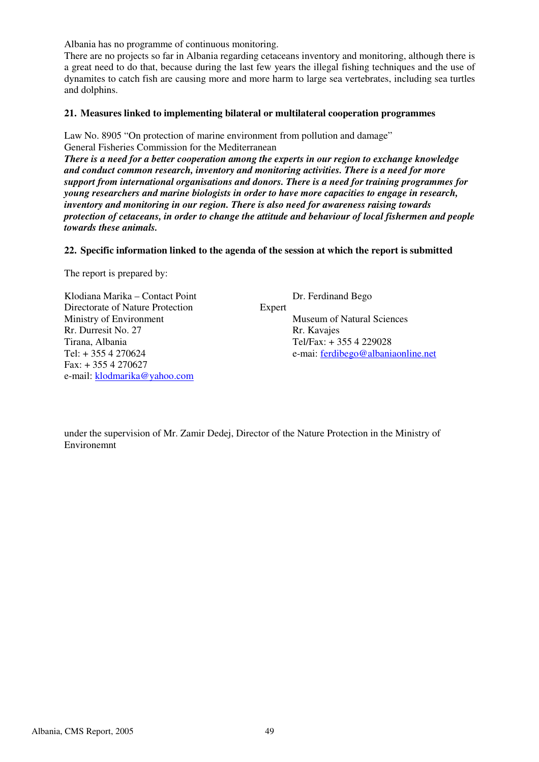Albania has no programme of continuous monitoring.

There are no projects so far in Albania regarding cetaceans inventory and monitoring, although there is a great need to do that, because during the last few years the illegal fishing techniques and the use of dynamites to catch fish are causing more and more harm to large sea vertebrates, including sea turtles and dolphins.

## 21. Measures linked to implementing bilateral or multilateral cooperation programmes

Law No. 8905 "On protection of marine environment from pollution and damage"
General Fisheries Commission for the Mediterranean

***There is a need for a better cooperation among the experts in our region to exchange knowledge and conduct common research, inventory and monitoring activities. There is a need for more support from international organisations and donors. There is a need for training programmes for young researchers and marine biologists in order to have more capacities to engage in research, inventory and monitoring in our region. There is also need for awareness raising towards protection of cetaceans, in order to change the attitude and behaviour of local fishermen and people towards these animals.***

## 22. Specific information linked to the agenda of the session at which the report is submitted

The report is prepared by:

Klodiana Marika – Contact Point
Directorate of Nature Protection
Ministry of Environment
Rr. Durresit No. 27
Tirana, Albania
Tel: + 355 4 270624
Fax: + 355 4 270627
e-mail: klodmarika@yahoo.com

Dr. Ferdinand Bego
Expert
Museum of Natural Sciences
Rr. Kavajes
Tel/Fax: + 355 4 229028
e-mai: ferdibego@albaniaonline.net

under the supervision of Mr. Zamir Dedej, Director of the Nature Protection in the Ministry of Environemnt